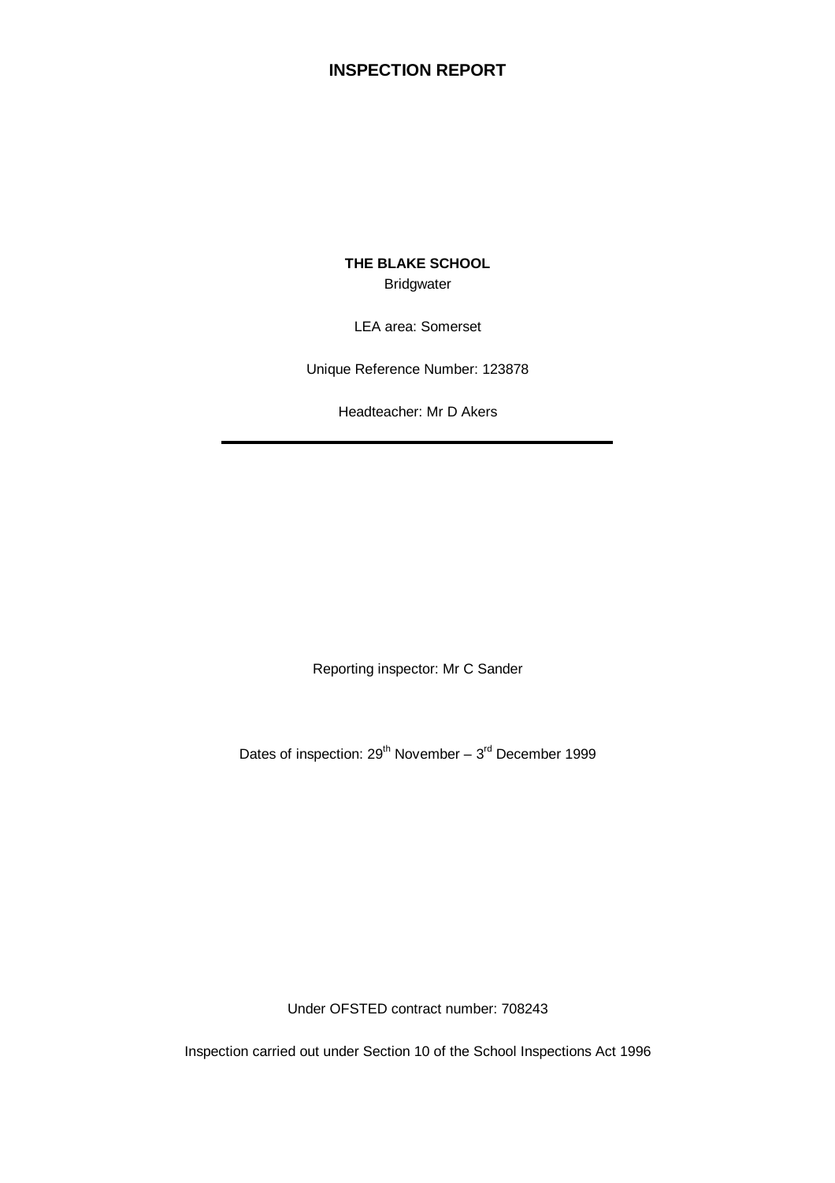# INSPECTION REPORT

**THE BLAKE SCHOOL**

Bridgwater

LEA area: Somerset

Unique Reference Number: 123878

Headteacher: Mr D Akers

---

Reporting inspector: Mr C Sander

Dates of inspection: 29th November – 3rd December 1999

Under OFSTED contract number: 708243

Inspection carried out under Section 10 of the School Inspections Act 1996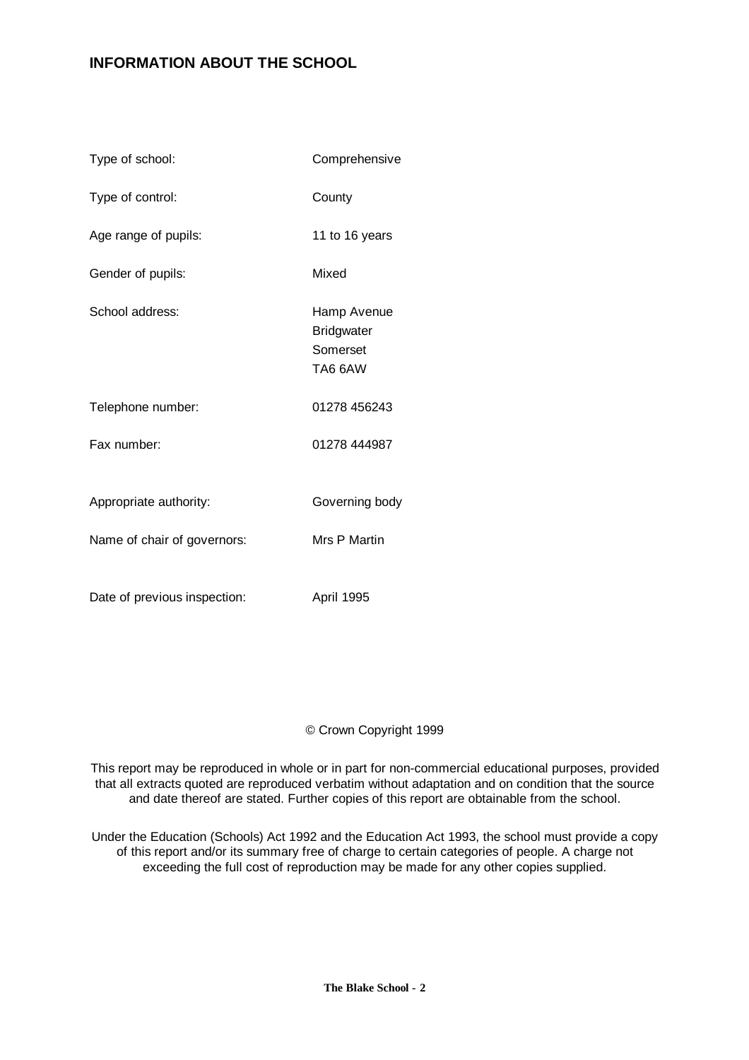# INFORMATION ABOUT THE SCHOOL

| | |
|---|---|
| Type of school: | Comprehensive |
| Type of control: | County |
| Age range of pupils: | 11 to 16 years |
| Gender of pupils: | Mixed |
| School address: | Hamp Avenue<br>Bridgwater<br>Somerset<br>TA6 6AW |
| Telephone number: | 01278 456243 |
| Fax number: | 01278 444987 |
| Appropriate authority: | Governing body |
| Name of chair of governors: | Mrs P Martin |
| Date of previous inspection: | April 1995 |

© Crown Copyright 1999

This report may be reproduced in whole or in part for non-commercial educational purposes, provided that all extracts quoted are reproduced verbatim without adaptation and on condition that the source and date thereof are stated. Further copies of this report are obtainable from the school.

Under the Education (Schools) Act 1992 and the Education Act 1993, the school must provide a copy of this report and/or its summary free of charge to certain categories of people. A charge not exceeding the full cost of reproduction may be made for any other copies supplied.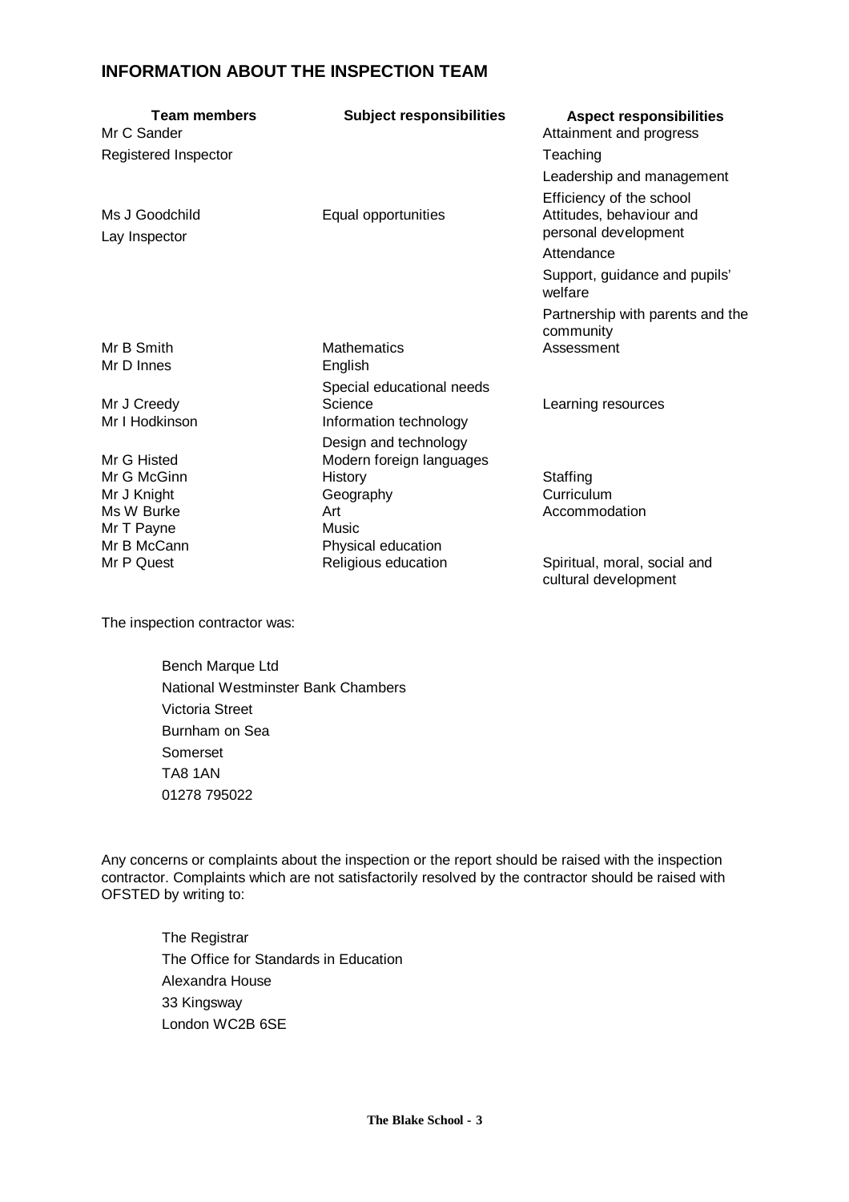## INFORMATION ABOUT THE INSPECTION TEAM

| Team members | Subject responsibilities | Aspect responsibilities |
|---|---|---|
| Mr C Sander<br>Registered Inspector | | Attainment and progress<br>Teaching<br>Leadership and management<br>Efficiency of the school |
| Ms J Goodchild<br>Lay Inspector | Equal opportunities | Attitudes, behaviour and personal development<br>Attendance<br>Support, guidance and pupils' welfare<br>Partnership with parents and the community |
| Mr B Smith | Mathematics | Assessment |
| Mr D Innes | English<br>Special educational needs | |
| Mr J Creedy | Science | Learning resources |
| Mr I Hodkinson | Information technology<br>Design and technology | |
| Mr G Histed | Modern foreign languages | |
| Mr G McGinn | History | Staffing |
| Mr J Knight | Geography | Curriculum |
| Ms W Burke | Art | Accommodation |
| Mr T Payne | Music | |
| Mr B McCann | Physical education | |
| Mr P Quest | Religious education | Spiritual, moral, social and cultural development |

The inspection contractor was:

Bench Marque Ltd
National Westminster Bank Chambers
Victoria Street
Burnham on Sea
Somerset
TA8 1AN
01278 795022

Any concerns or complaints about the inspection or the report should be raised with the inspection contractor. Complaints which are not satisfactorily resolved by the contractor should be raised with OFSTED by writing to:

The Registrar
The Office for Standards in Education
Alexandra House
33 Kingsway
London WC2B 6SE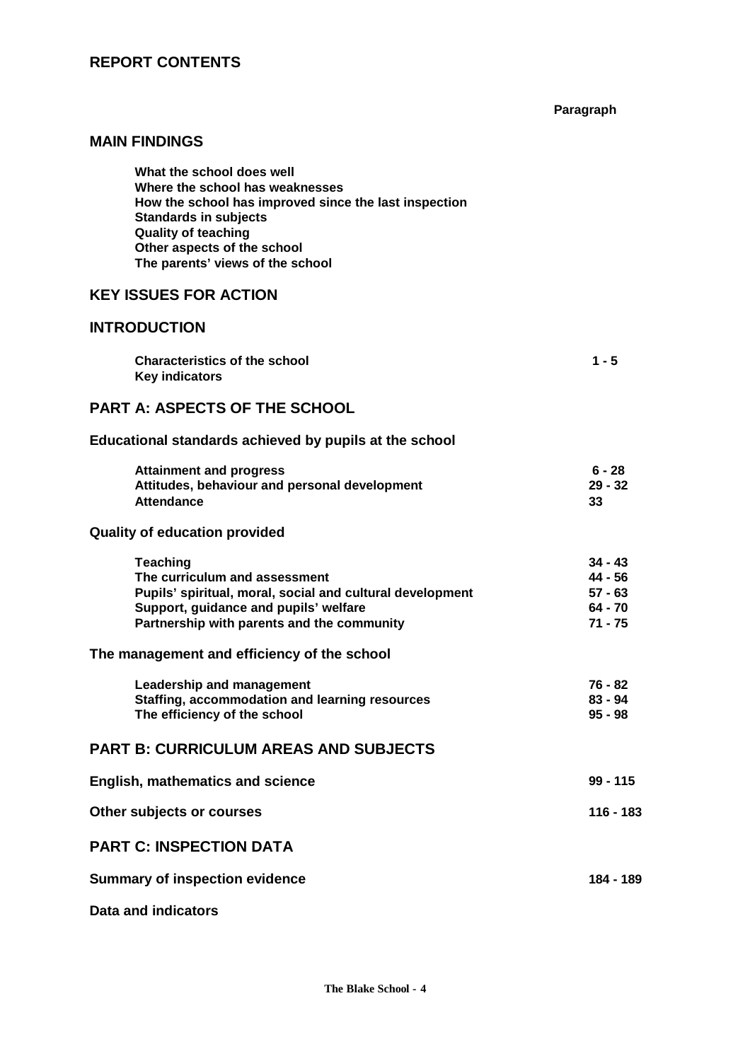## REPORT CONTENTS

| | Paragraph |
|---|---|
| **MAIN FINDINGS** | |
| What the school does well | |
| Where the school has weaknesses | |
| How the school has improved since the last inspection | |
| Standards in subjects | |
| Quality of teaching | |
| Other aspects of the school | |
| The parents' views of the school | |
| **KEY ISSUES FOR ACTION** | |
| **INTRODUCTION** | |
| Characteristics of the school | 1 - 5 |
| Key indicators | |
| **PART A: ASPECTS OF THE SCHOOL** | |
| **Educational standards achieved by pupils at the school** | |
| Attainment and progress | 6 - 28 |
| Attitudes, behaviour and personal development | 29 - 32 |
| Attendance | 33 |
| **Quality of education provided** | |
| Teaching | 34 - 43 |
| The curriculum and assessment | 44 - 56 |
| Pupils' spiritual, moral, social and cultural development | 57 - 63 |
| Support, guidance and pupils' welfare | 64 - 70 |
| Partnership with parents and the community | 71 - 75 |
| **The management and efficiency of the school** | |
| Leadership and management | 76 - 82 |
| Staffing, accommodation and learning resources | 83 - 94 |
| The efficiency of the school | 95 - 98 |
| **PART B: CURRICULUM AREAS AND SUBJECTS** | |
| **English, mathematics and science** | 99 - 115 |
| **Other subjects or courses** | 116 - 183 |
| **PART C: INSPECTION DATA** | |
| **Summary of inspection evidence** | 184 - 189 |
| **Data and indicators** | |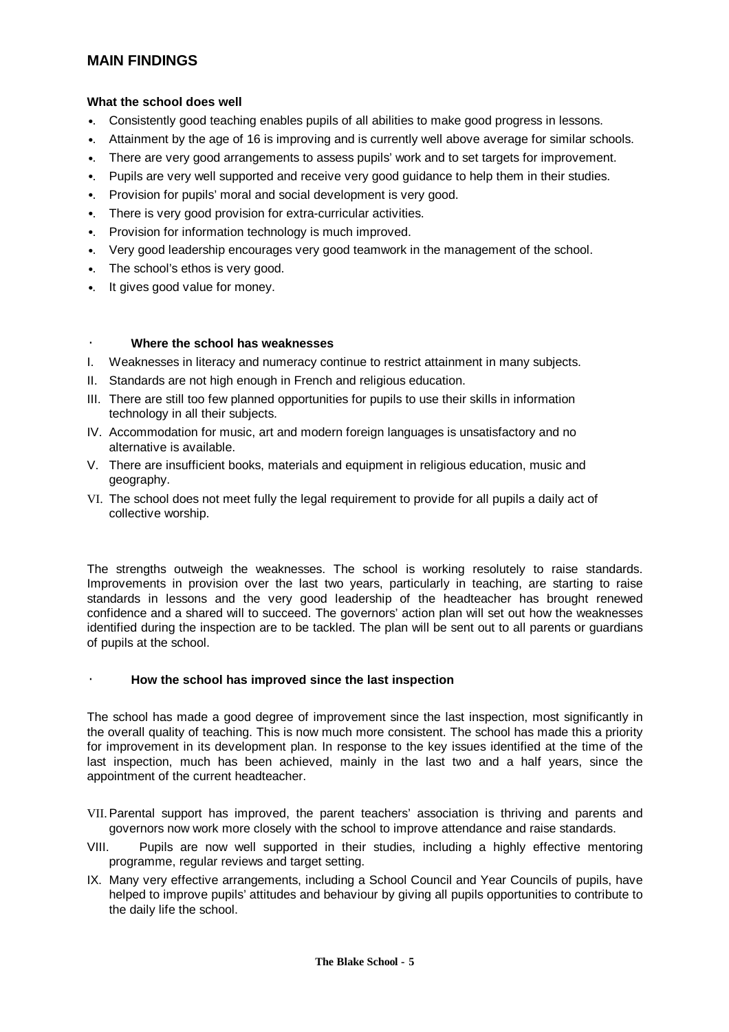## MAIN FINDINGS

### What the school does well

- Consistently good teaching enables pupils of all abilities to make good progress in lessons.
- Attainment by the age of 16 is improving and is currently well above average for similar schools.
- There are very good arrangements to assess pupils' work and to set targets for improvement.
- Pupils are very well supported and receive very good guidance to help them in their studies.
- Provision for pupils' moral and social development is very good.
- There is very good provision for extra-curricular activities.
- Provision for information technology is much improved.
- Very good leadership encourages very good teamwork in the management of the school.
- The school's ethos is very good.
- It gives good value for money.

### Where the school has weaknesses

I. Weaknesses in literacy and numeracy continue to restrict attainment in many subjects.

II. Standards are not high enough in French and religious education.

III. There are still too few planned opportunities for pupils to use their skills in information technology in all their subjects.

IV. Accommodation for music, art and modern foreign languages is unsatisfactory and no alternative is available.

V. There are insufficient books, materials and equipment in religious education, music and geography.

VI. The school does not meet fully the legal requirement to provide for all pupils a daily act of collective worship.

The strengths outweigh the weaknesses. The school is working resolutely to raise standards. Improvements in provision over the last two years, particularly in teaching, are starting to raise standards in lessons and the very good leadership of the headteacher has brought renewed confidence and a shared will to succeed. The governors' action plan will set out how the weaknesses identified during the inspection are to be tackled. The plan will be sent out to all parents or guardians of pupils at the school.

### How the school has improved since the last inspection

The school has made a good degree of improvement since the last inspection, most significantly in the overall quality of teaching. This is now much more consistent. The school has made this a priority for improvement in its development plan. In response to the key issues identified at the time of the last inspection, much has been achieved, mainly in the last two and a half years, since the appointment of the current headteacher.

VII. Parental support has improved, the parent teachers' association is thriving and parents and governors now work more closely with the school to improve attendance and raise standards.

VIII. Pupils are now well supported in their studies, including a highly effective mentoring programme, regular reviews and target setting.

IX. Many very effective arrangements, including a School Council and Year Councils of pupils, have helped to improve pupils' attitudes and behaviour by giving all pupils opportunities to contribute to the daily life the school.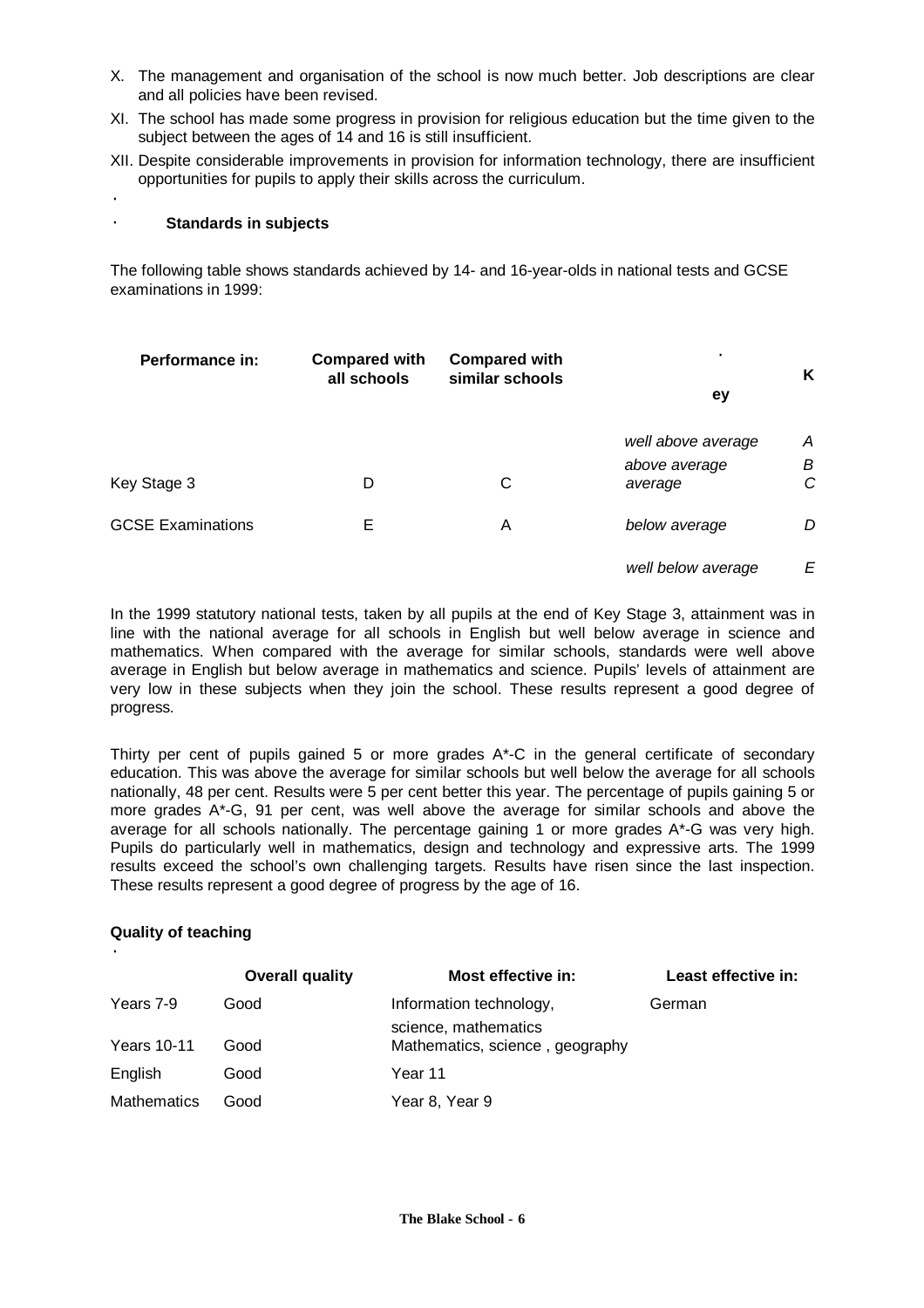X. The management and organisation of the school is now much better. Job descriptions are clear and all policies have been revised.

XI. The school has made some progress in provision for religious education but the time given to the subject between the ages of 14 and 16 is still insufficient.

XII. Despite considerable improvements in provision for information technology, there are insufficient opportunities for pupils to apply their skills across the curriculum.

### Standards in subjects

The following table shows standards achieved by 14- and 16-year-olds in national tests and GCSE examinations in 1999:

| Performance in: | Compared with all schools | Compared with similar schools | Key | |
|---|---|---|---|---|
| | | | *well above average* | *A* |
| | | | *above average* | *B* |
| Key Stage 3 | D | C | *average* | *C* |
| GCSE Examinations | E | A | *below average* | *D* |
| | | | *well below average* | *E* |

In the 1999 statutory national tests, taken by all pupils at the end of Key Stage 3, attainment was in line with the national average for all schools in English but well below average in science and mathematics. When compared with the average for similar schools, standards were well above average in English but below average in mathematics and science. Pupils' levels of attainment are very low in these subjects when they join the school. These results represent a good degree of progress.

Thirty per cent of pupils gained 5 or more grades A*-C in the general certificate of secondary education. This was above the average for similar schools but well below the average for all schools nationally, 48 per cent. Results were 5 per cent better this year. The percentage of pupils gaining 5 or more grades A*-G, 91 per cent, was well above the average for similar schools and above the average for all schools nationally. The percentage gaining 1 or more grades A*-G was very high. Pupils do particularly well in mathematics, design and technology and expressive arts. The 1999 results exceed the school's own challenging targets. Results have risen since the last inspection. These results represent a good degree of progress by the age of 16.

### Quality of teaching

| | Overall quality | Most effective in: | Least effective in: |
|---|---|---|---|
| Years 7-9 | Good | Information technology, science, mathematics | German |
| Years 10-11 | Good | Mathematics, science , geography | |
| English | Good | Year 11 | |
| Mathematics | Good | Year 8, Year 9 | |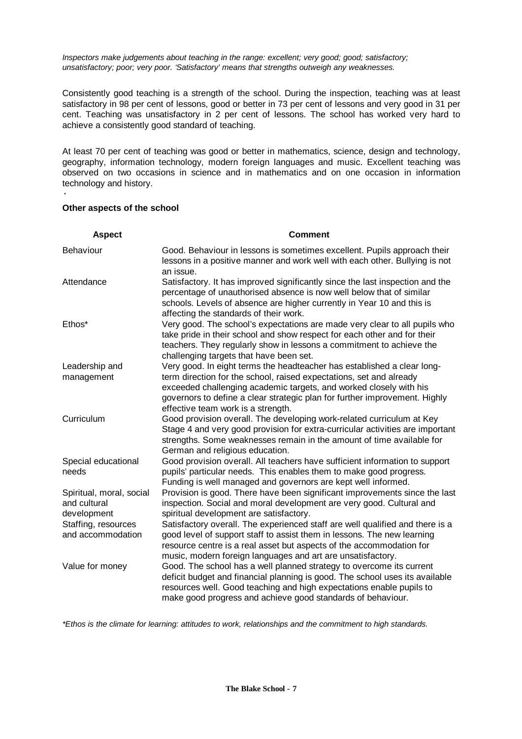*Inspectors make judgements about teaching in the range: excellent; very good; good; satisfactory; unsatisfactory; poor; very poor. 'Satisfactory' means that strengths outweigh any weaknesses.*

Consistently good teaching is a strength of the school. During the inspection, teaching was at least satisfactory in 98 per cent of lessons, good or better in 73 per cent of lessons and very good in 31 per cent. Teaching was unsatisfactory in 2 per cent of lessons. The school has worked very hard to achieve a consistently good standard of teaching.

At least 70 per cent of teaching was good or better in mathematics, science, design and technology, geography, information technology, modern foreign languages and music. Excellent teaching was observed on two occasions in science and in mathematics and on one occasion in information technology and history.

**Other aspects of the school**

| Aspect | Comment |
|---|---|
| Behaviour | Good. Behaviour in lessons is sometimes excellent. Pupils approach their lessons in a positive manner and work well with each other. Bullying is not an issue. |
| Attendance | Satisfactory. It has improved significantly since the last inspection and the percentage of unauthorised absence is now well below that of similar schools. Levels of absence are higher currently in Year 10 and this is affecting the standards of their work. |
| Ethos* | Very good. The school's expectations are made very clear to all pupils who take pride in their school and show respect for each other and for their teachers. They regularly show in lessons a commitment to achieve the challenging targets that have been set. |
| Leadership and management | Very good. In eight terms the headteacher has established a clear long-term direction for the school, raised expectations, set and already exceeded challenging academic targets, and worked closely with his governors to define a clear strategic plan for further improvement. Highly effective team work is a strength. |
| Curriculum | Good provision overall. The developing work-related curriculum at Key Stage 4 and very good provision for extra-curricular activities are important strengths. Some weaknesses remain in the amount of time available for German and religious education. |
| Special educational needs | Good provision overall. All teachers have sufficient information to support pupils' particular needs. This enables them to make good progress. Funding is well managed and governors are kept well informed. |
| Spiritual, moral, social and cultural development | Provision is good. There have been significant improvements since the last inspection. Social and moral development are very good. Cultural and spiritual development are satisfactory. |
| Staffing, resources and accommodation | Satisfactory overall. The experienced staff are well qualified and there is a good level of support staff to assist them in lessons. The new learning resource centre is a real asset but aspects of the accommodation for music, modern foreign languages and art are unsatisfactory. |
| Value for money | Good. The school has a well planned strategy to overcome its current deficit budget and financial planning is good. The school uses its available resources well. Good teaching and high expectations enable pupils to make good progress and achieve good standards of behaviour. |

*\*Ethos is the climate for learning: attitudes to work, relationships and the commitment to high standards.*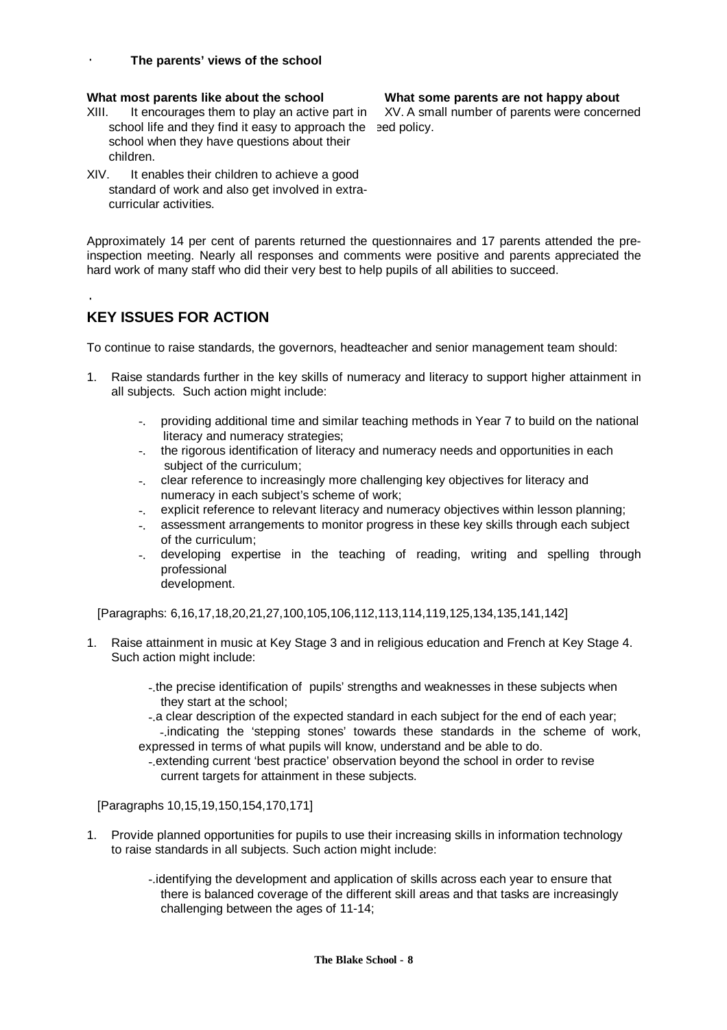### The parents' views of the school

**What most parents like about the school**

XIII. It encourages them to play an active part in school life and they find it easy to approach the school when they have questions about their children.

XIV. It enables their children to achieve a good standard of work and also get involved in extra-curricular activities.

**What some parents are not happy about**

XV. A small number of parents were concerned eed policy.

Approximately 14 per cent of parents returned the questionnaires and 17 parents attended the pre-inspection meeting. Nearly all responses and comments were positive and parents appreciated the hard work of many staff who did their very best to help pupils of all abilities to succeed.

## KEY ISSUES FOR ACTION

To continue to raise standards, the governors, headteacher and senior management team should:

1. Raise standards further in the key skills of numeracy and literacy to support higher attainment in all subjects. Such action might include:
   - providing additional time and similar teaching methods in Year 7 to build on the national literacy and numeracy strategies;
   - the rigorous identification of literacy and numeracy needs and opportunities in each subject of the curriculum;
   - clear reference to increasingly more challenging key objectives for literacy and numeracy in each subject's scheme of work;
   - explicit reference to relevant literacy and numeracy objectives within lesson planning;
   - assessment arrangements to monitor progress in these key skills through each subject of the curriculum;
   - developing expertise in the teaching of reading, writing and spelling through professional development.

   [Paragraphs: 6,16,17,18,20,21,27,100,105,106,112,113,114,119,125,134,135,141,142]

1. Raise attainment in music at Key Stage 3 and in religious education and French at Key Stage 4. Such action might include:
   - the precise identification of pupils' strengths and weaknesses in these subjects when they start at the school;
   - a clear description of the expected standard in each subject for the end of each year;
   - indicating the 'stepping stones' towards these standards in the scheme of work, expressed in terms of what pupils will know, understand and be able to do.
   - extending current 'best practice' observation beyond the school in order to revise current targets for attainment in these subjects.

   [Paragraphs 10,15,19,150,154,170,171]

1. Provide planned opportunities for pupils to use their increasing skills in information technology to raise standards in all subjects. Such action might include:
   - identifying the development and application of skills across each year to ensure that there is balanced coverage of the different skill areas and that tasks are increasingly challenging between the ages of 11-14;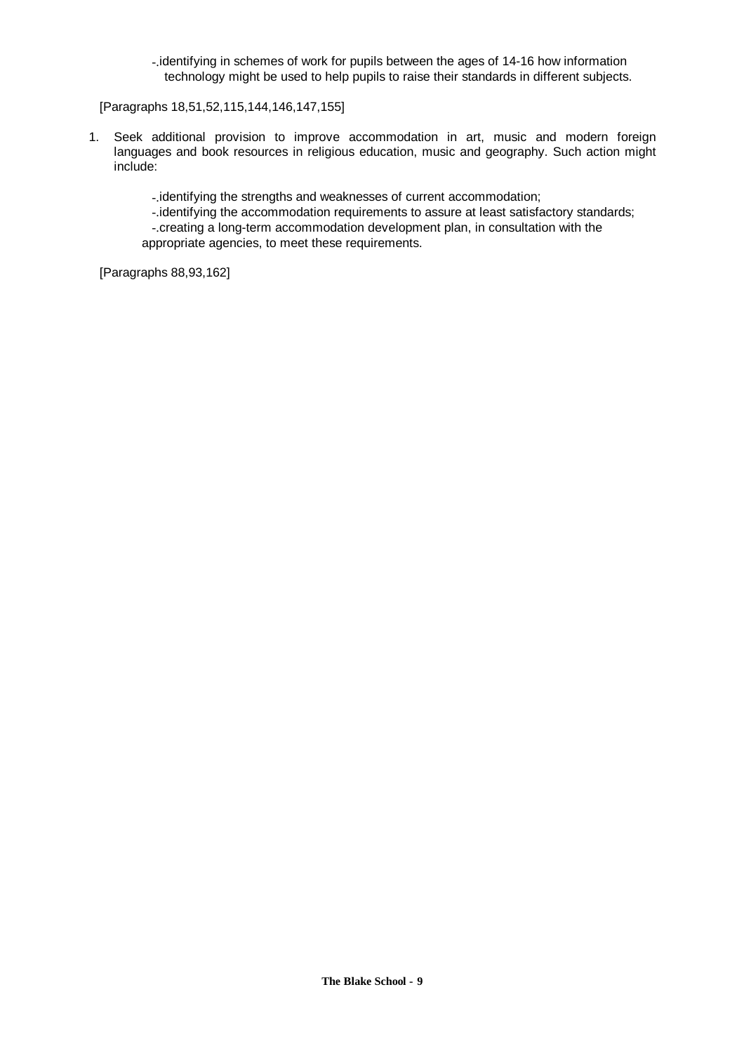- identifying in schemes of work for pupils between the ages of 14-16 how information technology might be used to help pupils to raise their standards in different subjects.

[Paragraphs 18,51,52,115,144,146,147,155]

1. Seek additional provision to improve accommodation in art, music and modern foreign languages and book resources in religious education, music and geography. Such action might include:

   - identifying the strengths and weaknesses of current accommodation;
   - identifying the accommodation requirements to assure at least satisfactory standards;
   - creating a long-term accommodation development plan, in consultation with the appropriate agencies, to meet these requirements.

[Paragraphs 88,93,162]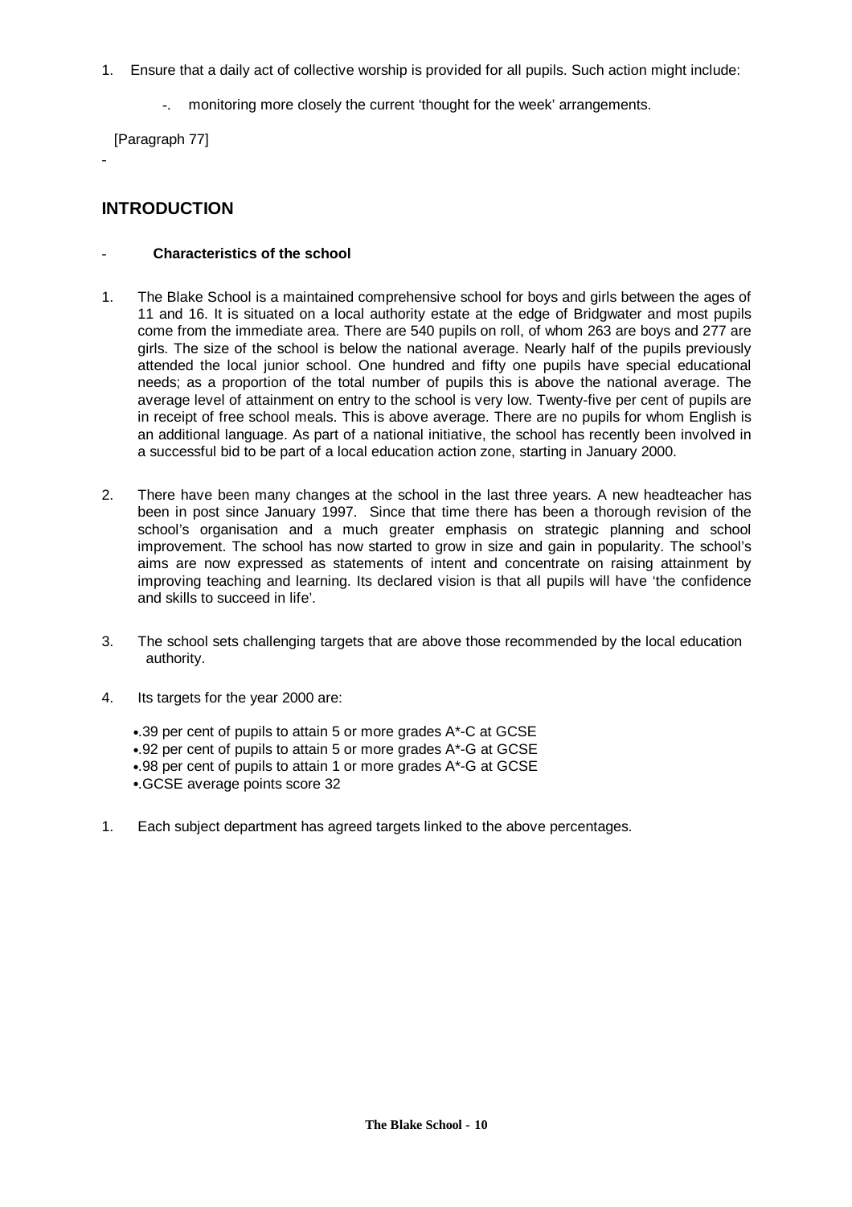1. Ensure that a daily act of collective worship is provided for all pupils. Such action might include:

   -. monitoring more closely the current 'thought for the week' arrangements.

[Paragraph 77]

-

## INTRODUCTION

- **Characteristics of the school**

1. The Blake School is a maintained comprehensive school for boys and girls between the ages of 11 and 16. It is situated on a local authority estate at the edge of Bridgwater and most pupils come from the immediate area. There are 540 pupils on roll, of whom 263 are boys and 277 are girls. The size of the school is below the national average. Nearly half of the pupils previously attended the local junior school. One hundred and fifty one pupils have special educational needs; as a proportion of the total number of pupils this is above the national average. The average level of attainment on entry to the school is very low. Twenty-five per cent of pupils are in receipt of free school meals. This is above average. There are no pupils for whom English is an additional language. As part of a national initiative, the school has recently been involved in a successful bid to be part of a local education action zone, starting in January 2000.

2. There have been many changes at the school in the last three years. A new headteacher has been in post since January 1997. Since that time there has been a thorough revision of the school's organisation and a much greater emphasis on strategic planning and school improvement. The school has now started to grow in size and gain in popularity. The school's aims are now expressed as statements of intent and concentrate on raising attainment by improving teaching and learning. Its declared vision is that all pupils will have 'the confidence and skills to succeed in life'.

3. The school sets challenging targets that are above those recommended by the local education authority.

4. Its targets for the year 2000 are:

   - .39 per cent of pupils to attain 5 or more grades A*-C at GCSE
   - .92 per cent of pupils to attain 5 or more grades A*-G at GCSE
   - .98 per cent of pupils to attain 1 or more grades A*-G at GCSE
   - .GCSE average points score 32

1. Each subject department has agreed targets linked to the above percentages.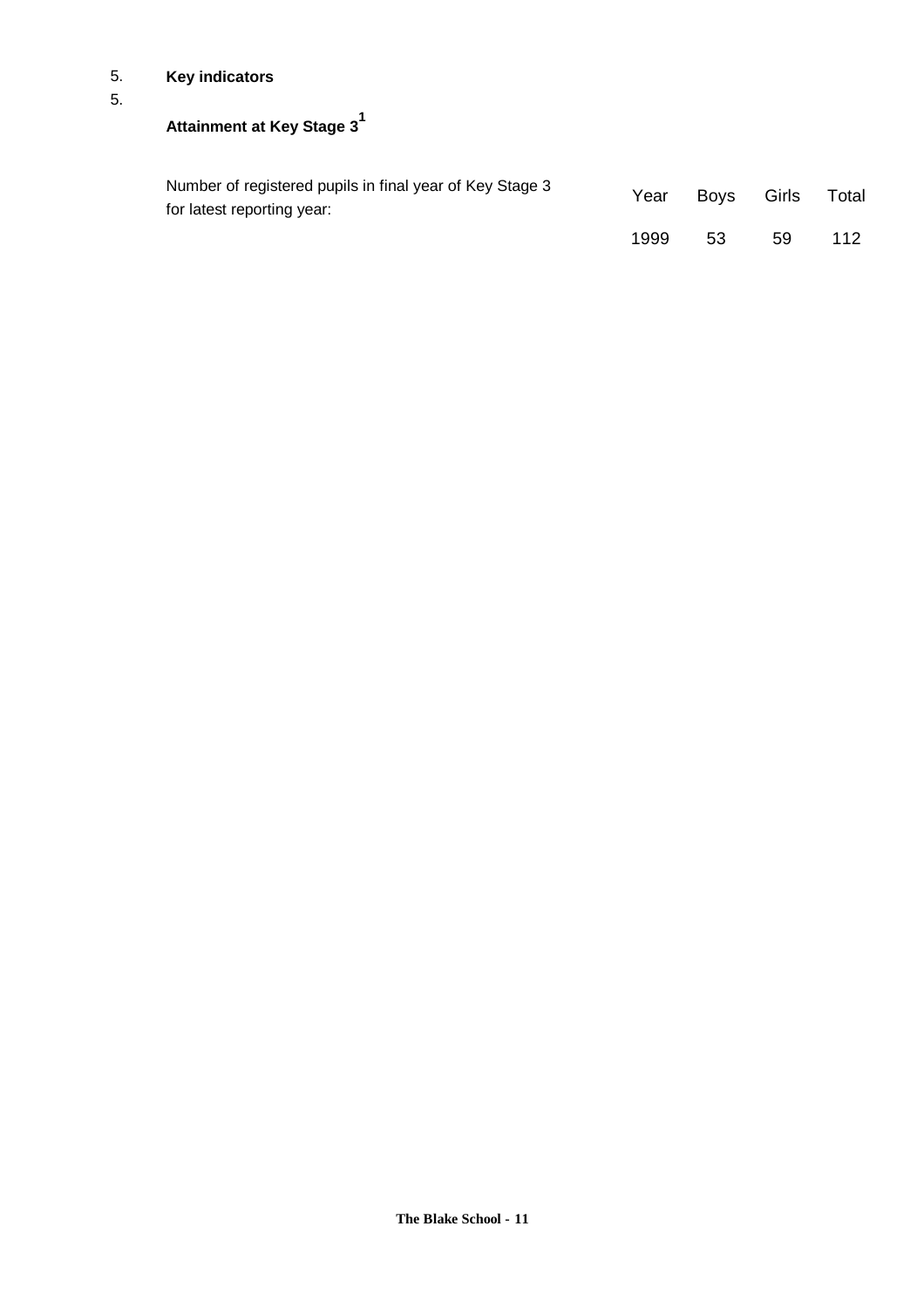5. **Key indicators**

5.

**Attainment at Key Stage 3**[1]

| Number of registered pupils in final year of Key Stage 3 for latest reporting year: | Year | Boys | Girls | Total |
|---|---|---|---|---|
| | 1999 | 53 | 59 | 112 |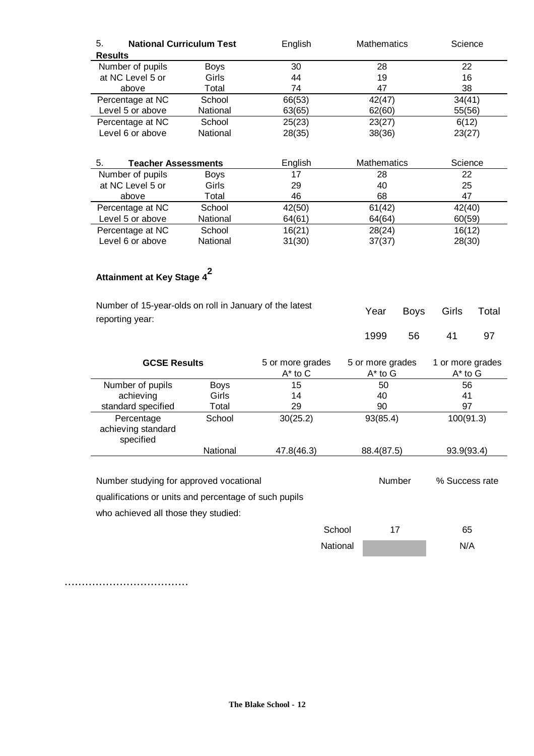| 5. **National Curriculum Test Results** | | English | Mathematics | Science |
|---|---|---|---|---|
| Number of pupils at NC Level 5 or above | Boys | 30 | 28 | 22 |
| | Girls | 44 | 19 | 16 |
| | Total | 74 | 47 | 38 |
| Percentage at NC Level 5 or above | School | 66(53) | 42(47) | 34(41) |
| | National | 63(65) | 62(60) | 55(56) |
| Percentage at NC Level 6 or above | School | 25(23) | 23(27) | 6(12) |
| | National | 28(35) | 38(36) | 23(27) |

| 5. **Teacher Assessments** | | English | Mathematics | Science |
|---|---|---|---|---|
| Number of pupils at NC Level 5 or above | Boys | 17 | 28 | 22 |
| | Girls | 29 | 40 | 25 |
| | Total | 46 | 68 | 47 |
| Percentage at NC Level 5 or above | School | 42(50) | 61(42) | 42(40) |
| | National | 64(61) | 64(64) | 60(59) |
| Percentage at NC Level 6 or above | School | 16(21) | 28(24) | 16(12) |
| | National | 31(30) | 37(37) | 28(30) |

### Attainment at Key Stage 4[2]

Number of 15-year-olds on roll in January of the latest reporting year:

| Year | Boys | Girls | Total |
|---|---|---|---|
| 1999 | 56 | 41 | 97 |

| **GCSE Results** | | 5 or more grades A* to C | 5 or more grades A* to G | 1 or more grades A* to G |
|---|---|---|---|---|
| Number of pupils achieving standard specified | Boys | 15 | 50 | 56 |
| | Girls | 14 | 40 | 41 |
| | Total | 29 | 90 | 97 |
| Percentage achieving standard specified | School | 30(25.2) | 93(85.4) | 100(91.3) |
| | National | 47.8(46.3) | 88.4(87.5) | 93.9(93.4) |

Number studying for approved vocational qualifications or units and percentage of such pupils who achieved all those they studied:

| | Number | % Success rate |
|---|---|---|
| School | 17 | 65 |
| National | | N/A |

………………………………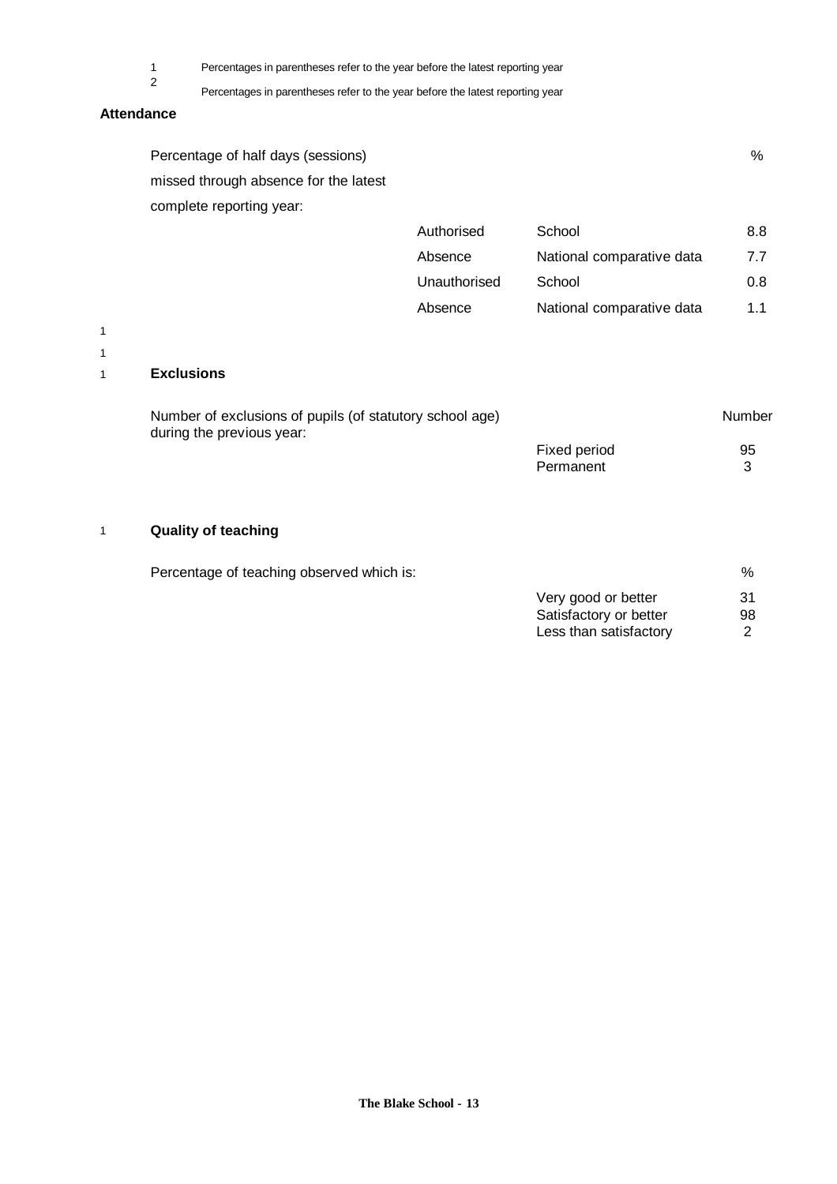1 Percentages in parentheses refer to the year before the latest reporting year

2 Percentages in parentheses refer to the year before the latest reporting year

**Attendance**

Percentage of half days (sessions) missed through absence for the latest complete reporting year:

| | | | % |
|---|---|---|---|
| Authorised | School | | 8.8 |
| Absence | National comparative data | | 7.7 |
| Unauthorised | School | | 0.8 |
| Absence | National comparative data | | 1.1 |

**Exclusions**

Number of exclusions of pupils (of statutory school age) during the previous year:

| | Number |
|---|---|
| Fixed period | 95 |
| Permanent | 3 |

**Quality of teaching**

Percentage of teaching observed which is:

| | % |
|---|---|
| Very good or better | 31 |
| Satisfactory or better | 98 |
| Less than satisfactory | 2 |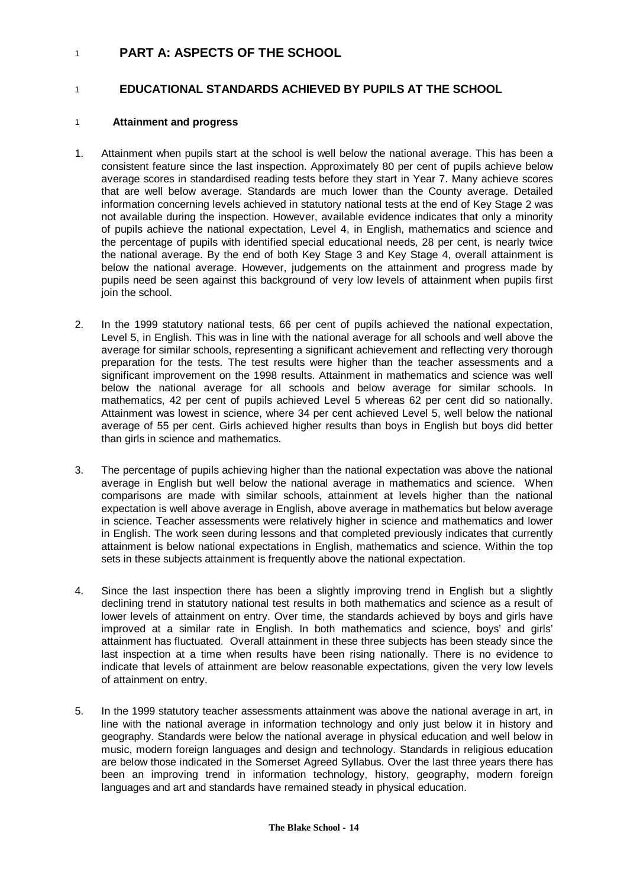# PART A: ASPECTS OF THE SCHOOL

## EDUCATIONAL STANDARDS ACHIEVED BY PUPILS AT THE SCHOOL

### Attainment and progress

1. Attainment when pupils start at the school is well below the national average. This has been a consistent feature since the last inspection. Approximately 80 per cent of pupils achieve below average scores in standardised reading tests before they start in Year 7. Many achieve scores that are well below average. Standards are much lower than the County average. Detailed information concerning levels achieved in statutory national tests at the end of Key Stage 2 was not available during the inspection. However, available evidence indicates that only a minority of pupils achieve the national expectation, Level 4, in English, mathematics and science and the percentage of pupils with identified special educational needs, 28 per cent, is nearly twice the national average. By the end of both Key Stage 3 and Key Stage 4, overall attainment is below the national average. However, judgements on the attainment and progress made by pupils need be seen against this background of very low levels of attainment when pupils first join the school.

2. In the 1999 statutory national tests, 66 per cent of pupils achieved the national expectation, Level 5, in English. This was in line with the national average for all schools and well above the average for similar schools, representing a significant achievement and reflecting very thorough preparation for the tests. The test results were higher than the teacher assessments and a significant improvement on the 1998 results. Attainment in mathematics and science was well below the national average for all schools and below average for similar schools. In mathematics, 42 per cent of pupils achieved Level 5 whereas 62 per cent did so nationally. Attainment was lowest in science, where 34 per cent achieved Level 5, well below the national average of 55 per cent. Girls achieved higher results than boys in English but boys did better than girls in science and mathematics.

3. The percentage of pupils achieving higher than the national expectation was above the national average in English but well below the national average in mathematics and science. When comparisons are made with similar schools, attainment at levels higher than the national expectation is well above average in English, above average in mathematics but below average in science. Teacher assessments were relatively higher in science and mathematics and lower in English. The work seen during lessons and that completed previously indicates that currently attainment is below national expectations in English, mathematics and science. Within the top sets in these subjects attainment is frequently above the national expectation.

4. Since the last inspection there has been a slightly improving trend in English but a slightly declining trend in statutory national test results in both mathematics and science as a result of lower levels of attainment on entry. Over time, the standards achieved by boys and girls have improved at a similar rate in English. In both mathematics and science, boys' and girls' attainment has fluctuated. Overall attainment in these three subjects has been steady since the last inspection at a time when results have been rising nationally. There is no evidence to indicate that levels of attainment are below reasonable expectations, given the very low levels of attainment on entry.

5. In the 1999 statutory teacher assessments attainment was above the national average in art, in line with the national average in information technology and only just below it in history and geography. Standards were below the national average in physical education and well below in music, modern foreign languages and design and technology. Standards in religious education are below those indicated in the Somerset Agreed Syllabus. Over the last three years there has been an improving trend in information technology, history, geography, modern foreign languages and art and standards have remained steady in physical education.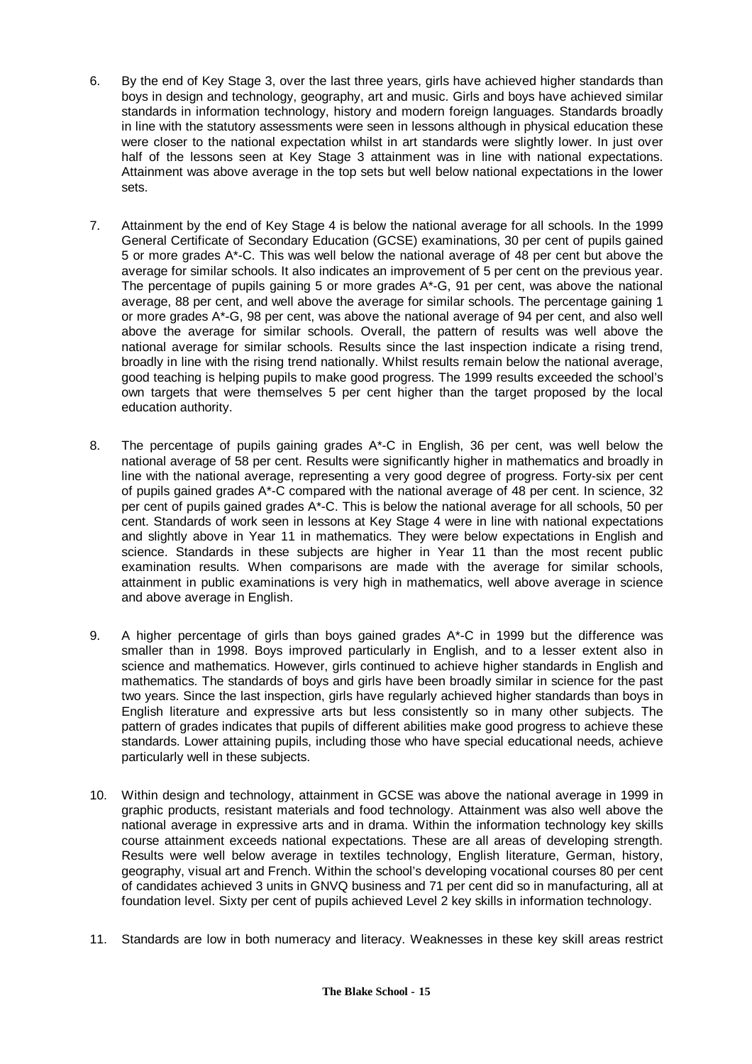6. By the end of Key Stage 3, over the last three years, girls have achieved higher standards than boys in design and technology, geography, art and music. Girls and boys have achieved similar standards in information technology, history and modern foreign languages. Standards broadly in line with the statutory assessments were seen in lessons although in physical education these were closer to the national expectation whilst in art standards were slightly lower. In just over half of the lessons seen at Key Stage 3 attainment was in line with national expectations. Attainment was above average in the top sets but well below national expectations in the lower sets.

7. Attainment by the end of Key Stage 4 is below the national average for all schools. In the 1999 General Certificate of Secondary Education (GCSE) examinations, 30 per cent of pupils gained 5 or more grades A*-C. This was well below the national average of 48 per cent but above the average for similar schools. It also indicates an improvement of 5 per cent on the previous year. The percentage of pupils gaining 5 or more grades A*-G, 91 per cent, was above the national average, 88 per cent, and well above the average for similar schools. The percentage gaining 1 or more grades A*-G, 98 per cent, was above the national average of 94 per cent, and also well above the average for similar schools. Overall, the pattern of results was well above the national average for similar schools. Results since the last inspection indicate a rising trend, broadly in line with the rising trend nationally. Whilst results remain below the national average, good teaching is helping pupils to make good progress. The 1999 results exceeded the school's own targets that were themselves 5 per cent higher than the target proposed by the local education authority.

8. The percentage of pupils gaining grades A*-C in English, 36 per cent, was well below the national average of 58 per cent. Results were significantly higher in mathematics and broadly in line with the national average, representing a very good degree of progress. Forty-six per cent of pupils gained grades A*-C compared with the national average of 48 per cent. In science, 32 per cent of pupils gained grades A*-C. This is below the national average for all schools, 50 per cent. Standards of work seen in lessons at Key Stage 4 were in line with national expectations and slightly above in Year 11 in mathematics. They were below expectations in English and science. Standards in these subjects are higher in Year 11 than the most recent public examination results. When comparisons are made with the average for similar schools, attainment in public examinations is very high in mathematics, well above average in science and above average in English.

9. A higher percentage of girls than boys gained grades A*-C in 1999 but the difference was smaller than in 1998. Boys improved particularly in English, and to a lesser extent also in science and mathematics. However, girls continued to achieve higher standards in English and mathematics. The standards of boys and girls have been broadly similar in science for the past two years. Since the last inspection, girls have regularly achieved higher standards than boys in English literature and expressive arts but less consistently so in many other subjects. The pattern of grades indicates that pupils of different abilities make good progress to achieve these standards. Lower attaining pupils, including those who have special educational needs, achieve particularly well in these subjects.

10. Within design and technology, attainment in GCSE was above the national average in 1999 in graphic products, resistant materials and food technology. Attainment was also well above the national average in expressive arts and in drama. Within the information technology key skills course attainment exceeds national expectations. These are all areas of developing strength. Results were well below average in textiles technology, English literature, German, history, geography, visual art and French. Within the school's developing vocational courses 80 per cent of candidates achieved 3 units in GNVQ business and 71 per cent did so in manufacturing, all at foundation level. Sixty per cent of pupils achieved Level 2 key skills in information technology.

11. Standards are low in both numeracy and literacy. Weaknesses in these key skill areas restrict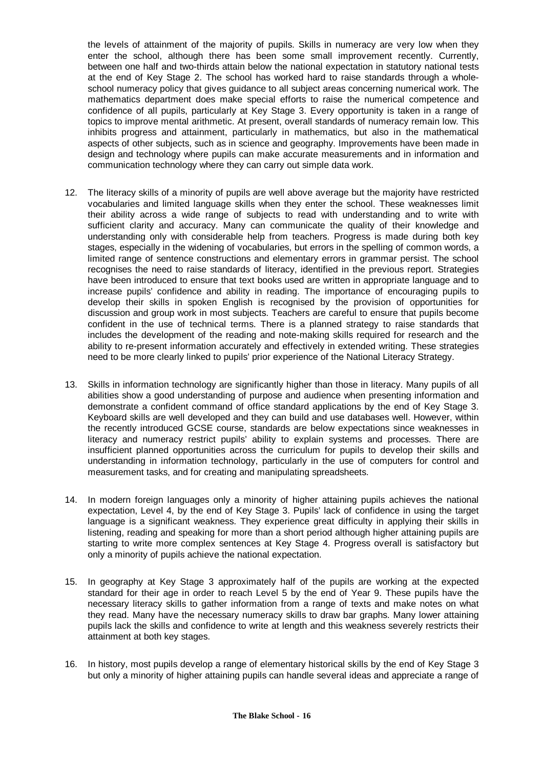the levels of attainment of the majority of pupils. Skills in numeracy are very low when they enter the school, although there has been some small improvement recently. Currently, between one half and two-thirds attain below the national expectation in statutory national tests at the end of Key Stage 2. The school has worked hard to raise standards through a whole-school numeracy policy that gives guidance to all subject areas concerning numerical work. The mathematics department does make special efforts to raise the numerical competence and confidence of all pupils, particularly at Key Stage 3. Every opportunity is taken in a range of topics to improve mental arithmetic. At present, overall standards of numeracy remain low. This inhibits progress and attainment, particularly in mathematics, but also in the mathematical aspects of other subjects, such as in science and geography. Improvements have been made in design and technology where pupils can make accurate measurements and in information and communication technology where they can carry out simple data work.

12. The literacy skills of a minority of pupils are well above average but the majority have restricted vocabularies and limited language skills when they enter the school. These weaknesses limit their ability across a wide range of subjects to read with understanding and to write with sufficient clarity and accuracy. Many can communicate the quality of their knowledge and understanding only with considerable help from teachers. Progress is made during both key stages, especially in the widening of vocabularies, but errors in the spelling of common words, a limited range of sentence constructions and elementary errors in grammar persist. The school recognises the need to raise standards of literacy, identified in the previous report. Strategies have been introduced to ensure that text books used are written in appropriate language and to increase pupils' confidence and ability in reading. The importance of encouraging pupils to develop their skills in spoken English is recognised by the provision of opportunities for discussion and group work in most subjects. Teachers are careful to ensure that pupils become confident in the use of technical terms. There is a planned strategy to raise standards that includes the development of the reading and note-making skills required for research and the ability to re-present information accurately and effectively in extended writing. These strategies need to be more clearly linked to pupils' prior experience of the National Literacy Strategy.

13. Skills in information technology are significantly higher than those in literacy. Many pupils of all abilities show a good understanding of purpose and audience when presenting information and demonstrate a confident command of office standard applications by the end of Key Stage 3. Keyboard skills are well developed and they can build and use databases well. However, within the recently introduced GCSE course, standards are below expectations since weaknesses in literacy and numeracy restrict pupils' ability to explain systems and processes. There are insufficient planned opportunities across the curriculum for pupils to develop their skills and understanding in information technology, particularly in the use of computers for control and measurement tasks, and for creating and manipulating spreadsheets.

14. In modern foreign languages only a minority of higher attaining pupils achieves the national expectation, Level 4, by the end of Key Stage 3. Pupils' lack of confidence in using the target language is a significant weakness. They experience great difficulty in applying their skills in listening, reading and speaking for more than a short period although higher attaining pupils are starting to write more complex sentences at Key Stage 4. Progress overall is satisfactory but only a minority of pupils achieve the national expectation.

15. In geography at Key Stage 3 approximately half of the pupils are working at the expected standard for their age in order to reach Level 5 by the end of Year 9. These pupils have the necessary literacy skills to gather information from a range of texts and make notes on what they read. Many have the necessary numeracy skills to draw bar graphs. Many lower attaining pupils lack the skills and confidence to write at length and this weakness severely restricts their attainment at both key stages.

16. In history, most pupils develop a range of elementary historical skills by the end of Key Stage 3 but only a minority of higher attaining pupils can handle several ideas and appreciate a range of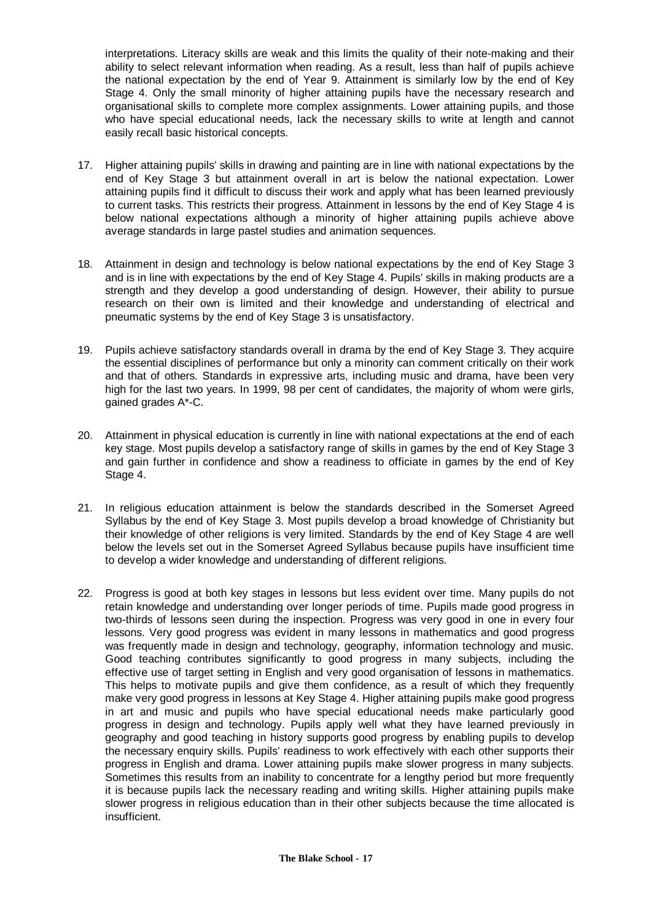interpretations. Literacy skills are weak and this limits the quality of their note-making and their ability to select relevant information when reading. As a result, less than half of pupils achieve the national expectation by the end of Year 9. Attainment is similarly low by the end of Key Stage 4. Only the small minority of higher attaining pupils have the necessary research and organisational skills to complete more complex assignments. Lower attaining pupils, and those who have special educational needs, lack the necessary skills to write at length and cannot easily recall basic historical concepts.

17. Higher attaining pupils' skills in drawing and painting are in line with national expectations by the end of Key Stage 3 but attainment overall in art is below the national expectation. Lower attaining pupils find it difficult to discuss their work and apply what has been learned previously to current tasks. This restricts their progress. Attainment in lessons by the end of Key Stage 4 is below national expectations although a minority of higher attaining pupils achieve above average standards in large pastel studies and animation sequences.

18. Attainment in design and technology is below national expectations by the end of Key Stage 3 and is in line with expectations by the end of Key Stage 4. Pupils' skills in making products are a strength and they develop a good understanding of design. However, their ability to pursue research on their own is limited and their knowledge and understanding of electrical and pneumatic systems by the end of Key Stage 3 is unsatisfactory.

19. Pupils achieve satisfactory standards overall in drama by the end of Key Stage 3. They acquire the essential disciplines of performance but only a minority can comment critically on their work and that of others. Standards in expressive arts, including music and drama, have been very high for the last two years. In 1999, 98 per cent of candidates, the majority of whom were girls, gained grades A*-C.

20. Attainment in physical education is currently in line with national expectations at the end of each key stage. Most pupils develop a satisfactory range of skills in games by the end of Key Stage 3 and gain further in confidence and show a readiness to officiate in games by the end of Key Stage 4.

21. In religious education attainment is below the standards described in the Somerset Agreed Syllabus by the end of Key Stage 3. Most pupils develop a broad knowledge of Christianity but their knowledge of other religions is very limited. Standards by the end of Key Stage 4 are well below the levels set out in the Somerset Agreed Syllabus because pupils have insufficient time to develop a wider knowledge and understanding of different religions.

22. Progress is good at both key stages in lessons but less evident over time. Many pupils do not retain knowledge and understanding over longer periods of time. Pupils made good progress in two-thirds of lessons seen during the inspection. Progress was very good in one in every four lessons. Very good progress was evident in many lessons in mathematics and good progress was frequently made in design and technology, geography, information technology and music. Good teaching contributes significantly to good progress in many subjects, including the effective use of target setting in English and very good organisation of lessons in mathematics. This helps to motivate pupils and give them confidence, as a result of which they frequently make very good progress in lessons at Key Stage 4. Higher attaining pupils make good progress in art and music and pupils who have special educational needs make particularly good progress in design and technology. Pupils apply well what they have learned previously in geography and good teaching in history supports good progress by enabling pupils to develop the necessary enquiry skills. Pupils' readiness to work effectively with each other supports their progress in English and drama. Lower attaining pupils make slower progress in many subjects. Sometimes this results from an inability to concentrate for a lengthy period but more frequently it is because pupils lack the necessary reading and writing skills. Higher attaining pupils make slower progress in religious education than in their other subjects because the time allocated is insufficient.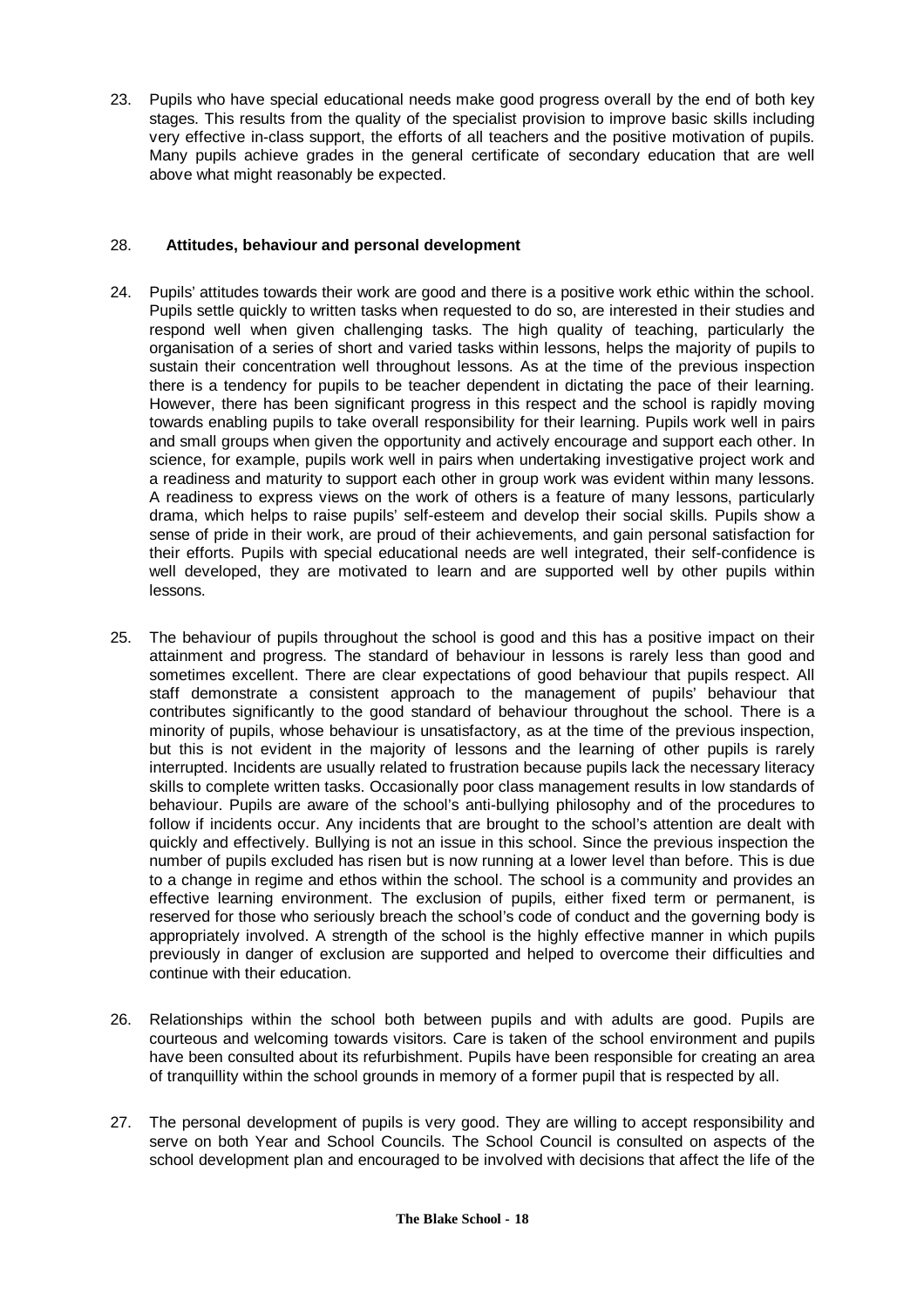23. Pupils who have special educational needs make good progress overall by the end of both key stages. This results from the quality of the specialist provision to improve basic skills including very effective in-class support, the efforts of all teachers and the positive motivation of pupils. Many pupils achieve grades in the general certificate of secondary education that are well above what might reasonably be expected.

28. **Attitudes, behaviour and personal development**

24. Pupils' attitudes towards their work are good and there is a positive work ethic within the school. Pupils settle quickly to written tasks when requested to do so, are interested in their studies and respond well when given challenging tasks. The high quality of teaching, particularly the organisation of a series of short and varied tasks within lessons, helps the majority of pupils to sustain their concentration well throughout lessons. As at the time of the previous inspection there is a tendency for pupils to be teacher dependent in dictating the pace of their learning. However, there has been significant progress in this respect and the school is rapidly moving towards enabling pupils to take overall responsibility for their learning. Pupils work well in pairs and small groups when given the opportunity and actively encourage and support each other. In science, for example, pupils work well in pairs when undertaking investigative project work and a readiness and maturity to support each other in group work was evident within many lessons. A readiness to express views on the work of others is a feature of many lessons, particularly drama, which helps to raise pupils' self-esteem and develop their social skills. Pupils show a sense of pride in their work, are proud of their achievements, and gain personal satisfaction for their efforts. Pupils with special educational needs are well integrated, their self-confidence is well developed, they are motivated to learn and are supported well by other pupils within lessons.

25. The behaviour of pupils throughout the school is good and this has a positive impact on their attainment and progress. The standard of behaviour in lessons is rarely less than good and sometimes excellent. There are clear expectations of good behaviour that pupils respect. All staff demonstrate a consistent approach to the management of pupils' behaviour that contributes significantly to the good standard of behaviour throughout the school. There is a minority of pupils, whose behaviour is unsatisfactory, as at the time of the previous inspection, but this is not evident in the majority of lessons and the learning of other pupils is rarely interrupted. Incidents are usually related to frustration because pupils lack the necessary literacy skills to complete written tasks. Occasionally poor class management results in low standards of behaviour. Pupils are aware of the school's anti-bullying philosophy and of the procedures to follow if incidents occur. Any incidents that are brought to the school's attention are dealt with quickly and effectively. Bullying is not an issue in this school. Since the previous inspection the number of pupils excluded has risen but is now running at a lower level than before. This is due to a change in regime and ethos within the school. The school is a community and provides an effective learning environment. The exclusion of pupils, either fixed term or permanent, is reserved for those who seriously breach the school's code of conduct and the governing body is appropriately involved. A strength of the school is the highly effective manner in which pupils previously in danger of exclusion are supported and helped to overcome their difficulties and continue with their education.

26. Relationships within the school both between pupils and with adults are good. Pupils are courteous and welcoming towards visitors. Care is taken of the school environment and pupils have been consulted about its refurbishment. Pupils have been responsible for creating an area of tranquillity within the school grounds in memory of a former pupil that is respected by all.

27. The personal development of pupils is very good. They are willing to accept responsibility and serve on both Year and School Councils. The School Council is consulted on aspects of the school development plan and encouraged to be involved with decisions that affect the life of the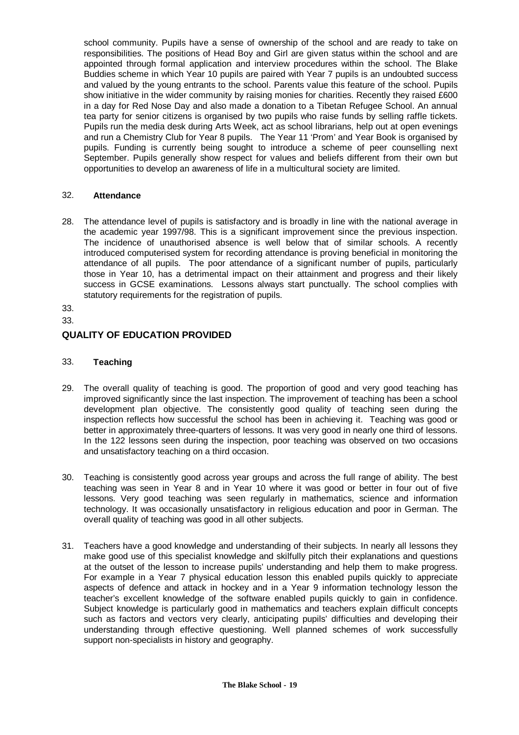school community. Pupils have a sense of ownership of the school and are ready to take on responsibilities. The positions of Head Boy and Girl are given status within the school and are appointed through formal application and interview procedures within the school. The Blake Buddies scheme in which Year 10 pupils are paired with Year 7 pupils is an undoubted success and valued by the young entrants to the school. Parents value this feature of the school. Pupils show initiative in the wider community by raising monies for charities. Recently they raised £600 in a day for Red Nose Day and also made a donation to a Tibetan Refugee School. An annual tea party for senior citizens is organised by two pupils who raise funds by selling raffle tickets. Pupils run the media desk during Arts Week, act as school librarians, help out at open evenings and run a Chemistry Club for Year 8 pupils. The Year 11 'Prom' and Year Book is organised by pupils. Funding is currently being sought to introduce a scheme of peer counselling next September. Pupils generally show respect for values and beliefs different from their own but opportunities to develop an awareness of life in a multicultural society are limited.

### 32. Attendance

28. The attendance level of pupils is satisfactory and is broadly in line with the national average in the academic year 1997/98. This is a significant improvement since the previous inspection. The incidence of unauthorised absence is well below that of similar schools. A recently introduced computerised system for recording attendance is proving beneficial in monitoring the attendance of all pupils. The poor attendance of a significant number of pupils, particularly those in Year 10, has a detrimental impact on their attainment and progress and their likely success in GCSE examinations. Lessons always start punctually. The school complies with statutory requirements for the registration of pupils.

33.

33.

## QUALITY OF EDUCATION PROVIDED

### 33. Teaching

29. The overall quality of teaching is good. The proportion of good and very good teaching has improved significantly since the last inspection. The improvement of teaching has been a school development plan objective. The consistently good quality of teaching seen during the inspection reflects how successful the school has been in achieving it. Teaching was good or better in approximately three-quarters of lessons. It was very good in nearly one third of lessons. In the 122 lessons seen during the inspection, poor teaching was observed on two occasions and unsatisfactory teaching on a third occasion.

30. Teaching is consistently good across year groups and across the full range of ability. The best teaching was seen in Year 8 and in Year 10 where it was good or better in four out of five lessons. Very good teaching was seen regularly in mathematics, science and information technology. It was occasionally unsatisfactory in religious education and poor in German. The overall quality of teaching was good in all other subjects.

31. Teachers have a good knowledge and understanding of their subjects. In nearly all lessons they make good use of this specialist knowledge and skilfully pitch their explanations and questions at the outset of the lesson to increase pupils' understanding and help them to make progress. For example in a Year 7 physical education lesson this enabled pupils quickly to appreciate aspects of defence and attack in hockey and in a Year 9 information technology lesson the teacher's excellent knowledge of the software enabled pupils quickly to gain in confidence. Subject knowledge is particularly good in mathematics and teachers explain difficult concepts such as factors and vectors very clearly, anticipating pupils' difficulties and developing their understanding through effective questioning. Well planned schemes of work successfully support non-specialists in history and geography.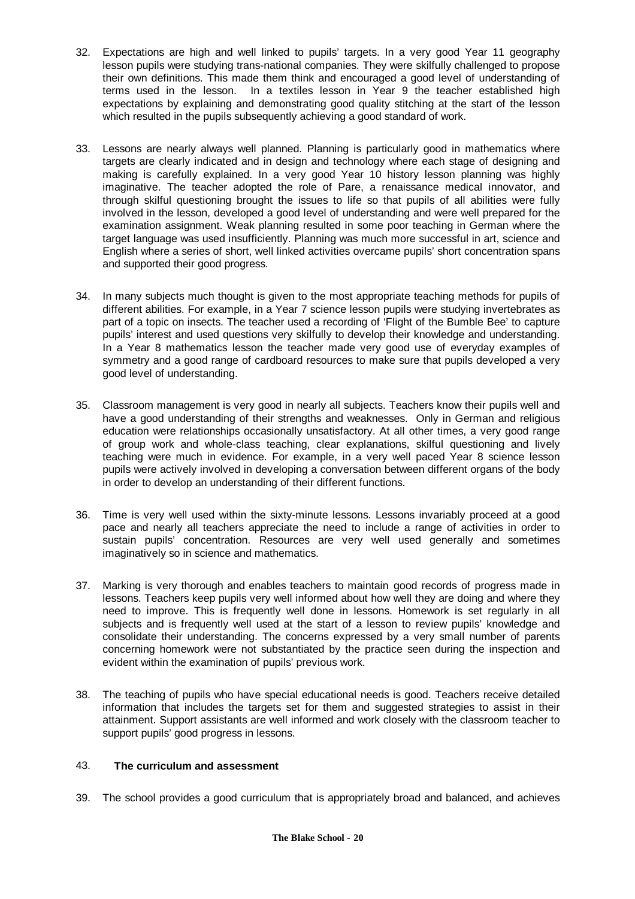32. Expectations are high and well linked to pupils' targets. In a very good Year 11 geography lesson pupils were studying trans-national companies. They were skilfully challenged to propose their own definitions. This made them think and encouraged a good level of understanding of terms used in the lesson. In a textiles lesson in Year 9 the teacher established high expectations by explaining and demonstrating good quality stitching at the start of the lesson which resulted in the pupils subsequently achieving a good standard of work.

33. Lessons are nearly always well planned. Planning is particularly good in mathematics where targets are clearly indicated and in design and technology where each stage of designing and making is carefully explained. In a very good Year 10 history lesson planning was highly imaginative. The teacher adopted the role of Pare, a renaissance medical innovator, and through skilful questioning brought the issues to life so that pupils of all abilities were fully involved in the lesson, developed a good level of understanding and were well prepared for the examination assignment. Weak planning resulted in some poor teaching in German where the target language was used insufficiently. Planning was much more successful in art, science and English where a series of short, well linked activities overcame pupils' short concentration spans and supported their good progress.

34. In many subjects much thought is given to the most appropriate teaching methods for pupils of different abilities. For example, in a Year 7 science lesson pupils were studying invertebrates as part of a topic on insects. The teacher used a recording of 'Flight of the Bumble Bee' to capture pupils' interest and used questions very skilfully to develop their knowledge and understanding. In a Year 8 mathematics lesson the teacher made very good use of everyday examples of symmetry and a good range of cardboard resources to make sure that pupils developed a very good level of understanding.

35. Classroom management is very good in nearly all subjects. Teachers know their pupils well and have a good understanding of their strengths and weaknesses. Only in German and religious education were relationships occasionally unsatisfactory. At all other times, a very good range of group work and whole-class teaching, clear explanations, skilful questioning and lively teaching were much in evidence. For example, in a very well paced Year 8 science lesson pupils were actively involved in developing a conversation between different organs of the body in order to develop an understanding of their different functions.

36. Time is very well used within the sixty-minute lessons. Lessons invariably proceed at a good pace and nearly all teachers appreciate the need to include a range of activities in order to sustain pupils' concentration. Resources are very well used generally and sometimes imaginatively so in science and mathematics.

37. Marking is very thorough and enables teachers to maintain good records of progress made in lessons. Teachers keep pupils very well informed about how well they are doing and where they need to improve. This is frequently well done in lessons. Homework is set regularly in all subjects and is frequently well used at the start of a lesson to review pupils' knowledge and consolidate their understanding. The concerns expressed by a very small number of parents concerning homework were not substantiated by the practice seen during the inspection and evident within the examination of pupils' previous work.

38. The teaching of pupils who have special educational needs is good. Teachers receive detailed information that includes the targets set for them and suggested strategies to assist in their attainment. Support assistants are well informed and work closely with the classroom teacher to support pupils' good progress in lessons.

43. **The curriculum and assessment**

39. The school provides a good curriculum that is appropriately broad and balanced, and achieves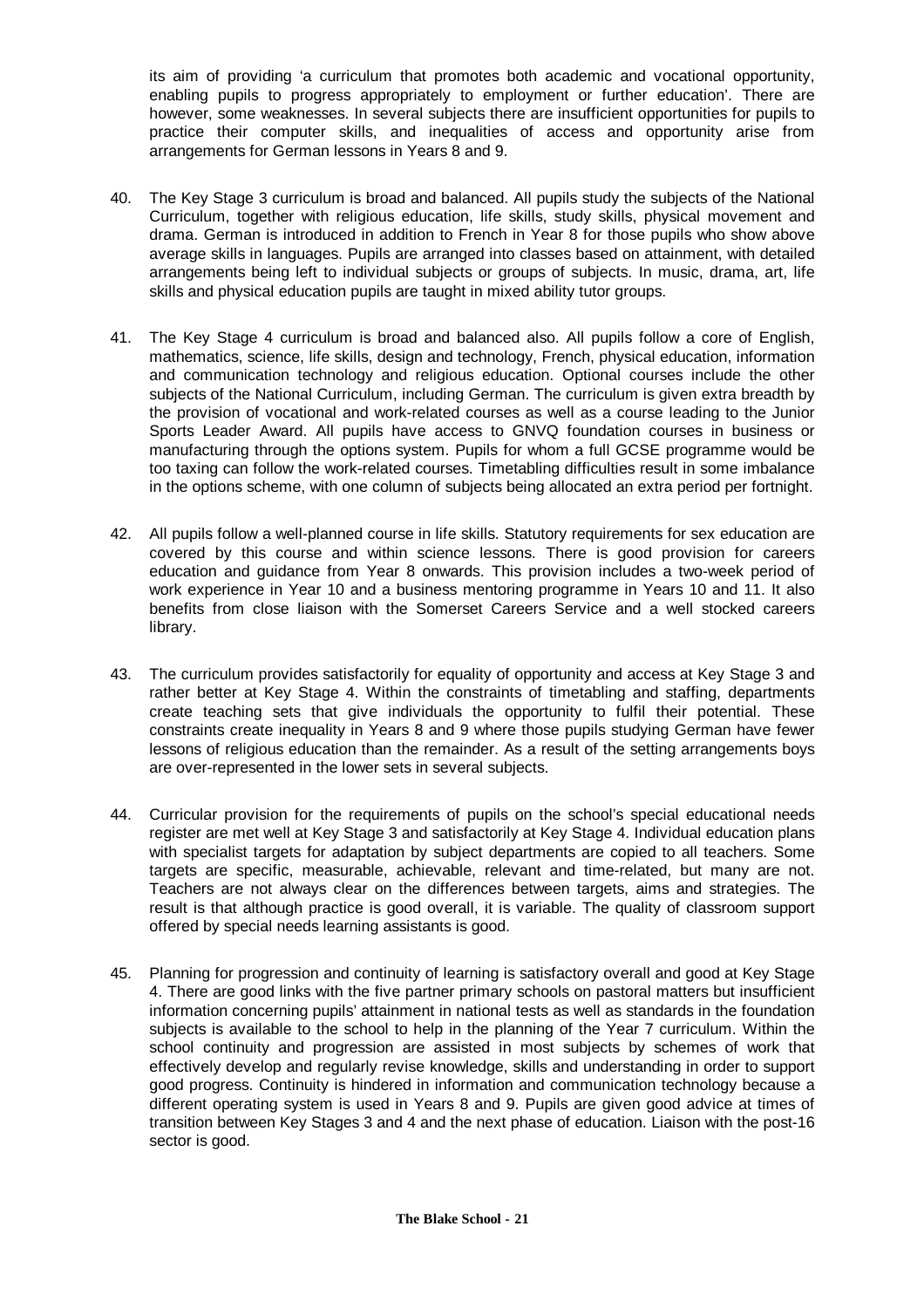its aim of providing 'a curriculum that promotes both academic and vocational opportunity, enabling pupils to progress appropriately to employment or further education'. There are however, some weaknesses. In several subjects there are insufficient opportunities for pupils to practice their computer skills, and inequalities of access and opportunity arise from arrangements for German lessons in Years 8 and 9.

40. The Key Stage 3 curriculum is broad and balanced. All pupils study the subjects of the National Curriculum, together with religious education, life skills, study skills, physical movement and drama. German is introduced in addition to French in Year 8 for those pupils who show above average skills in languages. Pupils are arranged into classes based on attainment, with detailed arrangements being left to individual subjects or groups of subjects. In music, drama, art, life skills and physical education pupils are taught in mixed ability tutor groups.

41. The Key Stage 4 curriculum is broad and balanced also. All pupils follow a core of English, mathematics, science, life skills, design and technology, French, physical education, information and communication technology and religious education. Optional courses include the other subjects of the National Curriculum, including German. The curriculum is given extra breadth by the provision of vocational and work-related courses as well as a course leading to the Junior Sports Leader Award. All pupils have access to GNVQ foundation courses in business or manufacturing through the options system. Pupils for whom a full GCSE programme would be too taxing can follow the work-related courses. Timetabling difficulties result in some imbalance in the options scheme, with one column of subjects being allocated an extra period per fortnight.

42. All pupils follow a well-planned course in life skills. Statutory requirements for sex education are covered by this course and within science lessons. There is good provision for careers education and guidance from Year 8 onwards. This provision includes a two-week period of work experience in Year 10 and a business mentoring programme in Years 10 and 11. It also benefits from close liaison with the Somerset Careers Service and a well stocked careers library.

43. The curriculum provides satisfactorily for equality of opportunity and access at Key Stage 3 and rather better at Key Stage 4. Within the constraints of timetabling and staffing, departments create teaching sets that give individuals the opportunity to fulfil their potential. These constraints create inequality in Years 8 and 9 where those pupils studying German have fewer lessons of religious education than the remainder. As a result of the setting arrangements boys are over-represented in the lower sets in several subjects.

44. Curricular provision for the requirements of pupils on the school's special educational needs register are met well at Key Stage 3 and satisfactorily at Key Stage 4. Individual education plans with specialist targets for adaptation by subject departments are copied to all teachers. Some targets are specific, measurable, achievable, relevant and time-related, but many are not. Teachers are not always clear on the differences between targets, aims and strategies. The result is that although practice is good overall, it is variable. The quality of classroom support offered by special needs learning assistants is good.

45. Planning for progression and continuity of learning is satisfactory overall and good at Key Stage 4. There are good links with the five partner primary schools on pastoral matters but insufficient information concerning pupils' attainment in national tests as well as standards in the foundation subjects is available to the school to help in the planning of the Year 7 curriculum. Within the school continuity and progression are assisted in most subjects by schemes of work that effectively develop and regularly revise knowledge, skills and understanding in order to support good progress. Continuity is hindered in information and communication technology because a different operating system is used in Years 8 and 9. Pupils are given good advice at times of transition between Key Stages 3 and 4 and the next phase of education. Liaison with the post-16 sector is good.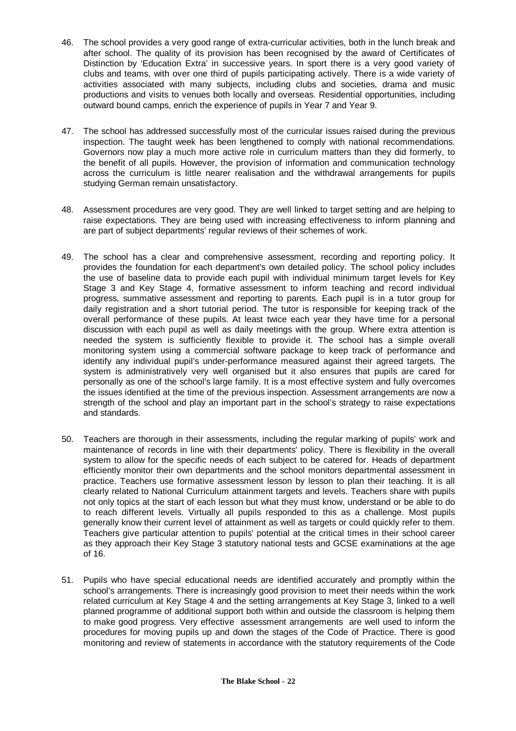46. The school provides a very good range of extra-curricular activities, both in the lunch break and after school. The quality of its provision has been recognised by the award of Certificates of Distinction by 'Education Extra' in successive years. In sport there is a very good variety of clubs and teams, with over one third of pupils participating actively. There is a wide variety of activities associated with many subjects, including clubs and societies, drama and music productions and visits to venues both locally and overseas. Residential opportunities, including outward bound camps, enrich the experience of pupils in Year 7 and Year 9.

47. The school has addressed successfully most of the curricular issues raised during the previous inspection. The taught week has been lengthened to comply with national recommendations. Governors now play a much more active role in curriculum matters than they did formerly, to the benefit of all pupils. However, the provision of information and communication technology across the curriculum is little nearer realisation and the withdrawal arrangements for pupils studying German remain unsatisfactory.

48. Assessment procedures are very good. They are well linked to target setting and are helping to raise expectations. They are being used with increasing effectiveness to inform planning and are part of subject departments' regular reviews of their schemes of work.

49. The school has a clear and comprehensive assessment, recording and reporting policy. It provides the foundation for each department's own detailed policy. The school policy includes the use of baseline data to provide each pupil with individual minimum target levels for Key Stage 3 and Key Stage 4, formative assessment to inform teaching and record individual progress, summative assessment and reporting to parents. Each pupil is in a tutor group for daily registration and a short tutorial period. The tutor is responsible for keeping track of the overall performance of these pupils. At least twice each year they have time for a personal discussion with each pupil as well as daily meetings with the group. Where extra attention is needed the system is sufficiently flexible to provide it. The school has a simple overall monitoring system using a commercial software package to keep track of performance and identify any individual pupil's under-performance measured against their agreed targets. The system is administratively very well organised but it also ensures that pupils are cared for personally as one of the school's large family. It is a most effective system and fully overcomes the issues identified at the time of the previous inspection. Assessment arrangements are now a strength of the school and play an important part in the school's strategy to raise expectations and standards.

50. Teachers are thorough in their assessments, including the regular marking of pupils' work and maintenance of records in line with their departments' policy. There is flexibility in the overall system to allow for the specific needs of each subject to be catered for. Heads of department efficiently monitor their own departments and the school monitors departmental assessment in practice. Teachers use formative assessment lesson by lesson to plan their teaching. It is all clearly related to National Curriculum attainment targets and levels. Teachers share with pupils not only topics at the start of each lesson but what they must know, understand or be able to do to reach different levels. Virtually all pupils responded to this as a challenge. Most pupils generally know their current level of attainment as well as targets or could quickly refer to them. Teachers give particular attention to pupils' potential at the critical times in their school career as they approach their Key Stage 3 statutory national tests and GCSE examinations at the age of 16.

51. Pupils who have special educational needs are identified accurately and promptly within the school's arrangements. There is increasingly good provision to meet their needs within the work related curriculum at Key Stage 4 and the setting arrangements at Key Stage 3, linked to a well planned programme of additional support both within and outside the classroom is helping them to make good progress. Very effective assessment arrangements are well used to inform the procedures for moving pupils up and down the stages of the Code of Practice. There is good monitoring and review of statements in accordance with the statutory requirements of the Code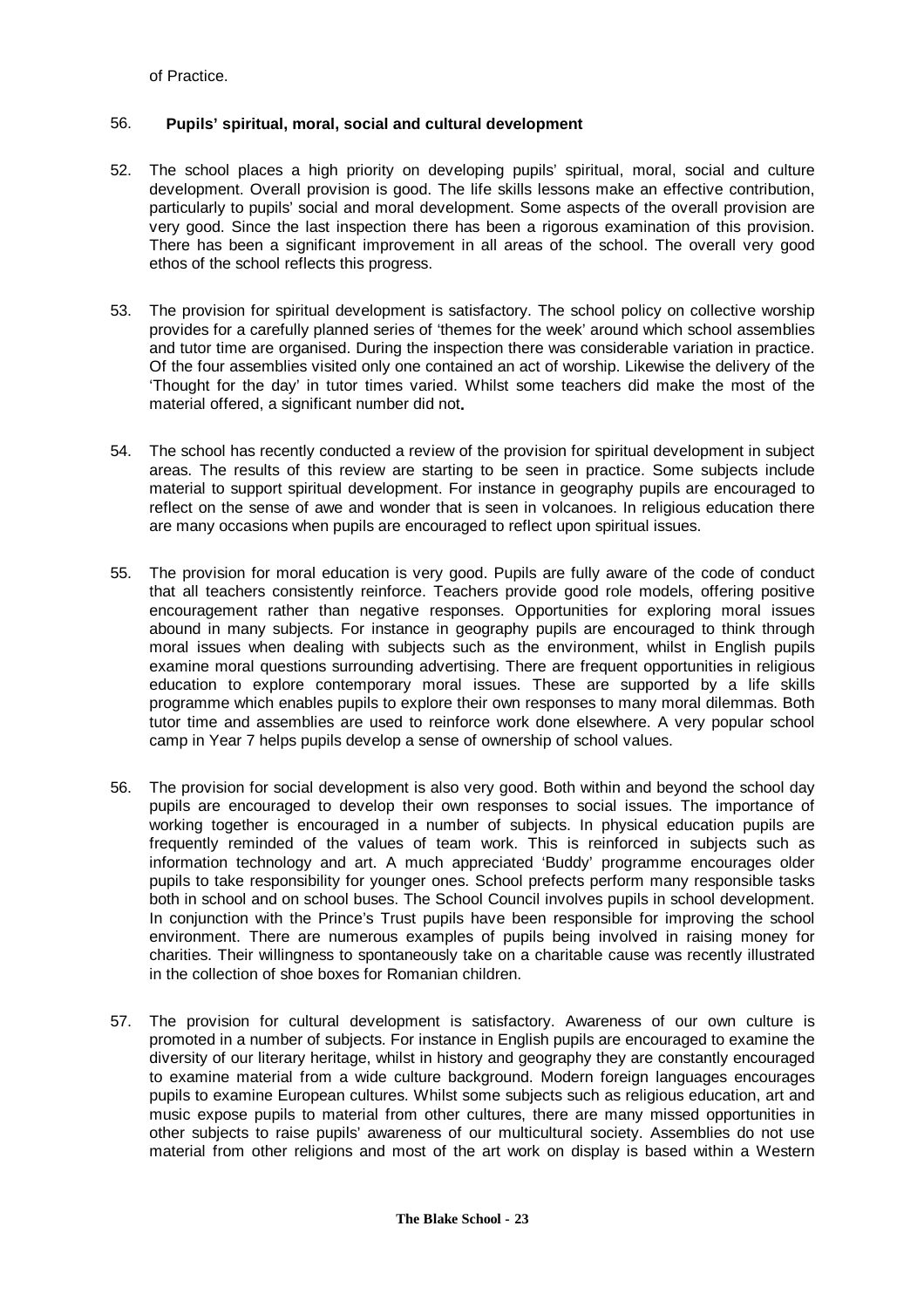of Practice.

### 56. **Pupils' spiritual, moral, social and cultural development**

52. The school places a high priority on developing pupils' spiritual, moral, social and culture development. Overall provision is good. The life skills lessons make an effective contribution, particularly to pupils' social and moral development. Some aspects of the overall provision are very good. Since the last inspection there has been a rigorous examination of this provision. There has been a significant improvement in all areas of the school. The overall very good ethos of the school reflects this progress.

53. The provision for spiritual development is satisfactory. The school policy on collective worship provides for a carefully planned series of 'themes for the week' around which school assemblies and tutor time are organised. During the inspection there was considerable variation in practice. Of the four assemblies visited only one contained an act of worship. Likewise the delivery of the 'Thought for the day' in tutor times varied. Whilst some teachers did make the most of the material offered, a significant number did not**.**

54. The school has recently conducted a review of the provision for spiritual development in subject areas. The results of this review are starting to be seen in practice. Some subjects include material to support spiritual development. For instance in geography pupils are encouraged to reflect on the sense of awe and wonder that is seen in volcanoes. In religious education there are many occasions when pupils are encouraged to reflect upon spiritual issues.

55. The provision for moral education is very good. Pupils are fully aware of the code of conduct that all teachers consistently reinforce. Teachers provide good role models, offering positive encouragement rather than negative responses. Opportunities for exploring moral issues abound in many subjects. For instance in geography pupils are encouraged to think through moral issues when dealing with subjects such as the environment, whilst in English pupils examine moral questions surrounding advertising. There are frequent opportunities in religious education to explore contemporary moral issues. These are supported by a life skills programme which enables pupils to explore their own responses to many moral dilemmas. Both tutor time and assemblies are used to reinforce work done elsewhere. A very popular school camp in Year 7 helps pupils develop a sense of ownership of school values.

56. The provision for social development is also very good. Both within and beyond the school day pupils are encouraged to develop their own responses to social issues. The importance of working together is encouraged in a number of subjects. In physical education pupils are frequently reminded of the values of team work. This is reinforced in subjects such as information technology and art. A much appreciated 'Buddy' programme encourages older pupils to take responsibility for younger ones. School prefects perform many responsible tasks both in school and on school buses. The School Council involves pupils in school development. In conjunction with the Prince's Trust pupils have been responsible for improving the school environment. There are numerous examples of pupils being involved in raising money for charities. Their willingness to spontaneously take on a charitable cause was recently illustrated in the collection of shoe boxes for Romanian children.

57. The provision for cultural development is satisfactory. Awareness of our own culture is promoted in a number of subjects. For instance in English pupils are encouraged to examine the diversity of our literary heritage, whilst in history and geography they are constantly encouraged to examine material from a wide culture background. Modern foreign languages encourages pupils to examine European cultures. Whilst some subjects such as religious education, art and music expose pupils to material from other cultures, there are many missed opportunities in other subjects to raise pupils' awareness of our multicultural society. Assemblies do not use material from other religions and most of the art work on display is based within a Western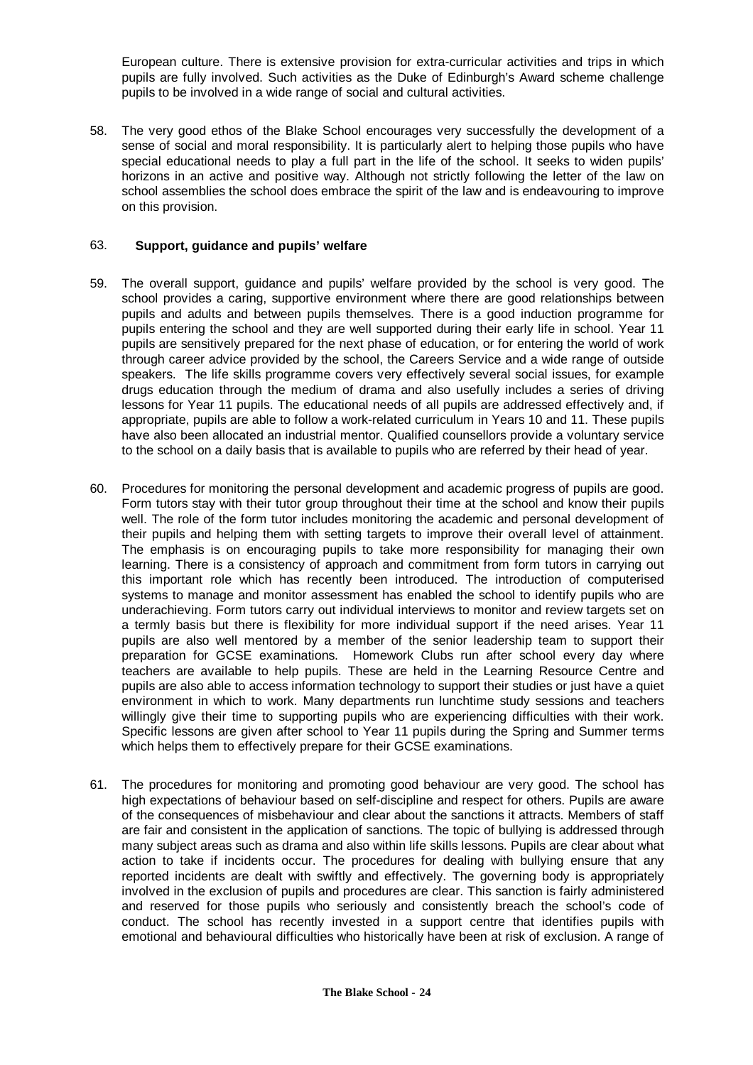European culture. There is extensive provision for extra-curricular activities and trips in which pupils are fully involved. Such activities as the Duke of Edinburgh's Award scheme challenge pupils to be involved in a wide range of social and cultural activities.

58. The very good ethos of the Blake School encourages very successfully the development of a sense of social and moral responsibility. It is particularly alert to helping those pupils who have special educational needs to play a full part in the life of the school. It seeks to widen pupils' horizons in an active and positive way. Although not strictly following the letter of the law on school assemblies the school does embrace the spirit of the law and is endeavouring to improve on this provision.

63. **Support, guidance and pupils' welfare**

59. The overall support, guidance and pupils' welfare provided by the school is very good. The school provides a caring, supportive environment where there are good relationships between pupils and adults and between pupils themselves. There is a good induction programme for pupils entering the school and they are well supported during their early life in school. Year 11 pupils are sensitively prepared for the next phase of education, or for entering the world of work through career advice provided by the school, the Careers Service and a wide range of outside speakers. The life skills programme covers very effectively several social issues, for example drugs education through the medium of drama and also usefully includes a series of driving lessons for Year 11 pupils. The educational needs of all pupils are addressed effectively and, if appropriate, pupils are able to follow a work-related curriculum in Years 10 and 11. These pupils have also been allocated an industrial mentor. Qualified counsellors provide a voluntary service to the school on a daily basis that is available to pupils who are referred by their head of year.

60. Procedures for monitoring the personal development and academic progress of pupils are good. Form tutors stay with their tutor group throughout their time at the school and know their pupils well. The role of the form tutor includes monitoring the academic and personal development of their pupils and helping them with setting targets to improve their overall level of attainment. The emphasis is on encouraging pupils to take more responsibility for managing their own learning. There is a consistency of approach and commitment from form tutors in carrying out this important role which has recently been introduced. The introduction of computerised systems to manage and monitor assessment has enabled the school to identify pupils who are underachieving. Form tutors carry out individual interviews to monitor and review targets set on a termly basis but there is flexibility for more individual support if the need arises. Year 11 pupils are also well mentored by a member of the senior leadership team to support their preparation for GCSE examinations. Homework Clubs run after school every day where teachers are available to help pupils. These are held in the Learning Resource Centre and pupils are also able to access information technology to support their studies or just have a quiet environment in which to work. Many departments run lunchtime study sessions and teachers willingly give their time to supporting pupils who are experiencing difficulties with their work. Specific lessons are given after school to Year 11 pupils during the Spring and Summer terms which helps them to effectively prepare for their GCSE examinations.

61. The procedures for monitoring and promoting good behaviour are very good. The school has high expectations of behaviour based on self-discipline and respect for others. Pupils are aware of the consequences of misbehaviour and clear about the sanctions it attracts. Members of staff are fair and consistent in the application of sanctions. The topic of bullying is addressed through many subject areas such as drama and also within life skills lessons. Pupils are clear about what action to take if incidents occur. The procedures for dealing with bullying ensure that any reported incidents are dealt with swiftly and effectively. The governing body is appropriately involved in the exclusion of pupils and procedures are clear. This sanction is fairly administered and reserved for those pupils who seriously and consistently breach the school's code of conduct. The school has recently invested in a support centre that identifies pupils with emotional and behavioural difficulties who historically have been at risk of exclusion. A range of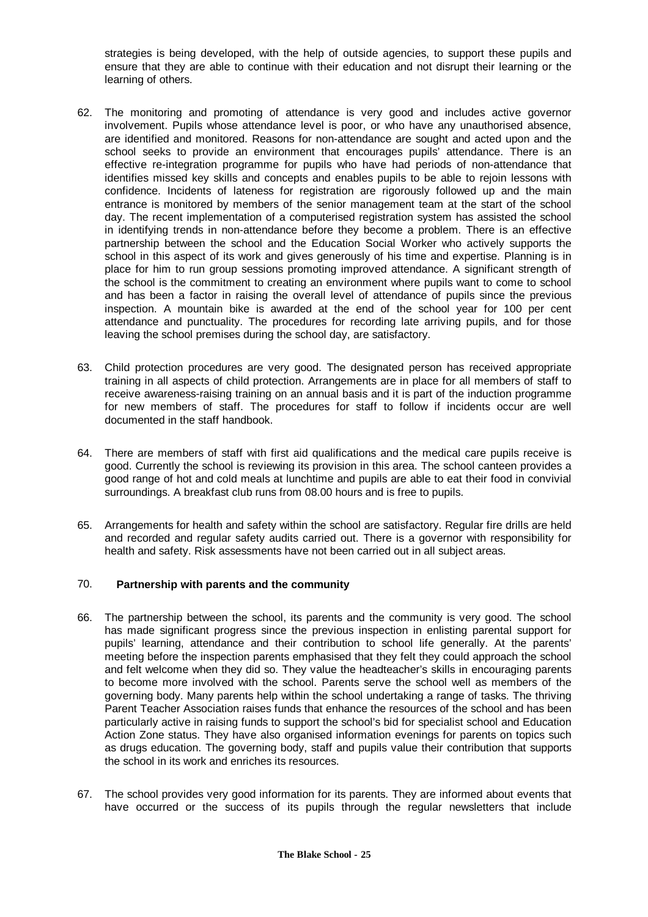strategies is being developed, with the help of outside agencies, to support these pupils and ensure that they are able to continue with their education and not disrupt their learning or the learning of others.

62. The monitoring and promoting of attendance is very good and includes active governor involvement. Pupils whose attendance level is poor, or who have any unauthorised absence, are identified and monitored. Reasons for non-attendance are sought and acted upon and the school seeks to provide an environment that encourages pupils' attendance. There is an effective re-integration programme for pupils who have had periods of non-attendance that identifies missed key skills and concepts and enables pupils to be able to rejoin lessons with confidence. Incidents of lateness for registration are rigorously followed up and the main entrance is monitored by members of the senior management team at the start of the school day. The recent implementation of a computerised registration system has assisted the school in identifying trends in non-attendance before they become a problem. There is an effective partnership between the school and the Education Social Worker who actively supports the school in this aspect of its work and gives generously of his time and expertise. Planning is in place for him to run group sessions promoting improved attendance. A significant strength of the school is the commitment to creating an environment where pupils want to come to school and has been a factor in raising the overall level of attendance of pupils since the previous inspection. A mountain bike is awarded at the end of the school year for 100 per cent attendance and punctuality. The procedures for recording late arriving pupils, and for those leaving the school premises during the school day, are satisfactory.

63. Child protection procedures are very good. The designated person has received appropriate training in all aspects of child protection. Arrangements are in place for all members of staff to receive awareness-raising training on an annual basis and it is part of the induction programme for new members of staff. The procedures for staff to follow if incidents occur are well documented in the staff handbook.

64. There are members of staff with first aid qualifications and the medical care pupils receive is good. Currently the school is reviewing its provision in this area. The school canteen provides a good range of hot and cold meals at lunchtime and pupils are able to eat their food in convivial surroundings. A breakfast club runs from 08.00 hours and is free to pupils.

65. Arrangements for health and safety within the school are satisfactory. Regular fire drills are held and recorded and regular safety audits carried out. There is a governor with responsibility for health and safety. Risk assessments have not been carried out in all subject areas.

## 70. Partnership with parents and the community

66. The partnership between the school, its parents and the community is very good. The school has made significant progress since the previous inspection in enlisting parental support for pupils' learning, attendance and their contribution to school life generally. At the parents' meeting before the inspection parents emphasised that they felt they could approach the school and felt welcome when they did so. They value the headteacher's skills in encouraging parents to become more involved with the school. Parents serve the school well as members of the governing body. Many parents help within the school undertaking a range of tasks. The thriving Parent Teacher Association raises funds that enhance the resources of the school and has been particularly active in raising funds to support the school's bid for specialist school and Education Action Zone status. They have also organised information evenings for parents on topics such as drugs education. The governing body, staff and pupils value their contribution that supports the school in its work and enriches its resources.

67. The school provides very good information for its parents. They are informed about events that have occurred or the success of its pupils through the regular newsletters that include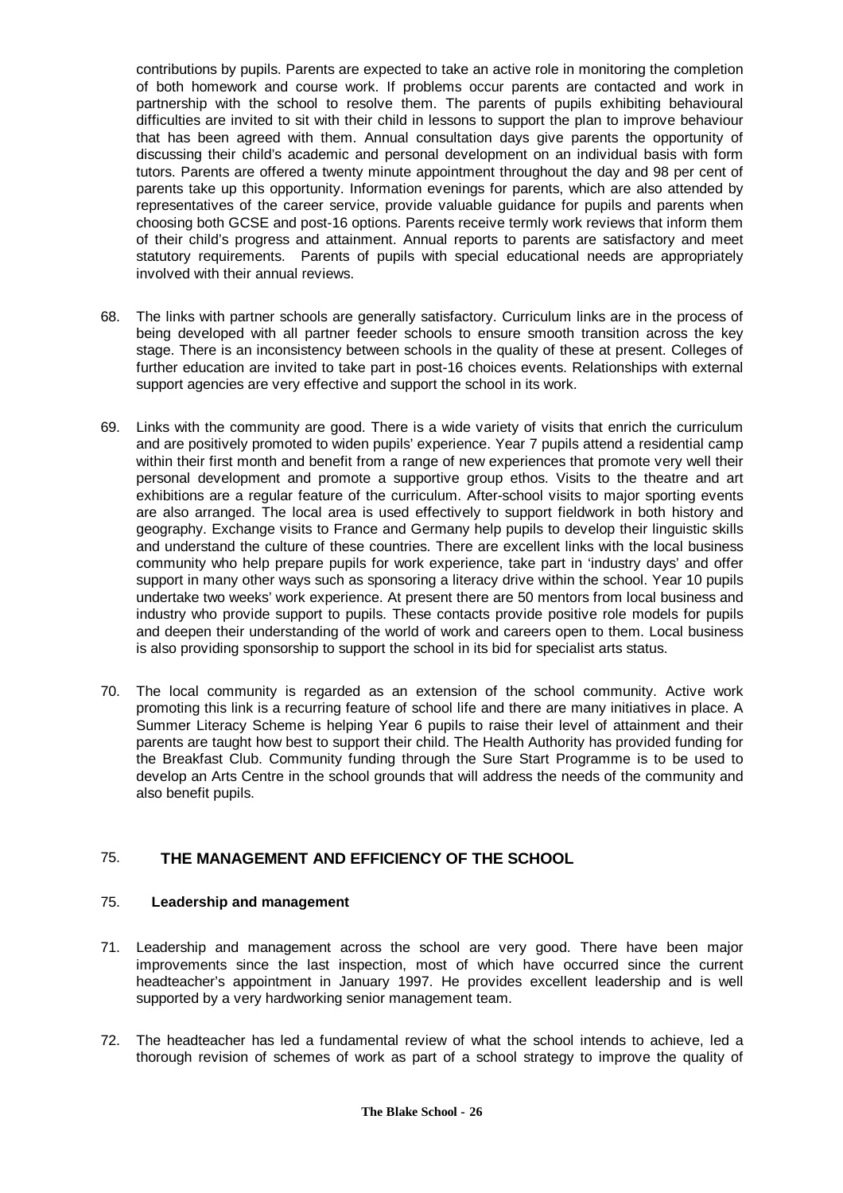contributions by pupils. Parents are expected to take an active role in monitoring the completion of both homework and course work. If problems occur parents are contacted and work in partnership with the school to resolve them. The parents of pupils exhibiting behavioural difficulties are invited to sit with their child in lessons to support the plan to improve behaviour that has been agreed with them. Annual consultation days give parents the opportunity of discussing their child's academic and personal development on an individual basis with form tutors. Parents are offered a twenty minute appointment throughout the day and 98 per cent of parents take up this opportunity. Information evenings for parents, which are also attended by representatives of the career service, provide valuable guidance for pupils and parents when choosing both GCSE and post-16 options. Parents receive termly work reviews that inform them of their child's progress and attainment. Annual reports to parents are satisfactory and meet statutory requirements. Parents of pupils with special educational needs are appropriately involved with their annual reviews.

68. The links with partner schools are generally satisfactory. Curriculum links are in the process of being developed with all partner feeder schools to ensure smooth transition across the key stage. There is an inconsistency between schools in the quality of these at present. Colleges of further education are invited to take part in post-16 choices events. Relationships with external support agencies are very effective and support the school in its work.

69. Links with the community are good. There is a wide variety of visits that enrich the curriculum and are positively promoted to widen pupils' experience. Year 7 pupils attend a residential camp within their first month and benefit from a range of new experiences that promote very well their personal development and promote a supportive group ethos. Visits to the theatre and art exhibitions are a regular feature of the curriculum. After-school visits to major sporting events are also arranged. The local area is used effectively to support fieldwork in both history and geography. Exchange visits to France and Germany help pupils to develop their linguistic skills and understand the culture of these countries. There are excellent links with the local business community who help prepare pupils for work experience, take part in 'industry days' and offer support in many other ways such as sponsoring a literacy drive within the school. Year 10 pupils undertake two weeks' work experience. At present there are 50 mentors from local business and industry who provide support to pupils. These contacts provide positive role models for pupils and deepen their understanding of the world of work and careers open to them. Local business is also providing sponsorship to support the school in its bid for specialist arts status.

70. The local community is regarded as an extension of the school community. Active work promoting this link is a recurring feature of school life and there are many initiatives in place. A Summer Literacy Scheme is helping Year 6 pupils to raise their level of attainment and their parents are taught how best to support their child. The Health Authority has provided funding for the Breakfast Club. Community funding through the Sure Start Programme is to be used to develop an Arts Centre in the school grounds that will address the needs of the community and also benefit pupils.

## 75. THE MANAGEMENT AND EFFICIENCY OF THE SCHOOL

### 75. Leadership and management

71. Leadership and management across the school are very good. There have been major improvements since the last inspection, most of which have occurred since the current headteacher's appointment in January 1997. He provides excellent leadership and is well supported by a very hardworking senior management team.

72. The headteacher has led a fundamental review of what the school intends to achieve, led a thorough revision of schemes of work as part of a school strategy to improve the quality of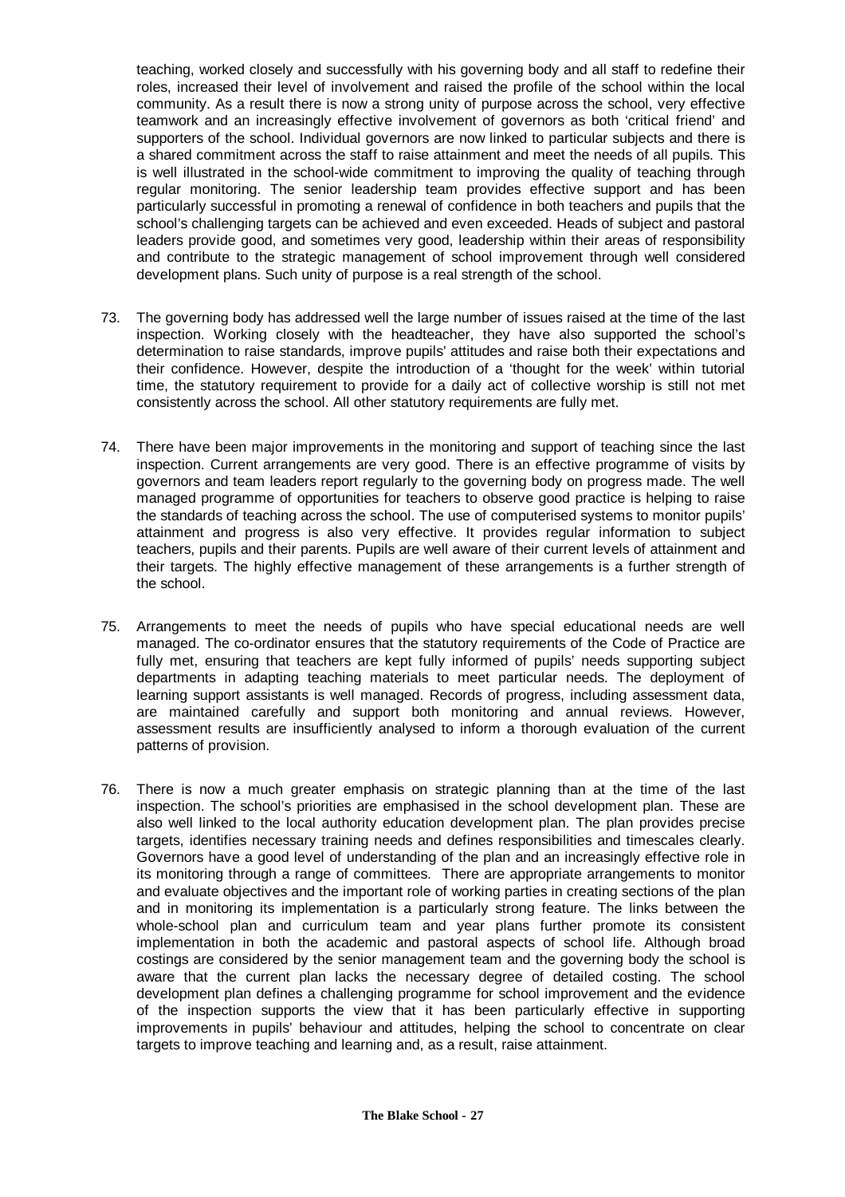teaching, worked closely and successfully with his governing body and all staff to redefine their roles, increased their level of involvement and raised the profile of the school within the local community. As a result there is now a strong unity of purpose across the school, very effective teamwork and an increasingly effective involvement of governors as both 'critical friend' and supporters of the school. Individual governors are now linked to particular subjects and there is a shared commitment across the staff to raise attainment and meet the needs of all pupils. This is well illustrated in the school-wide commitment to improving the quality of teaching through regular monitoring. The senior leadership team provides effective support and has been particularly successful in promoting a renewal of confidence in both teachers and pupils that the school's challenging targets can be achieved and even exceeded. Heads of subject and pastoral leaders provide good, and sometimes very good, leadership within their areas of responsibility and contribute to the strategic management of school improvement through well considered development plans. Such unity of purpose is a real strength of the school.

73. The governing body has addressed well the large number of issues raised at the time of the last inspection. Working closely with the headteacher, they have also supported the school's determination to raise standards, improve pupils' attitudes and raise both their expectations and their confidence. However, despite the introduction of a 'thought for the week' within tutorial time, the statutory requirement to provide for a daily act of collective worship is still not met consistently across the school. All other statutory requirements are fully met.

74. There have been major improvements in the monitoring and support of teaching since the last inspection. Current arrangements are very good. There is an effective programme of visits by governors and team leaders report regularly to the governing body on progress made. The well managed programme of opportunities for teachers to observe good practice is helping to raise the standards of teaching across the school. The use of computerised systems to monitor pupils' attainment and progress is also very effective. It provides regular information to subject teachers, pupils and their parents. Pupils are well aware of their current levels of attainment and their targets. The highly effective management of these arrangements is a further strength of the school.

75. Arrangements to meet the needs of pupils who have special educational needs are well managed. The co-ordinator ensures that the statutory requirements of the Code of Practice are fully met, ensuring that teachers are kept fully informed of pupils' needs supporting subject departments in adapting teaching materials to meet particular needs. The deployment of learning support assistants is well managed. Records of progress, including assessment data, are maintained carefully and support both monitoring and annual reviews. However, assessment results are insufficiently analysed to inform a thorough evaluation of the current patterns of provision.

76. There is now a much greater emphasis on strategic planning than at the time of the last inspection. The school's priorities are emphasised in the school development plan. These are also well linked to the local authority education development plan. The plan provides precise targets, identifies necessary training needs and defines responsibilities and timescales clearly. Governors have a good level of understanding of the plan and an increasingly effective role in its monitoring through a range of committees. There are appropriate arrangements to monitor and evaluate objectives and the important role of working parties in creating sections of the plan and in monitoring its implementation is a particularly strong feature. The links between the whole-school plan and curriculum team and year plans further promote its consistent implementation in both the academic and pastoral aspects of school life. Although broad costings are considered by the senior management team and the governing body the school is aware that the current plan lacks the necessary degree of detailed costing. The school development plan defines a challenging programme for school improvement and the evidence of the inspection supports the view that it has been particularly effective in supporting improvements in pupils' behaviour and attitudes, helping the school to concentrate on clear targets to improve teaching and learning and, as a result, raise attainment.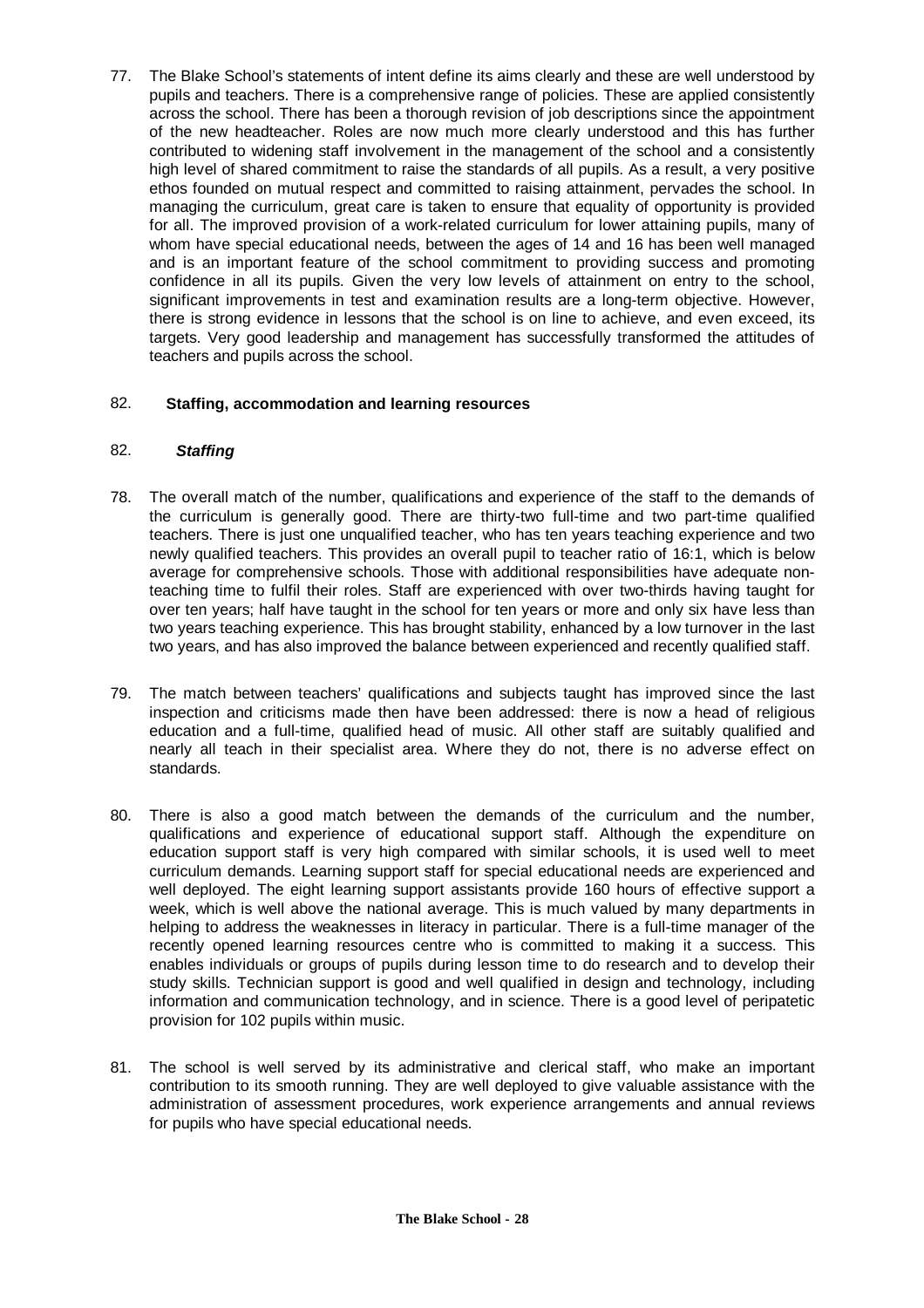77. The Blake School's statements of intent define its aims clearly and these are well understood by pupils and teachers. There is a comprehensive range of policies. These are applied consistently across the school. There has been a thorough revision of job descriptions since the appointment of the new headteacher. Roles are now much more clearly understood and this has further contributed to widening staff involvement in the management of the school and a consistently high level of shared commitment to raise the standards of all pupils. As a result, a very positive ethos founded on mutual respect and committed to raising attainment, pervades the school. In managing the curriculum, great care is taken to ensure that equality of opportunity is provided for all. The improved provision of a work-related curriculum for lower attaining pupils, many of whom have special educational needs, between the ages of 14 and 16 has been well managed and is an important feature of the school commitment to providing success and promoting confidence in all its pupils. Given the very low levels of attainment on entry to the school, significant improvements in test and examination results are a long-term objective. However, there is strong evidence in lessons that the school is on line to achieve, and even exceed, its targets. Very good leadership and management has successfully transformed the attitudes of teachers and pupils across the school.

## 82. **Staffing, accommodation and learning resources**

### 82. ***Staffing***

78. The overall match of the number, qualifications and experience of the staff to the demands of the curriculum is generally good. There are thirty-two full-time and two part-time qualified teachers. There is just one unqualified teacher, who has ten years teaching experience and two newly qualified teachers. This provides an overall pupil to teacher ratio of 16:1, which is below average for comprehensive schools. Those with additional responsibilities have adequate non-teaching time to fulfil their roles. Staff are experienced with over two-thirds having taught for over ten years; half have taught in the school for ten years or more and only six have less than two years teaching experience. This has brought stability, enhanced by a low turnover in the last two years, and has also improved the balance between experienced and recently qualified staff.

79. The match between teachers' qualifications and subjects taught has improved since the last inspection and criticisms made then have been addressed: there is now a head of religious education and a full-time, qualified head of music. All other staff are suitably qualified and nearly all teach in their specialist area. Where they do not, there is no adverse effect on standards.

80. There is also a good match between the demands of the curriculum and the number, qualifications and experience of educational support staff. Although the expenditure on education support staff is very high compared with similar schools, it is used well to meet curriculum demands. Learning support staff for special educational needs are experienced and well deployed. The eight learning support assistants provide 160 hours of effective support a week, which is well above the national average. This is much valued by many departments in helping to address the weaknesses in literacy in particular. There is a full-time manager of the recently opened learning resources centre who is committed to making it a success. This enables individuals or groups of pupils during lesson time to do research and to develop their study skills. Technician support is good and well qualified in design and technology, including information and communication technology, and in science. There is a good level of peripatetic provision for 102 pupils within music.

81. The school is well served by its administrative and clerical staff, who make an important contribution to its smooth running. They are well deployed to give valuable assistance with the administration of assessment procedures, work experience arrangements and annual reviews for pupils who have special educational needs.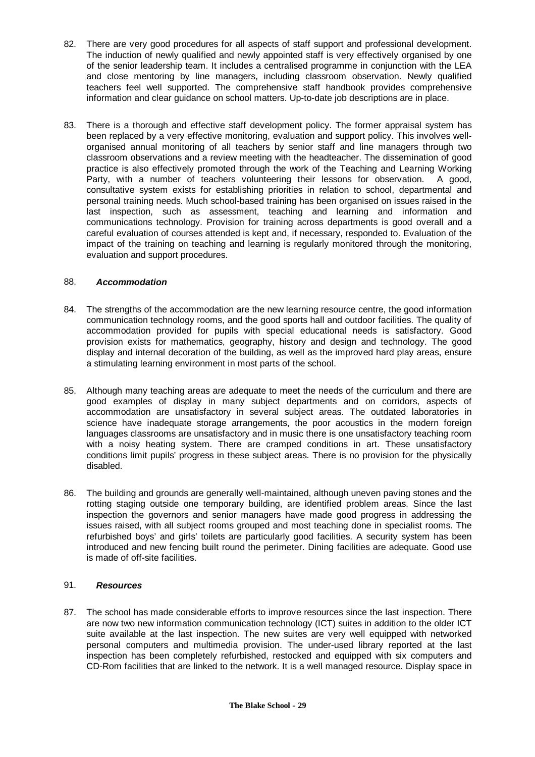82. There are very good procedures for all aspects of staff support and professional development. The induction of newly qualified and newly appointed staff is very effectively organised by one of the senior leadership team. It includes a centralised programme in conjunction with the LEA and close mentoring by line managers, including classroom observation. Newly qualified teachers feel well supported. The comprehensive staff handbook provides comprehensive information and clear guidance on school matters. Up-to-date job descriptions are in place.

83. There is a thorough and effective staff development policy. The former appraisal system has been replaced by a very effective monitoring, evaluation and support policy. This involves well-organised annual monitoring of all teachers by senior staff and line managers through two classroom observations and a review meeting with the headteacher. The dissemination of good practice is also effectively promoted through the work of the Teaching and Learning Working Party, with a number of teachers volunteering their lessons for observation. A good, consultative system exists for establishing priorities in relation to school, departmental and personal training needs. Much school-based training has been organised on issues raised in the last inspection, such as assessment, teaching and learning and information and communications technology. Provision for training across departments is good overall and a careful evaluation of courses attended is kept and, if necessary, responded to. Evaluation of the impact of the training on teaching and learning is regularly monitored through the monitoring, evaluation and support procedures.

88. ***Accommodation***

84. The strengths of the accommodation are the new learning resource centre, the good information communication technology rooms, and the good sports hall and outdoor facilities. The quality of accommodation provided for pupils with special educational needs is satisfactory. Good provision exists for mathematics, geography, history and design and technology. The good display and internal decoration of the building, as well as the improved hard play areas, ensure a stimulating learning environment in most parts of the school.

85. Although many teaching areas are adequate to meet the needs of the curriculum and there are good examples of display in many subject departments and on corridors, aspects of accommodation are unsatisfactory in several subject areas. The outdated laboratories in science have inadequate storage arrangements, the poor acoustics in the modern foreign languages classrooms are unsatisfactory and in music there is one unsatisfactory teaching room with a noisy heating system. There are cramped conditions in art. These unsatisfactory conditions limit pupils' progress in these subject areas. There is no provision for the physically disabled.

86. The building and grounds are generally well-maintained, although uneven paving stones and the rotting staging outside one temporary building, are identified problem areas. Since the last inspection the governors and senior managers have made good progress in addressing the issues raised, with all subject rooms grouped and most teaching done in specialist rooms. The refurbished boys' and girls' toilets are particularly good facilities. A security system has been introduced and new fencing built round the perimeter. Dining facilities are adequate. Good use is made of off-site facilities.

91. ***Resources***

87. The school has made considerable efforts to improve resources since the last inspection. There are now two new information communication technology (ICT) suites in addition to the older ICT suite available at the last inspection. The new suites are very well equipped with networked personal computers and multimedia provision. The under-used library reported at the last inspection has been completely refurbished, restocked and equipped with six computers and CD-Rom facilities that are linked to the network. It is a well managed resource. Display space in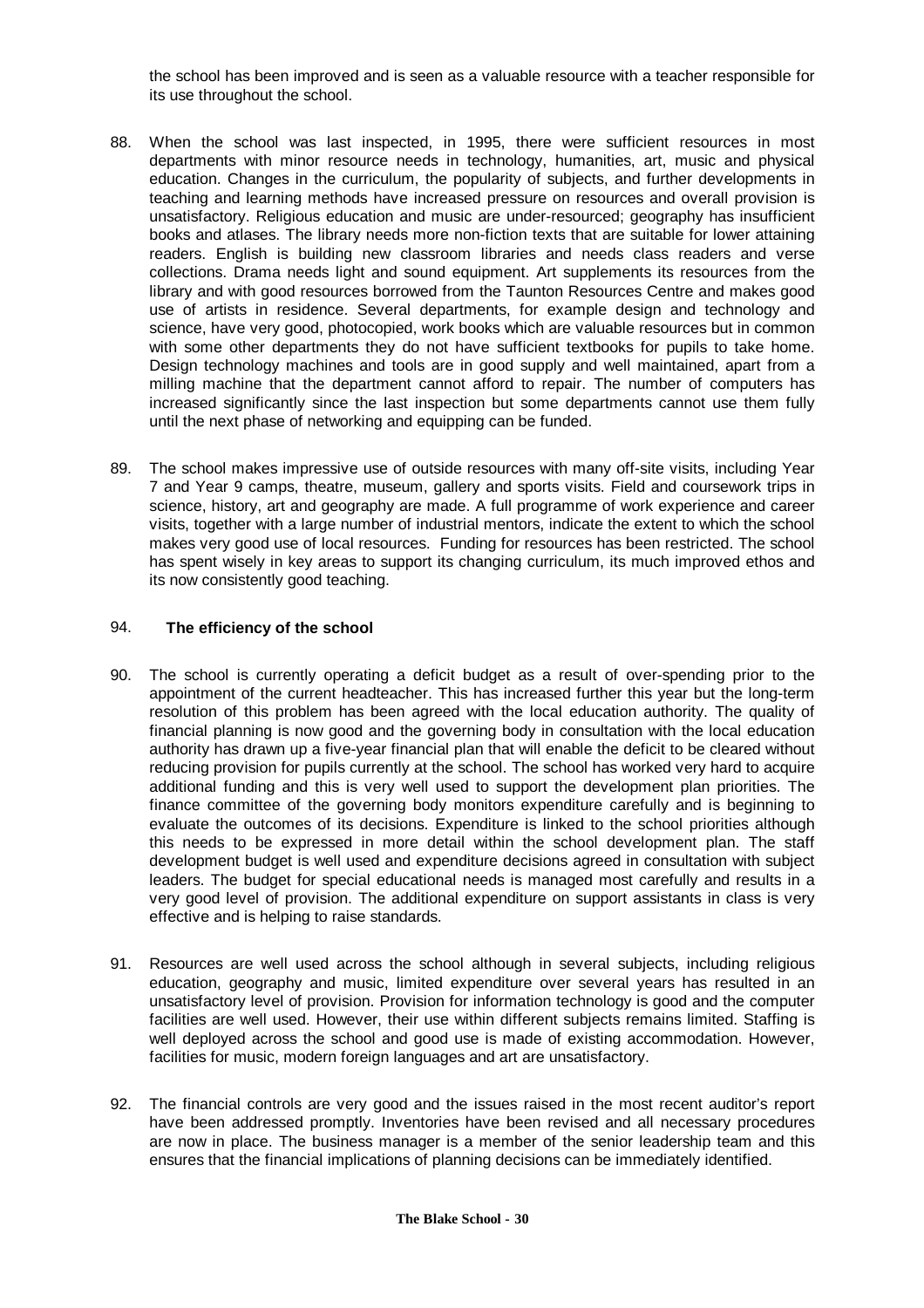the school has been improved and is seen as a valuable resource with a teacher responsible for its use throughout the school.

88. When the school was last inspected, in 1995, there were sufficient resources in most departments with minor resource needs in technology, humanities, art, music and physical education. Changes in the curriculum, the popularity of subjects, and further developments in teaching and learning methods have increased pressure on resources and overall provision is unsatisfactory. Religious education and music are under-resourced; geography has insufficient books and atlases. The library needs more non-fiction texts that are suitable for lower attaining readers. English is building new classroom libraries and needs class readers and verse collections. Drama needs light and sound equipment. Art supplements its resources from the library and with good resources borrowed from the Taunton Resources Centre and makes good use of artists in residence. Several departments, for example design and technology and science, have very good, photocopied, work books which are valuable resources but in common with some other departments they do not have sufficient textbooks for pupils to take home. Design technology machines and tools are in good supply and well maintained, apart from a milling machine that the department cannot afford to repair. The number of computers has increased significantly since the last inspection but some departments cannot use them fully until the next phase of networking and equipping can be funded.

89. The school makes impressive use of outside resources with many off-site visits, including Year 7 and Year 9 camps, theatre, museum, gallery and sports visits. Field and coursework trips in science, history, art and geography are made. A full programme of work experience and career visits, together with a large number of industrial mentors, indicate the extent to which the school makes very good use of local resources. Funding for resources has been restricted. The school has spent wisely in key areas to support its changing curriculum, its much improved ethos and its now consistently good teaching.

### 94. **The efficiency of the school**

90. The school is currently operating a deficit budget as a result of over-spending prior to the appointment of the current headteacher. This has increased further this year but the long-term resolution of this problem has been agreed with the local education authority. The quality of financial planning is now good and the governing body in consultation with the local education authority has drawn up a five-year financial plan that will enable the deficit to be cleared without reducing provision for pupils currently at the school. The school has worked very hard to acquire additional funding and this is very well used to support the development plan priorities. The finance committee of the governing body monitors expenditure carefully and is beginning to evaluate the outcomes of its decisions. Expenditure is linked to the school priorities although this needs to be expressed in more detail within the school development plan. The staff development budget is well used and expenditure decisions agreed in consultation with subject leaders. The budget for special educational needs is managed most carefully and results in a very good level of provision. The additional expenditure on support assistants in class is very effective and is helping to raise standards.

91. Resources are well used across the school although in several subjects, including religious education, geography and music, limited expenditure over several years has resulted in an unsatisfactory level of provision. Provision for information technology is good and the computer facilities are well used. However, their use within different subjects remains limited. Staffing is well deployed across the school and good use is made of existing accommodation. However, facilities for music, modern foreign languages and art are unsatisfactory.

92. The financial controls are very good and the issues raised in the most recent auditor's report have been addressed promptly. Inventories have been revised and all necessary procedures are now in place. The business manager is a member of the senior leadership team and this ensures that the financial implications of planning decisions can be immediately identified.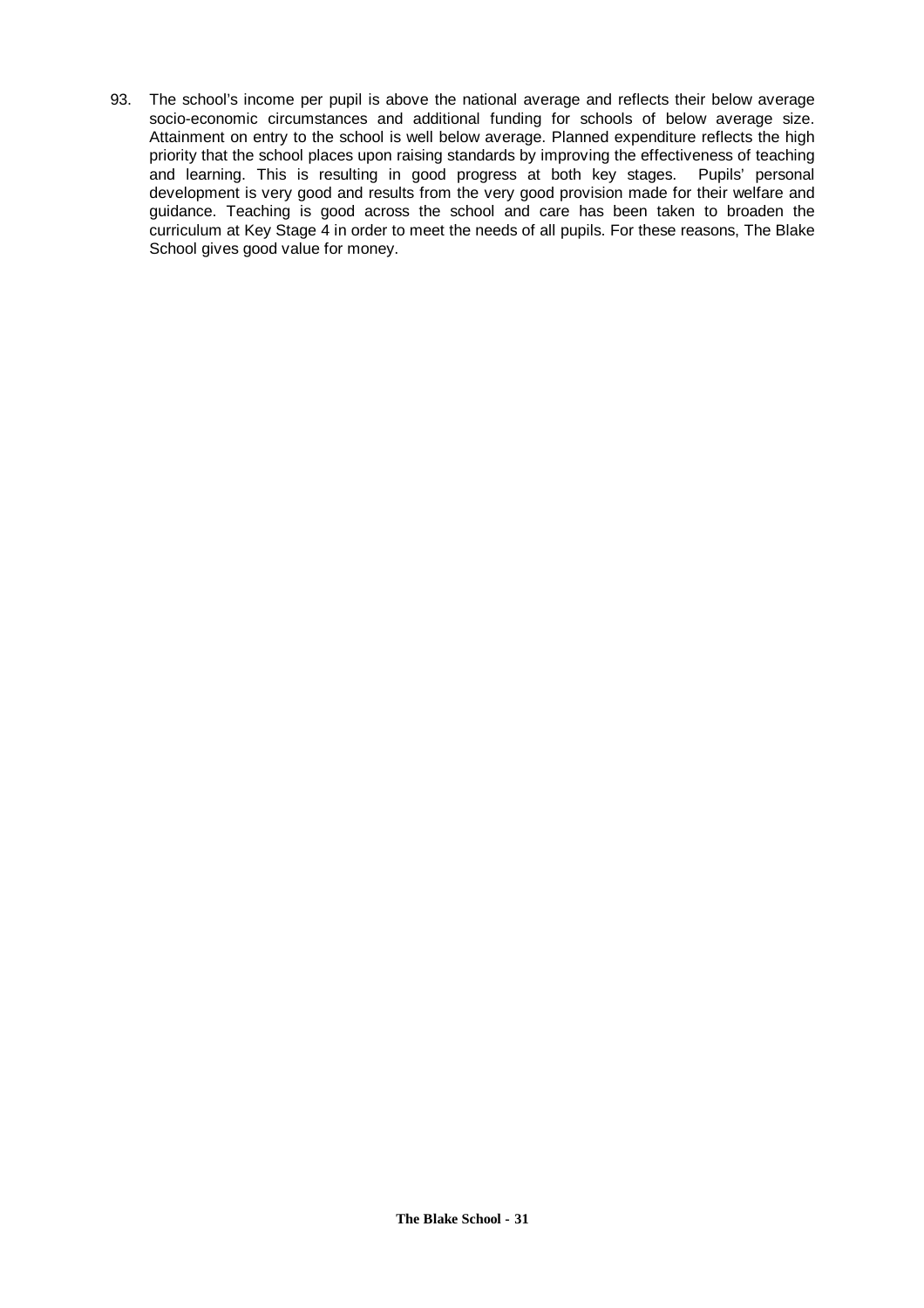93. The school's income per pupil is above the national average and reflects their below average socio-economic circumstances and additional funding for schools of below average size. Attainment on entry to the school is well below average. Planned expenditure reflects the high priority that the school places upon raising standards by improving the effectiveness of teaching and learning. This is resulting in good progress at both key stages. Pupils' personal development is very good and results from the very good provision made for their welfare and guidance. Teaching is good across the school and care has been taken to broaden the curriculum at Key Stage 4 in order to meet the needs of all pupils. For these reasons, The Blake School gives good value for money.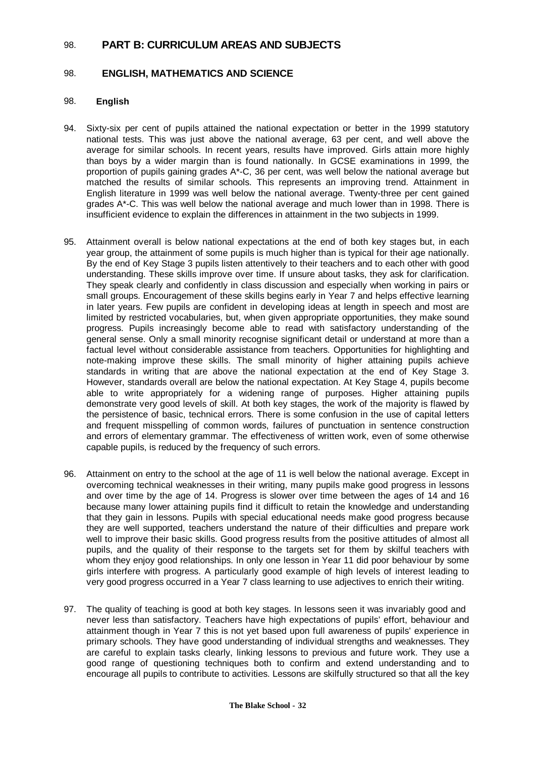98. **PART B: CURRICULUM AREAS AND SUBJECTS**

98. **ENGLISH, MATHEMATICS AND SCIENCE**

98. **English**

94. Sixty-six per cent of pupils attained the national expectation or better in the 1999 statutory national tests. This was just above the national average, 63 per cent, and well above the average for similar schools. In recent years, results have improved. Girls attain more highly than boys by a wider margin than is found nationally. In GCSE examinations in 1999, the proportion of pupils gaining grades A*-C, 36 per cent, was well below the national average but matched the results of similar schools. This represents an improving trend. Attainment in English literature in 1999 was well below the national average. Twenty-three per cent gained grades A*-C. This was well below the national average and much lower than in 1998. There is insufficient evidence to explain the differences in attainment in the two subjects in 1999.

95. Attainment overall is below national expectations at the end of both key stages but, in each year group, the attainment of some pupils is much higher than is typical for their age nationally. By the end of Key Stage 3 pupils listen attentively to their teachers and to each other with good understanding. These skills improve over time. If unsure about tasks, they ask for clarification. They speak clearly and confidently in class discussion and especially when working in pairs or small groups. Encouragement of these skills begins early in Year 7 and helps effective learning in later years. Few pupils are confident in developing ideas at length in speech and most are limited by restricted vocabularies, but, when given appropriate opportunities, they make sound progress. Pupils increasingly become able to read with satisfactory understanding of the general sense. Only a small minority recognise significant detail or understand at more than a factual level without considerable assistance from teachers. Opportunities for highlighting and note-making improve these skills. The small minority of higher attaining pupils achieve standards in writing that are above the national expectation at the end of Key Stage 3. However, standards overall are below the national expectation. At Key Stage 4, pupils become able to write appropriately for a widening range of purposes. Higher attaining pupils demonstrate very good levels of skill. At both key stages, the work of the majority is flawed by the persistence of basic, technical errors. There is some confusion in the use of capital letters and frequent misspelling of common words, failures of punctuation in sentence construction and errors of elementary grammar. The effectiveness of written work, even of some otherwise capable pupils, is reduced by the frequency of such errors.

96. Attainment on entry to the school at the age of 11 is well below the national average. Except in overcoming technical weaknesses in their writing, many pupils make good progress in lessons and over time by the age of 14. Progress is slower over time between the ages of 14 and 16 because many lower attaining pupils find it difficult to retain the knowledge and understanding that they gain in lessons. Pupils with special educational needs make good progress because they are well supported, teachers understand the nature of their difficulties and prepare work well to improve their basic skills. Good progress results from the positive attitudes of almost all pupils, and the quality of their response to the targets set for them by skilful teachers with whom they enjoy good relationships. In only one lesson in Year 11 did poor behaviour by some girls interfere with progress. A particularly good example of high levels of interest leading to very good progress occurred in a Year 7 class learning to use adjectives to enrich their writing.

97. The quality of teaching is good at both key stages. In lessons seen it was invariably good and never less than satisfactory. Teachers have high expectations of pupils' effort, behaviour and attainment though in Year 7 this is not yet based upon full awareness of pupils' experience in primary schools. They have good understanding of individual strengths and weaknesses. They are careful to explain tasks clearly, linking lessons to previous and future work. They use a good range of questioning techniques both to confirm and extend understanding and to encourage all pupils to contribute to activities. Lessons are skilfully structured so that all the key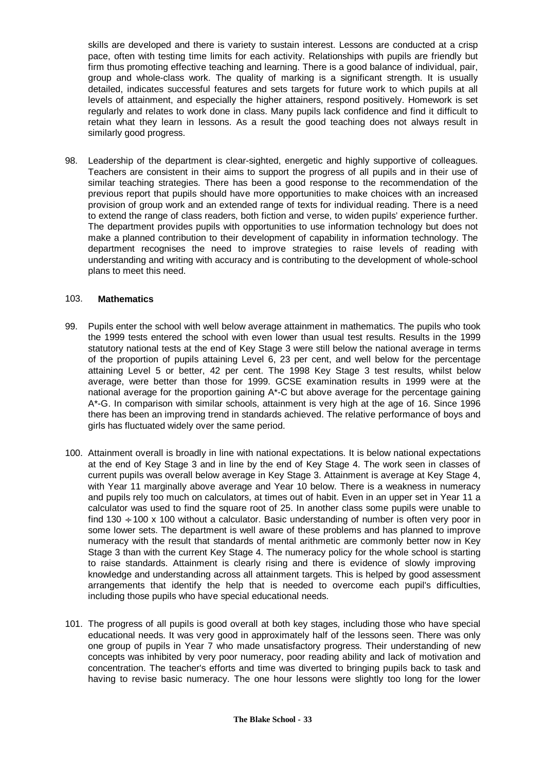skills are developed and there is variety to sustain interest. Lessons are conducted at a crisp pace, often with testing time limits for each activity. Relationships with pupils are friendly but firm thus promoting effective teaching and learning. There is a good balance of individual, pair, group and whole-class work. The quality of marking is a significant strength. It is usually detailed, indicates successful features and sets targets for future work to which pupils at all levels of attainment, and especially the higher attainers, respond positively. Homework is set regularly and relates to work done in class. Many pupils lack confidence and find it difficult to retain what they learn in lessons. As a result the good teaching does not always result in similarly good progress.

98. Leadership of the department is clear-sighted, energetic and highly supportive of colleagues. Teachers are consistent in their aims to support the progress of all pupils and in their use of similar teaching strategies. There has been a good response to the recommendation of the previous report that pupils should have more opportunities to make choices with an increased provision of group work and an extended range of texts for individual reading. There is a need to extend the range of class readers, both fiction and verse, to widen pupils' experience further. The department provides pupils with opportunities to use information technology but does not make a planned contribution to their development of capability in information technology. The department recognises the need to improve strategies to raise levels of reading with understanding and writing with accuracy and is contributing to the development of whole-school plans to meet this need.

### 103. **Mathematics**

99. Pupils enter the school with well below average attainment in mathematics. The pupils who took the 1999 tests entered the school with even lower than usual test results. Results in the 1999 statutory national tests at the end of Key Stage 3 were still below the national average in terms of the proportion of pupils attaining Level 6, 23 per cent, and well below for the percentage attaining Level 5 or better, 42 per cent. The 1998 Key Stage 3 test results, whilst below average, were better than those for 1999. GCSE examination results in 1999 were at the national average for the proportion gaining A*-C but above average for the percentage gaining A*-G. In comparison with similar schools, attainment is very high at the age of 16. Since 1996 there has been an improving trend in standards achieved. The relative performance of boys and girls has fluctuated widely over the same period.

100. Attainment overall is broadly in line with national expectations. It is below national expectations at the end of Key Stage 3 and in line by the end of Key Stage 4. The work seen in classes of current pupils was overall below average in Key Stage 3. Attainment is average at Key Stage 4, with Year 11 marginally above average and Year 10 below. There is a weakness in numeracy and pupils rely too much on calculators, at times out of habit. Even in an upper set in Year 11 a calculator was used to find the square root of 25. In another class some pupils were unable to find 130 ÷ 100 x 100 without a calculator. Basic understanding of number is often very poor in some lower sets. The department is well aware of these problems and has planned to improve numeracy with the result that standards of mental arithmetic are commonly better now in Key Stage 3 than with the current Key Stage 4. The numeracy policy for the whole school is starting to raise standards. Attainment is clearly rising and there is evidence of slowly improving knowledge and understanding across all attainment targets. This is helped by good assessment arrangements that identify the help that is needed to overcome each pupil's difficulties, including those pupils who have special educational needs.

101. The progress of all pupils is good overall at both key stages, including those who have special educational needs. It was very good in approximately half of the lessons seen. There was only one group of pupils in Year 7 who made unsatisfactory progress. Their understanding of new concepts was inhibited by very poor numeracy, poor reading ability and lack of motivation and concentration. The teacher's efforts and time was diverted to bringing pupils back to task and having to revise basic numeracy. The one hour lessons were slightly too long for the lower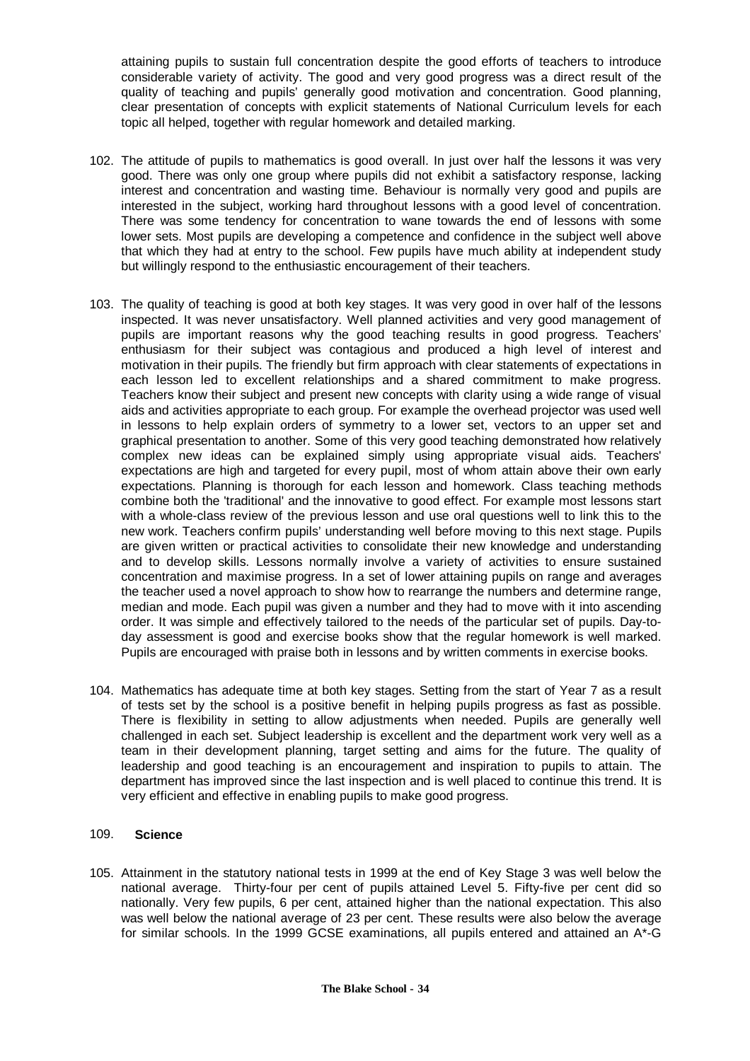attaining pupils to sustain full concentration despite the good efforts of teachers to introduce considerable variety of activity. The good and very good progress was a direct result of the quality of teaching and pupils' generally good motivation and concentration. Good planning, clear presentation of concepts with explicit statements of National Curriculum levels for each topic all helped, together with regular homework and detailed marking.

102. The attitude of pupils to mathematics is good overall. In just over half the lessons it was very good. There was only one group where pupils did not exhibit a satisfactory response, lacking interest and concentration and wasting time. Behaviour is normally very good and pupils are interested in the subject, working hard throughout lessons with a good level of concentration. There was some tendency for concentration to wane towards the end of lessons with some lower sets. Most pupils are developing a competence and confidence in the subject well above that which they had at entry to the school. Few pupils have much ability at independent study but willingly respond to the enthusiastic encouragement of their teachers.

103. The quality of teaching is good at both key stages. It was very good in over half of the lessons inspected. It was never unsatisfactory. Well planned activities and very good management of pupils are important reasons why the good teaching results in good progress. Teachers' enthusiasm for their subject was contagious and produced a high level of interest and motivation in their pupils. The friendly but firm approach with clear statements of expectations in each lesson led to excellent relationships and a shared commitment to make progress. Teachers know their subject and present new concepts with clarity using a wide range of visual aids and activities appropriate to each group. For example the overhead projector was used well in lessons to help explain orders of symmetry to a lower set, vectors to an upper set and graphical presentation to another. Some of this very good teaching demonstrated how relatively complex new ideas can be explained simply using appropriate visual aids. Teachers' expectations are high and targeted for every pupil, most of whom attain above their own early expectations. Planning is thorough for each lesson and homework. Class teaching methods combine both the 'traditional' and the innovative to good effect. For example most lessons start with a whole-class review of the previous lesson and use oral questions well to link this to the new work. Teachers confirm pupils' understanding well before moving to this next stage. Pupils are given written or practical activities to consolidate their new knowledge and understanding and to develop skills. Lessons normally involve a variety of activities to ensure sustained concentration and maximise progress. In a set of lower attaining pupils on range and averages the teacher used a novel approach to show how to rearrange the numbers and determine range, median and mode. Each pupil was given a number and they had to move with it into ascending order. It was simple and effectively tailored to the needs of the particular set of pupils. Day-to-day assessment is good and exercise books show that the regular homework is well marked. Pupils are encouraged with praise both in lessons and by written comments in exercise books.

104. Mathematics has adequate time at both key stages. Setting from the start of Year 7 as a result of tests set by the school is a positive benefit in helping pupils progress as fast as possible. There is flexibility in setting to allow adjustments when needed. Pupils are generally well challenged in each set. Subject leadership is excellent and the department work very well as a team in their development planning, target setting and aims for the future. The quality of leadership and good teaching is an encouragement and inspiration to pupils to attain. The department has improved since the last inspection and is well placed to continue this trend. It is very efficient and effective in enabling pupils to make good progress.

109. **Science**

105. Attainment in the statutory national tests in 1999 at the end of Key Stage 3 was well below the national average. Thirty-four per cent of pupils attained Level 5. Fifty-five per cent did so nationally. Very few pupils, 6 per cent, attained higher than the national expectation. This also was well below the national average of 23 per cent. These results were also below the average for similar schools. In the 1999 GCSE examinations, all pupils entered and attained an A*-G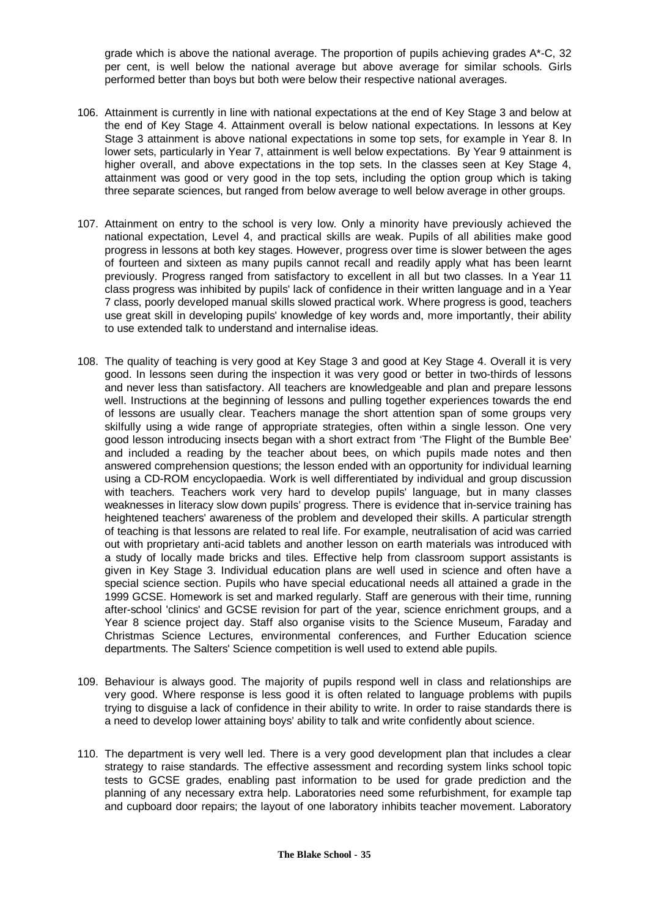grade which is above the national average. The proportion of pupils achieving grades A*-C, 32 per cent, is well below the national average but above average for similar schools. Girls performed better than boys but both were below their respective national averages.

106. Attainment is currently in line with national expectations at the end of Key Stage 3 and below at the end of Key Stage 4. Attainment overall is below national expectations. In lessons at Key Stage 3 attainment is above national expectations in some top sets, for example in Year 8. In lower sets, particularly in Year 7, attainment is well below expectations. By Year 9 attainment is higher overall, and above expectations in the top sets. In the classes seen at Key Stage 4, attainment was good or very good in the top sets, including the option group which is taking three separate sciences, but ranged from below average to well below average in other groups.

107. Attainment on entry to the school is very low. Only a minority have previously achieved the national expectation, Level 4, and practical skills are weak. Pupils of all abilities make good progress in lessons at both key stages. However, progress over time is slower between the ages of fourteen and sixteen as many pupils cannot recall and readily apply what has been learnt previously. Progress ranged from satisfactory to excellent in all but two classes. In a Year 11 class progress was inhibited by pupils' lack of confidence in their written language and in a Year 7 class, poorly developed manual skills slowed practical work. Where progress is good, teachers use great skill in developing pupils' knowledge of key words and, more importantly, their ability to use extended talk to understand and internalise ideas.

108. The quality of teaching is very good at Key Stage 3 and good at Key Stage 4. Overall it is very good. In lessons seen during the inspection it was very good or better in two-thirds of lessons and never less than satisfactory. All teachers are knowledgeable and plan and prepare lessons well. Instructions at the beginning of lessons and pulling together experiences towards the end of lessons are usually clear. Teachers manage the short attention span of some groups very skilfully using a wide range of appropriate strategies, often within a single lesson. One very good lesson introducing insects began with a short extract from 'The Flight of the Bumble Bee' and included a reading by the teacher about bees, on which pupils made notes and then answered comprehension questions; the lesson ended with an opportunity for individual learning using a CD-ROM encyclopaedia. Work is well differentiated by individual and group discussion with teachers. Teachers work very hard to develop pupils' language, but in many classes weaknesses in literacy slow down pupils' progress. There is evidence that in-service training has heightened teachers' awareness of the problem and developed their skills. A particular strength of teaching is that lessons are related to real life. For example, neutralisation of acid was carried out with proprietary anti-acid tablets and another lesson on earth materials was introduced with a study of locally made bricks and tiles. Effective help from classroom support assistants is given in Key Stage 3. Individual education plans are well used in science and often have a special science section. Pupils who have special educational needs all attained a grade in the 1999 GCSE. Homework is set and marked regularly. Staff are generous with their time, running after-school 'clinics' and GCSE revision for part of the year, science enrichment groups, and a Year 8 science project day. Staff also organise visits to the Science Museum, Faraday and Christmas Science Lectures, environmental conferences, and Further Education science departments. The Salters' Science competition is well used to extend able pupils.

109. Behaviour is always good. The majority of pupils respond well in class and relationships are very good. Where response is less good it is often related to language problems with pupils trying to disguise a lack of confidence in their ability to write. In order to raise standards there is a need to develop lower attaining boys' ability to talk and write confidently about science.

110. The department is very well led. There is a very good development plan that includes a clear strategy to raise standards. The effective assessment and recording system links school topic tests to GCSE grades, enabling past information to be used for grade prediction and the planning of any necessary extra help. Laboratories need some refurbishment, for example tap and cupboard door repairs; the layout of one laboratory inhibits teacher movement. Laboratory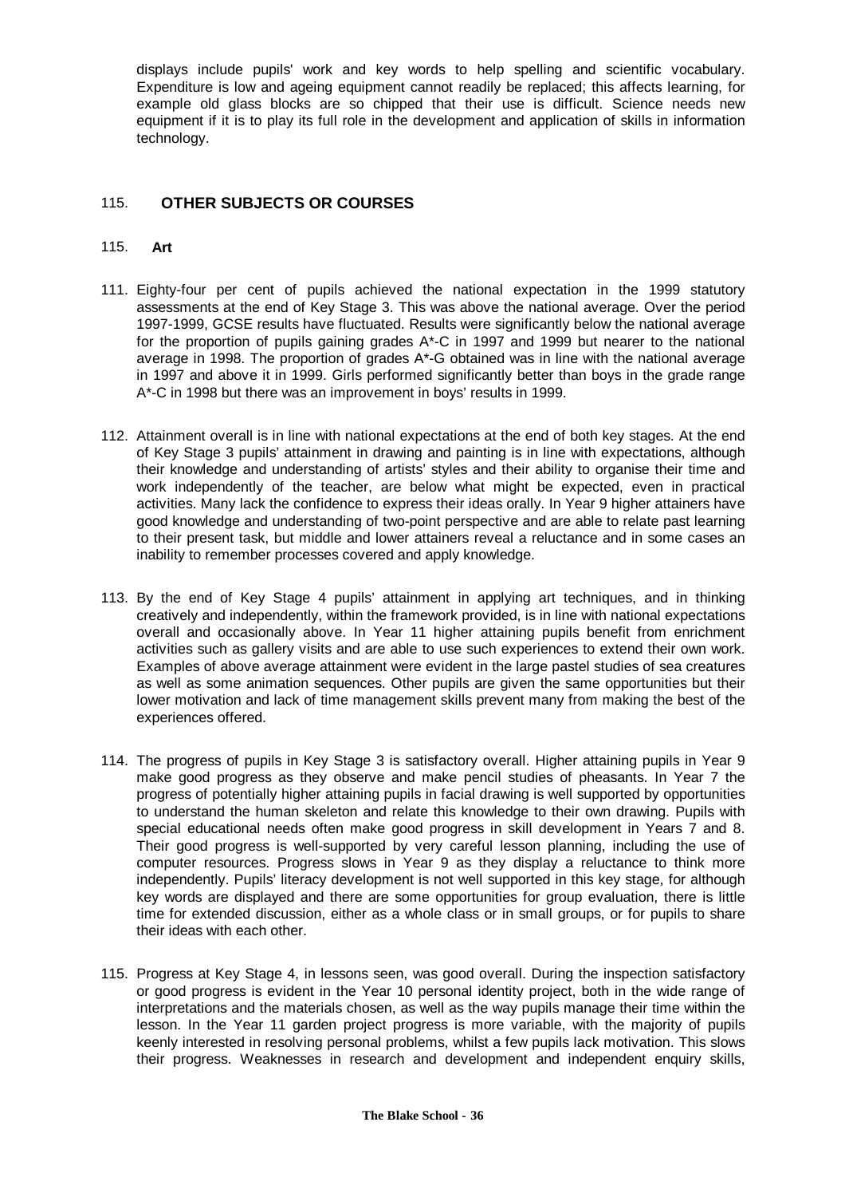displays include pupils' work and key words to help spelling and scientific vocabulary. Expenditure is low and ageing equipment cannot readily be replaced; this affects learning, for example old glass blocks are so chipped that their use is difficult. Science needs new equipment if it is to play its full role in the development and application of skills in information technology.

## 115. OTHER SUBJECTS OR COURSES

### 115. Art

111. Eighty-four per cent of pupils achieved the national expectation in the 1999 statutory assessments at the end of Key Stage 3. This was above the national average. Over the period 1997-1999, GCSE results have fluctuated. Results were significantly below the national average for the proportion of pupils gaining grades A*-C in 1997 and 1999 but nearer to the national average in 1998. The proportion of grades A*-G obtained was in line with the national average in 1997 and above it in 1999. Girls performed significantly better than boys in the grade range A*-C in 1998 but there was an improvement in boys' results in 1999.

112. Attainment overall is in line with national expectations at the end of both key stages. At the end of Key Stage 3 pupils' attainment in drawing and painting is in line with expectations, although their knowledge and understanding of artists' styles and their ability to organise their time and work independently of the teacher, are below what might be expected, even in practical activities. Many lack the confidence to express their ideas orally. In Year 9 higher attainers have good knowledge and understanding of two-point perspective and are able to relate past learning to their present task, but middle and lower attainers reveal a reluctance and in some cases an inability to remember processes covered and apply knowledge.

113. By the end of Key Stage 4 pupils' attainment in applying art techniques, and in thinking creatively and independently, within the framework provided, is in line with national expectations overall and occasionally above. In Year 11 higher attaining pupils benefit from enrichment activities such as gallery visits and are able to use such experiences to extend their own work. Examples of above average attainment were evident in the large pastel studies of sea creatures as well as some animation sequences. Other pupils are given the same opportunities but their lower motivation and lack of time management skills prevent many from making the best of the experiences offered.

114. The progress of pupils in Key Stage 3 is satisfactory overall. Higher attaining pupils in Year 9 make good progress as they observe and make pencil studies of pheasants. In Year 7 the progress of potentially higher attaining pupils in facial drawing is well supported by opportunities to understand the human skeleton and relate this knowledge to their own drawing. Pupils with special educational needs often make good progress in skill development in Years 7 and 8. Their good progress is well-supported by very careful lesson planning, including the use of computer resources. Progress slows in Year 9 as they display a reluctance to think more independently. Pupils' literacy development is not well supported in this key stage, for although key words are displayed and there are some opportunities for group evaluation, there is little time for extended discussion, either as a whole class or in small groups, or for pupils to share their ideas with each other.

115. Progress at Key Stage 4, in lessons seen, was good overall. During the inspection satisfactory or good progress is evident in the Year 10 personal identity project, both in the wide range of interpretations and the materials chosen, as well as the way pupils manage their time within the lesson. In the Year 11 garden project progress is more variable, with the majority of pupils keenly interested in resolving personal problems, whilst a few pupils lack motivation. This slows their progress. Weaknesses in research and development and independent enquiry skills,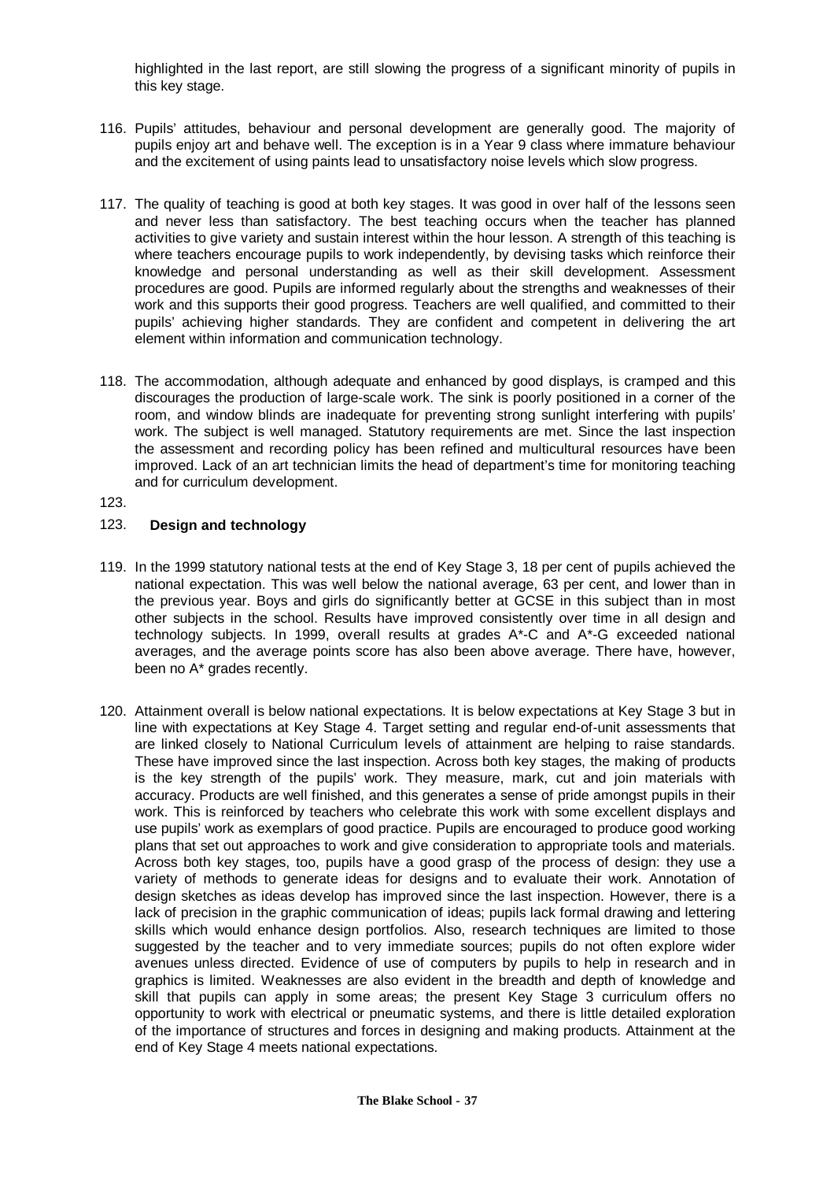highlighted in the last report, are still slowing the progress of a significant minority of pupils in this key stage.

116. Pupils' attitudes, behaviour and personal development are generally good. The majority of pupils enjoy art and behave well. The exception is in a Year 9 class where immature behaviour and the excitement of using paints lead to unsatisfactory noise levels which slow progress.

117. The quality of teaching is good at both key stages. It was good in over half of the lessons seen and never less than satisfactory. The best teaching occurs when the teacher has planned activities to give variety and sustain interest within the hour lesson. A strength of this teaching is where teachers encourage pupils to work independently, by devising tasks which reinforce their knowledge and personal understanding as well as their skill development. Assessment procedures are good. Pupils are informed regularly about the strengths and weaknesses of their work and this supports their good progress. Teachers are well qualified, and committed to their pupils' achieving higher standards. They are confident and competent in delivering the art element within information and communication technology.

118. The accommodation, although adequate and enhanced by good displays, is cramped and this discourages the production of large-scale work. The sink is poorly positioned in a corner of the room, and window blinds are inadequate for preventing strong sunlight interfering with pupils' work. The subject is well managed. Statutory requirements are met. Since the last inspection the assessment and recording policy has been refined and multicultural resources have been improved. Lack of an art technician limits the head of department's time for monitoring teaching and for curriculum development.

123.

## 123. Design and technology

119. In the 1999 statutory national tests at the end of Key Stage 3, 18 per cent of pupils achieved the national expectation. This was well below the national average, 63 per cent, and lower than in the previous year. Boys and girls do significantly better at GCSE in this subject than in most other subjects in the school. Results have improved consistently over time in all design and technology subjects. In 1999, overall results at grades A*-C and A*-G exceeded national averages, and the average points score has also been above average. There have, however, been no A* grades recently.

120. Attainment overall is below national expectations. It is below expectations at Key Stage 3 but in line with expectations at Key Stage 4. Target setting and regular end-of-unit assessments that are linked closely to National Curriculum levels of attainment are helping to raise standards. These have improved since the last inspection. Across both key stages, the making of products is the key strength of the pupils' work. They measure, mark, cut and join materials with accuracy. Products are well finished, and this generates a sense of pride amongst pupils in their work. This is reinforced by teachers who celebrate this work with some excellent displays and use pupils' work as exemplars of good practice. Pupils are encouraged to produce good working plans that set out approaches to work and give consideration to appropriate tools and materials. Across both key stages, too, pupils have a good grasp of the process of design: they use a variety of methods to generate ideas for designs and to evaluate their work. Annotation of design sketches as ideas develop has improved since the last inspection. However, there is a lack of precision in the graphic communication of ideas; pupils lack formal drawing and lettering skills which would enhance design portfolios. Also, research techniques are limited to those suggested by the teacher and to very immediate sources; pupils do not often explore wider avenues unless directed. Evidence of use of computers by pupils to help in research and in graphics is limited. Weaknesses are also evident in the breadth and depth of knowledge and skill that pupils can apply in some areas; the present Key Stage 3 curriculum offers no opportunity to work with electrical or pneumatic systems, and there is little detailed exploration of the importance of structures and forces in designing and making products. Attainment at the end of Key Stage 4 meets national expectations.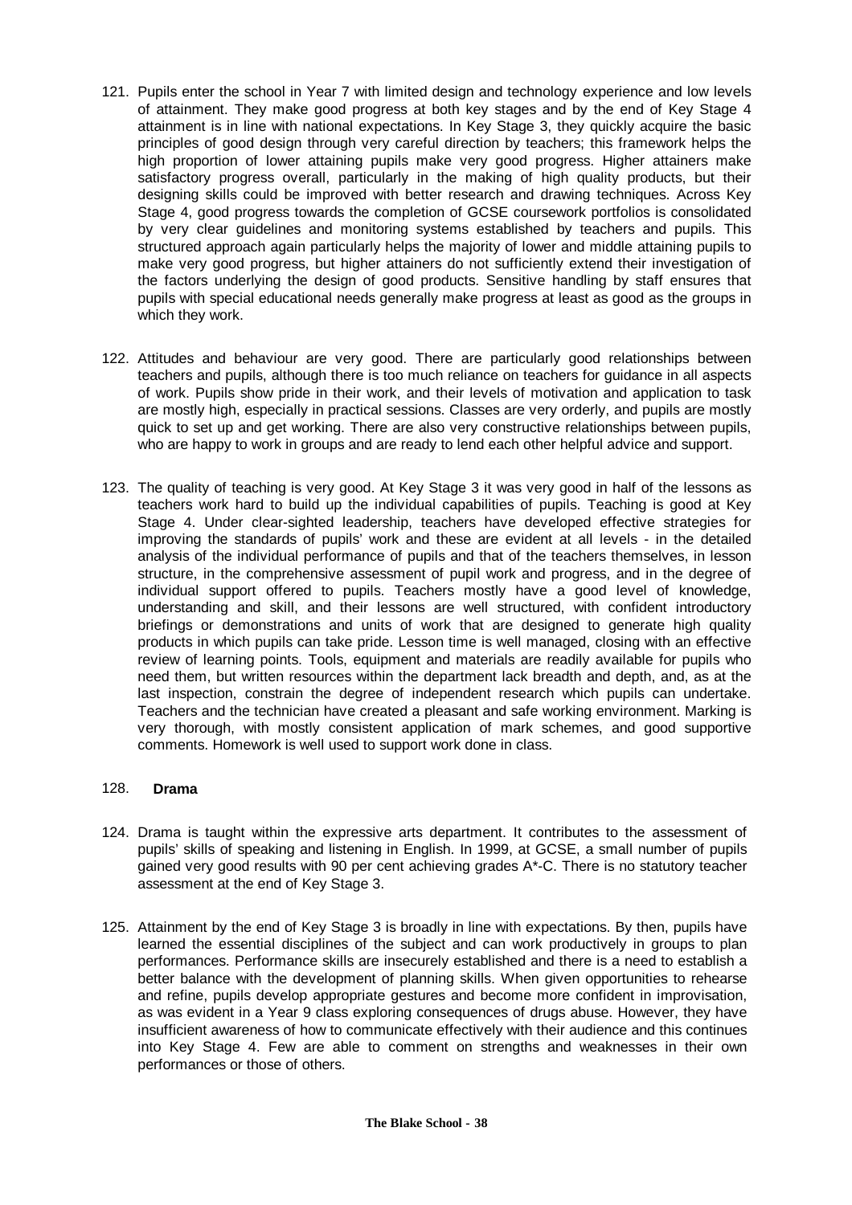121. Pupils enter the school in Year 7 with limited design and technology experience and low levels of attainment. They make good progress at both key stages and by the end of Key Stage 4 attainment is in line with national expectations. In Key Stage 3, they quickly acquire the basic principles of good design through very careful direction by teachers; this framework helps the high proportion of lower attaining pupils make very good progress. Higher attainers make satisfactory progress overall, particularly in the making of high quality products, but their designing skills could be improved with better research and drawing techniques. Across Key Stage 4, good progress towards the completion of GCSE coursework portfolios is consolidated by very clear guidelines and monitoring systems established by teachers and pupils. This structured approach again particularly helps the majority of lower and middle attaining pupils to make very good progress, but higher attainers do not sufficiently extend their investigation of the factors underlying the design of good products. Sensitive handling by staff ensures that pupils with special educational needs generally make progress at least as good as the groups in which they work.

122. Attitudes and behaviour are very good. There are particularly good relationships between teachers and pupils, although there is too much reliance on teachers for guidance in all aspects of work. Pupils show pride in their work, and their levels of motivation and application to task are mostly high, especially in practical sessions. Classes are very orderly, and pupils are mostly quick to set up and get working. There are also very constructive relationships between pupils, who are happy to work in groups and are ready to lend each other helpful advice and support.

123. The quality of teaching is very good. At Key Stage 3 it was very good in half of the lessons as teachers work hard to build up the individual capabilities of pupils. Teaching is good at Key Stage 4. Under clear-sighted leadership, teachers have developed effective strategies for improving the standards of pupils' work and these are evident at all levels - in the detailed analysis of the individual performance of pupils and that of the teachers themselves, in lesson structure, in the comprehensive assessment of pupil work and progress, and in the degree of individual support offered to pupils. Teachers mostly have a good level of knowledge, understanding and skill, and their lessons are well structured, with confident introductory briefings or demonstrations and units of work that are designed to generate high quality products in which pupils can take pride. Lesson time is well managed, closing with an effective review of learning points. Tools, equipment and materials are readily available for pupils who need them, but written resources within the department lack breadth and depth, and, as at the last inspection, constrain the degree of independent research which pupils can undertake. Teachers and the technician have created a pleasant and safe working environment. Marking is very thorough, with mostly consistent application of mark schemes, and good supportive comments. Homework is well used to support work done in class.

## 128. Drama

124. Drama is taught within the expressive arts department. It contributes to the assessment of pupils' skills of speaking and listening in English. In 1999, at GCSE, a small number of pupils gained very good results with 90 per cent achieving grades A*-C. There is no statutory teacher assessment at the end of Key Stage 3.

125. Attainment by the end of Key Stage 3 is broadly in line with expectations. By then, pupils have learned the essential disciplines of the subject and can work productively in groups to plan performances. Performance skills are insecurely established and there is a need to establish a better balance with the development of planning skills. When given opportunities to rehearse and refine, pupils develop appropriate gestures and become more confident in improvisation, as was evident in a Year 9 class exploring consequences of drugs abuse. However, they have insufficient awareness of how to communicate effectively with their audience and this continues into Key Stage 4. Few are able to comment on strengths and weaknesses in their own performances or those of others.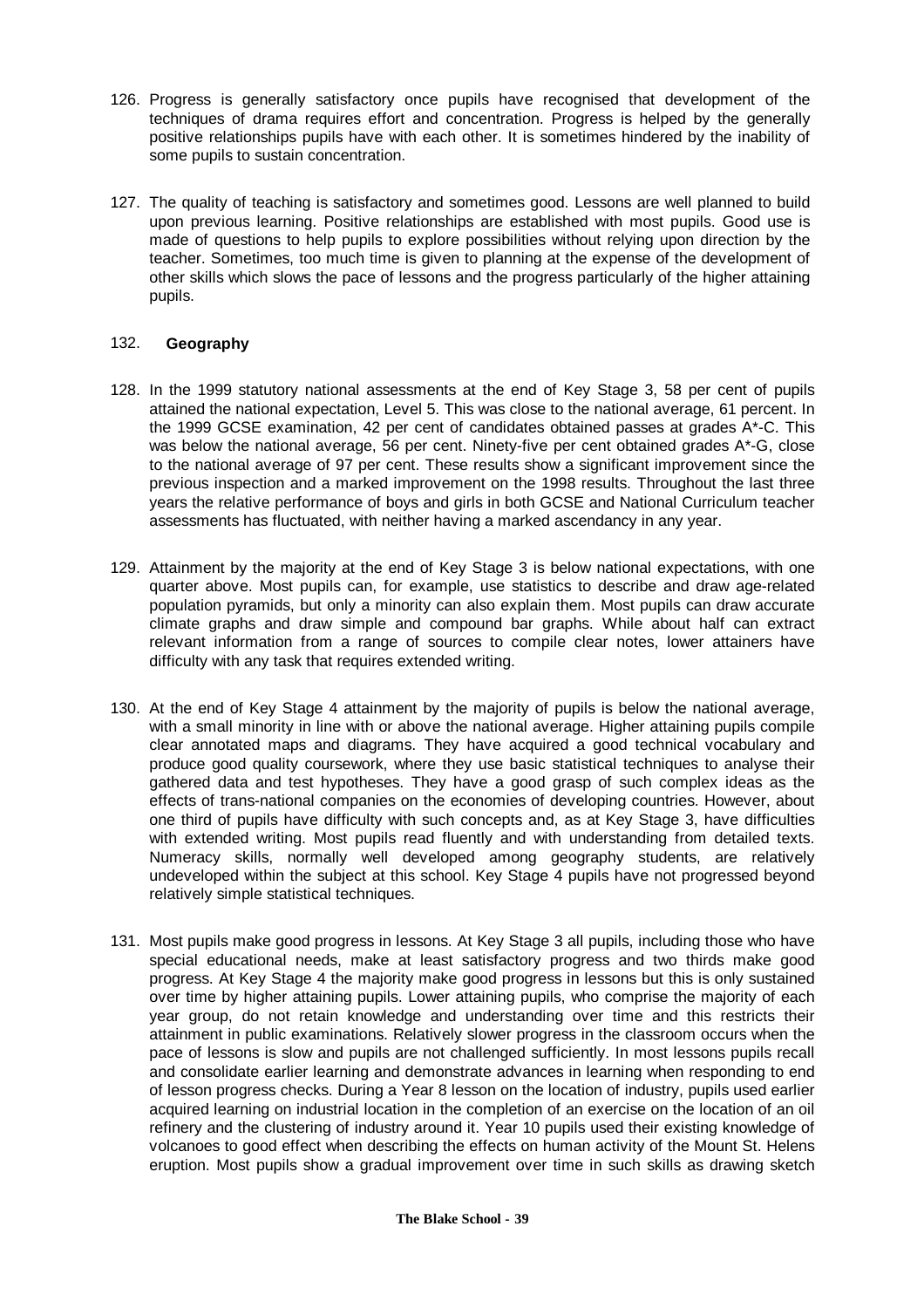126. Progress is generally satisfactory once pupils have recognised that development of the techniques of drama requires effort and concentration. Progress is helped by the generally positive relationships pupils have with each other. It is sometimes hindered by the inability of some pupils to sustain concentration.

127. The quality of teaching is satisfactory and sometimes good. Lessons are well planned to build upon previous learning. Positive relationships are established with most pupils. Good use is made of questions to help pupils to explore possibilities without relying upon direction by the teacher. Sometimes, too much time is given to planning at the expense of the development of other skills which slows the pace of lessons and the progress particularly of the higher attaining pupils.

### 132. **Geography**

128. In the 1999 statutory national assessments at the end of Key Stage 3, 58 per cent of pupils attained the national expectation, Level 5. This was close to the national average, 61 percent. In the 1999 GCSE examination, 42 per cent of candidates obtained passes at grades A*-C. This was below the national average, 56 per cent. Ninety-five per cent obtained grades A*-G, close to the national average of 97 per cent. These results show a significant improvement since the previous inspection and a marked improvement on the 1998 results. Throughout the last three years the relative performance of boys and girls in both GCSE and National Curriculum teacher assessments has fluctuated, with neither having a marked ascendancy in any year.

129. Attainment by the majority at the end of Key Stage 3 is below national expectations, with one quarter above. Most pupils can, for example, use statistics to describe and draw age-related population pyramids, but only a minority can also explain them. Most pupils can draw accurate climate graphs and draw simple and compound bar graphs. While about half can extract relevant information from a range of sources to compile clear notes, lower attainers have difficulty with any task that requires extended writing.

130. At the end of Key Stage 4 attainment by the majority of pupils is below the national average, with a small minority in line with or above the national average. Higher attaining pupils compile clear annotated maps and diagrams. They have acquired a good technical vocabulary and produce good quality coursework, where they use basic statistical techniques to analyse their gathered data and test hypotheses. They have a good grasp of such complex ideas as the effects of trans-national companies on the economies of developing countries. However, about one third of pupils have difficulty with such concepts and, as at Key Stage 3, have difficulties with extended writing. Most pupils read fluently and with understanding from detailed texts. Numeracy skills, normally well developed among geography students, are relatively undeveloped within the subject at this school. Key Stage 4 pupils have not progressed beyond relatively simple statistical techniques.

131. Most pupils make good progress in lessons. At Key Stage 3 all pupils, including those who have special educational needs, make at least satisfactory progress and two thirds make good progress. At Key Stage 4 the majority make good progress in lessons but this is only sustained over time by higher attaining pupils. Lower attaining pupils, who comprise the majority of each year group, do not retain knowledge and understanding over time and this restricts their attainment in public examinations. Relatively slower progress in the classroom occurs when the pace of lessons is slow and pupils are not challenged sufficiently. In most lessons pupils recall and consolidate earlier learning and demonstrate advances in learning when responding to end of lesson progress checks. During a Year 8 lesson on the location of industry, pupils used earlier acquired learning on industrial location in the completion of an exercise on the location of an oil refinery and the clustering of industry around it. Year 10 pupils used their existing knowledge of volcanoes to good effect when describing the effects on human activity of the Mount St. Helens eruption. Most pupils show a gradual improvement over time in such skills as drawing sketch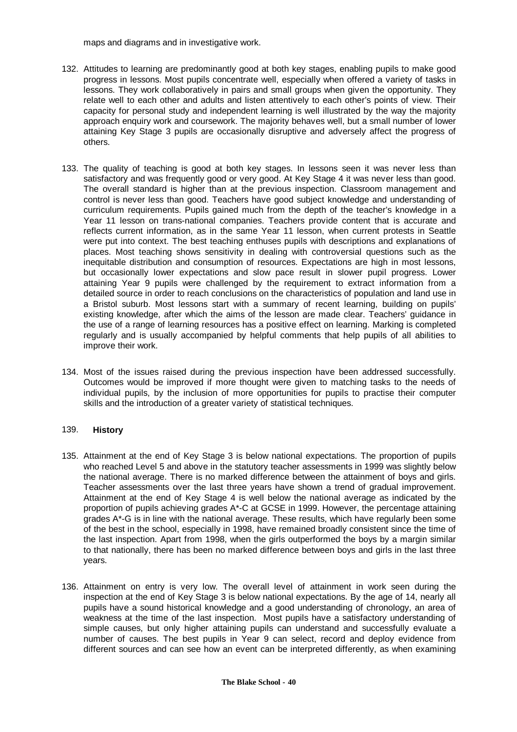maps and diagrams and in investigative work.

132. Attitudes to learning are predominantly good at both key stages, enabling pupils to make good progress in lessons. Most pupils concentrate well, especially when offered a variety of tasks in lessons. They work collaboratively in pairs and small groups when given the opportunity. They relate well to each other and adults and listen attentively to each other's points of view. Their capacity for personal study and independent learning is well illustrated by the way the majority approach enquiry work and coursework. The majority behaves well, but a small number of lower attaining Key Stage 3 pupils are occasionally disruptive and adversely affect the progress of others.

133. The quality of teaching is good at both key stages. In lessons seen it was never less than satisfactory and was frequently good or very good. At Key Stage 4 it was never less than good. The overall standard is higher than at the previous inspection. Classroom management and control is never less than good. Teachers have good subject knowledge and understanding of curriculum requirements. Pupils gained much from the depth of the teacher's knowledge in a Year 11 lesson on trans-national companies. Teachers provide content that is accurate and reflects current information, as in the same Year 11 lesson, when current protests in Seattle were put into context. The best teaching enthuses pupils with descriptions and explanations of places. Most teaching shows sensitivity in dealing with controversial questions such as the inequitable distribution and consumption of resources. Expectations are high in most lessons, but occasionally lower expectations and slow pace result in slower pupil progress. Lower attaining Year 9 pupils were challenged by the requirement to extract information from a detailed source in order to reach conclusions on the characteristics of population and land use in a Bristol suburb. Most lessons start with a summary of recent learning, building on pupils' existing knowledge, after which the aims of the lesson are made clear. Teachers' guidance in the use of a range of learning resources has a positive effect on learning. Marking is completed regularly and is usually accompanied by helpful comments that help pupils of all abilities to improve their work.

134. Most of the issues raised during the previous inspection have been addressed successfully. Outcomes would be improved if more thought were given to matching tasks to the needs of individual pupils, by the inclusion of more opportunities for pupils to practise their computer skills and the introduction of a greater variety of statistical techniques.

### 139. **History**

135. Attainment at the end of Key Stage 3 is below national expectations. The proportion of pupils who reached Level 5 and above in the statutory teacher assessments in 1999 was slightly below the national average. There is no marked difference between the attainment of boys and girls. Teacher assessments over the last three years have shown a trend of gradual improvement. Attainment at the end of Key Stage 4 is well below the national average as indicated by the proportion of pupils achieving grades A*-C at GCSE in 1999. However, the percentage attaining grades A*-G is in line with the national average. These results, which have regularly been some of the best in the school, especially in 1998, have remained broadly consistent since the time of the last inspection. Apart from 1998, when the girls outperformed the boys by a margin similar to that nationally, there has been no marked difference between boys and girls in the last three years.

136. Attainment on entry is very low. The overall level of attainment in work seen during the inspection at the end of Key Stage 3 is below national expectations. By the age of 14, nearly all pupils have a sound historical knowledge and a good understanding of chronology, an area of weakness at the time of the last inspection. Most pupils have a satisfactory understanding of simple causes, but only higher attaining pupils can understand and successfully evaluate a number of causes. The best pupils in Year 9 can select, record and deploy evidence from different sources and can see how an event can be interpreted differently, as when examining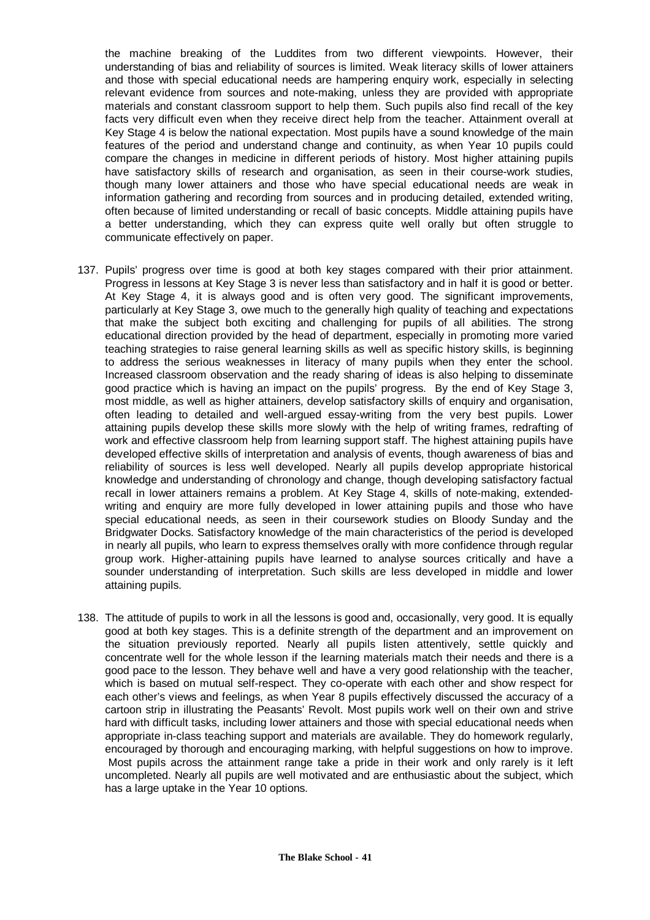the machine breaking of the Luddites from two different viewpoints. However, their understanding of bias and reliability of sources is limited. Weak literacy skills of lower attainers and those with special educational needs are hampering enquiry work, especially in selecting relevant evidence from sources and note-making, unless they are provided with appropriate materials and constant classroom support to help them. Such pupils also find recall of the key facts very difficult even when they receive direct help from the teacher. Attainment overall at Key Stage 4 is below the national expectation. Most pupils have a sound knowledge of the main features of the period and understand change and continuity, as when Year 10 pupils could compare the changes in medicine in different periods of history. Most higher attaining pupils have satisfactory skills of research and organisation, as seen in their course-work studies, though many lower attainers and those who have special educational needs are weak in information gathering and recording from sources and in producing detailed, extended writing, often because of limited understanding or recall of basic concepts. Middle attaining pupils have a better understanding, which they can express quite well orally but often struggle to communicate effectively on paper.

137. Pupils' progress over time is good at both key stages compared with their prior attainment. Progress in lessons at Key Stage 3 is never less than satisfactory and in half it is good or better. At Key Stage 4, it is always good and is often very good. The significant improvements, particularly at Key Stage 3, owe much to the generally high quality of teaching and expectations that make the subject both exciting and challenging for pupils of all abilities. The strong educational direction provided by the head of department, especially in promoting more varied teaching strategies to raise general learning skills as well as specific history skills, is beginning to address the serious weaknesses in literacy of many pupils when they enter the school. Increased classroom observation and the ready sharing of ideas is also helping to disseminate good practice which is having an impact on the pupils' progress. By the end of Key Stage 3, most middle, as well as higher attainers, develop satisfactory skills of enquiry and organisation, often leading to detailed and well-argued essay-writing from the very best pupils. Lower attaining pupils develop these skills more slowly with the help of writing frames, redrafting of work and effective classroom help from learning support staff. The highest attaining pupils have developed effective skills of interpretation and analysis of events, though awareness of bias and reliability of sources is less well developed. Nearly all pupils develop appropriate historical knowledge and understanding of chronology and change, though developing satisfactory factual recall in lower attainers remains a problem. At Key Stage 4, skills of note-making, extended-writing and enquiry are more fully developed in lower attaining pupils and those who have special educational needs, as seen in their coursework studies on Bloody Sunday and the Bridgwater Docks. Satisfactory knowledge of the main characteristics of the period is developed in nearly all pupils, who learn to express themselves orally with more confidence through regular group work. Higher-attaining pupils have learned to analyse sources critically and have a sounder understanding of interpretation. Such skills are less developed in middle and lower attaining pupils.

138. The attitude of pupils to work in all the lessons is good and, occasionally, very good. It is equally good at both key stages. This is a definite strength of the department and an improvement on the situation previously reported. Nearly all pupils listen attentively, settle quickly and concentrate well for the whole lesson if the learning materials match their needs and there is a good pace to the lesson. They behave well and have a very good relationship with the teacher, which is based on mutual self-respect. They co-operate with each other and show respect for each other's views and feelings, as when Year 8 pupils effectively discussed the accuracy of a cartoon strip in illustrating the Peasants' Revolt. Most pupils work well on their own and strive hard with difficult tasks, including lower attainers and those with special educational needs when appropriate in-class teaching support and materials are available. They do homework regularly, encouraged by thorough and encouraging marking, with helpful suggestions on how to improve. Most pupils across the attainment range take a pride in their work and only rarely is it left uncompleted. Nearly all pupils are well motivated and are enthusiastic about the subject, which has a large uptake in the Year 10 options.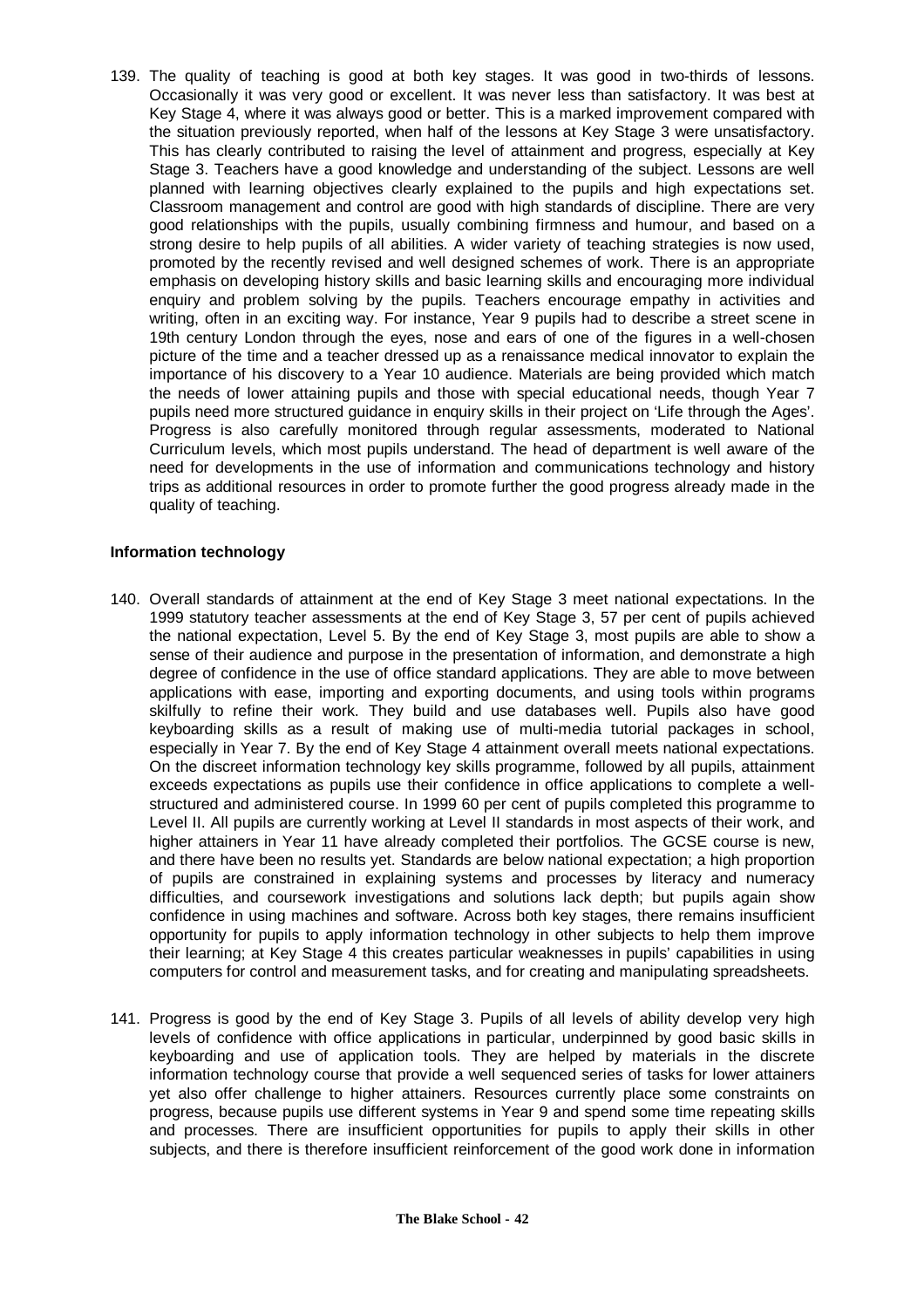139. The quality of teaching is good at both key stages. It was good in two-thirds of lessons. Occasionally it was very good or excellent. It was never less than satisfactory. It was best at Key Stage 4, where it was always good or better. This is a marked improvement compared with the situation previously reported, when half of the lessons at Key Stage 3 were unsatisfactory. This has clearly contributed to raising the level of attainment and progress, especially at Key Stage 3. Teachers have a good knowledge and understanding of the subject. Lessons are well planned with learning objectives clearly explained to the pupils and high expectations set. Classroom management and control are good with high standards of discipline. There are very good relationships with the pupils, usually combining firmness and humour, and based on a strong desire to help pupils of all abilities. A wider variety of teaching strategies is now used, promoted by the recently revised and well designed schemes of work. There is an appropriate emphasis on developing history skills and basic learning skills and encouraging more individual enquiry and problem solving by the pupils. Teachers encourage empathy in activities and writing, often in an exciting way. For instance, Year 9 pupils had to describe a street scene in 19th century London through the eyes, nose and ears of one of the figures in a well-chosen picture of the time and a teacher dressed up as a renaissance medical innovator to explain the importance of his discovery to a Year 10 audience. Materials are being provided which match the needs of lower attaining pupils and those with special educational needs, though Year 7 pupils need more structured guidance in enquiry skills in their project on 'Life through the Ages'. Progress is also carefully monitored through regular assessments, moderated to National Curriculum levels, which most pupils understand. The head of department is well aware of the need for developments in the use of information and communications technology and history trips as additional resources in order to promote further the good progress already made in the quality of teaching.

**Information technology**

140. Overall standards of attainment at the end of Key Stage 3 meet national expectations. In the 1999 statutory teacher assessments at the end of Key Stage 3, 57 per cent of pupils achieved the national expectation, Level 5. By the end of Key Stage 3, most pupils are able to show a sense of their audience and purpose in the presentation of information, and demonstrate a high degree of confidence in the use of office standard applications. They are able to move between applications with ease, importing and exporting documents, and using tools within programs skilfully to refine their work. They build and use databases well. Pupils also have good keyboarding skills as a result of making use of multi-media tutorial packages in school, especially in Year 7. By the end of Key Stage 4 attainment overall meets national expectations. On the discreet information technology key skills programme, followed by all pupils, attainment exceeds expectations as pupils use their confidence in office applications to complete a well-structured and administered course. In 1999 60 per cent of pupils completed this programme to Level II. All pupils are currently working at Level II standards in most aspects of their work, and higher attainers in Year 11 have already completed their portfolios. The GCSE course is new, and there have been no results yet. Standards are below national expectation; a high proportion of pupils are constrained in explaining systems and processes by literacy and numeracy difficulties, and coursework investigations and solutions lack depth; but pupils again show confidence in using machines and software. Across both key stages, there remains insufficient opportunity for pupils to apply information technology in other subjects to help them improve their learning; at Key Stage 4 this creates particular weaknesses in pupils' capabilities in using computers for control and measurement tasks, and for creating and manipulating spreadsheets.

141. Progress is good by the end of Key Stage 3. Pupils of all levels of ability develop very high levels of confidence with office applications in particular, underpinned by good basic skills in keyboarding and use of application tools. They are helped by materials in the discrete information technology course that provide a well sequenced series of tasks for lower attainers yet also offer challenge to higher attainers. Resources currently place some constraints on progress, because pupils use different systems in Year 9 and spend some time repeating skills and processes. There are insufficient opportunities for pupils to apply their skills in other subjects, and there is therefore insufficient reinforcement of the good work done in information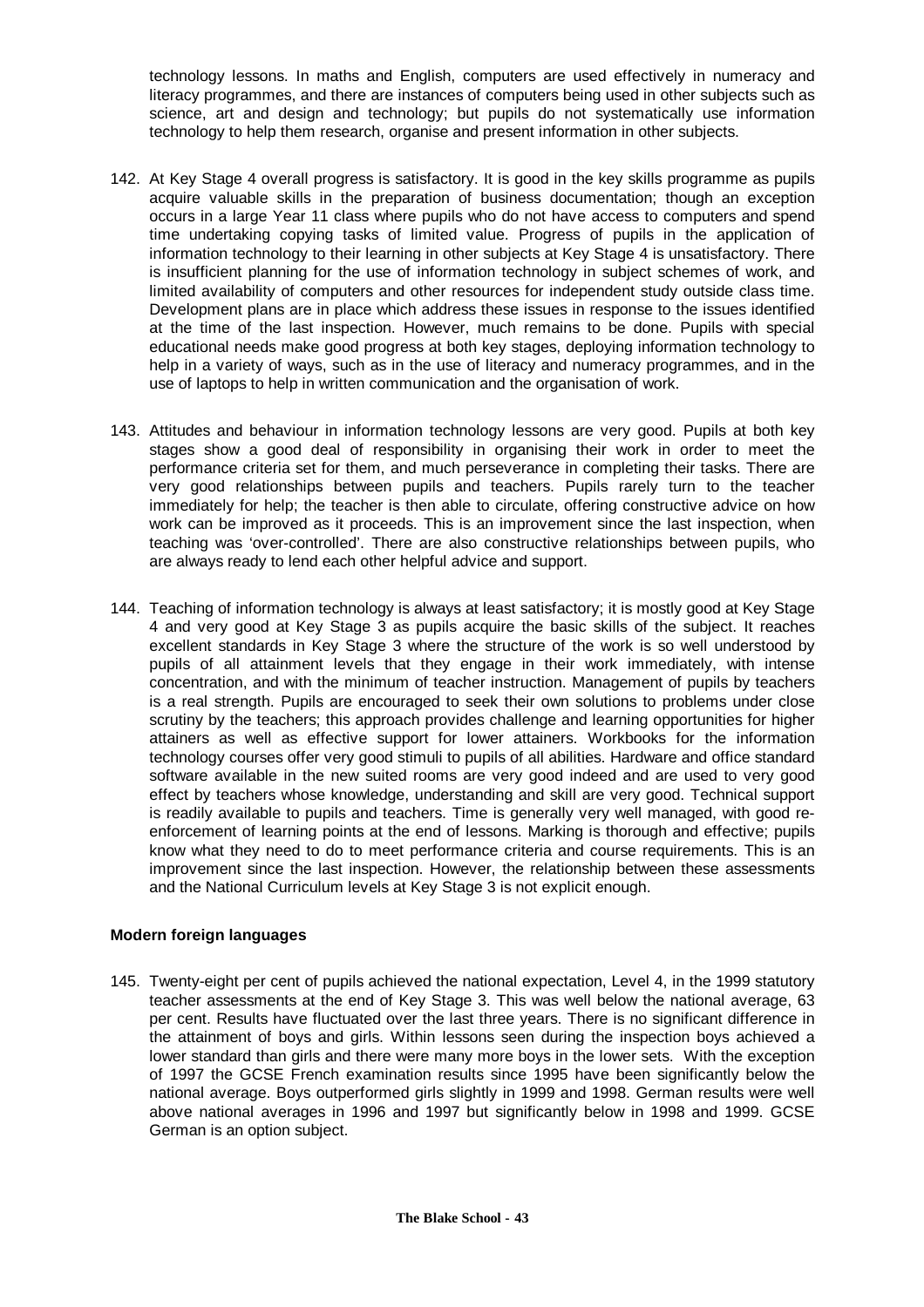technology lessons. In maths and English, computers are used effectively in numeracy and literacy programmes, and there are instances of computers being used in other subjects such as science, art and design and technology; but pupils do not systematically use information technology to help them research, organise and present information in other subjects.

142. At Key Stage 4 overall progress is satisfactory. It is good in the key skills programme as pupils acquire valuable skills in the preparation of business documentation; though an exception occurs in a large Year 11 class where pupils who do not have access to computers and spend time undertaking copying tasks of limited value. Progress of pupils in the application of information technology to their learning in other subjects at Key Stage 4 is unsatisfactory. There is insufficient planning for the use of information technology in subject schemes of work, and limited availability of computers and other resources for independent study outside class time. Development plans are in place which address these issues in response to the issues identified at the time of the last inspection. However, much remains to be done. Pupils with special educational needs make good progress at both key stages, deploying information technology to help in a variety of ways, such as in the use of literacy and numeracy programmes, and in the use of laptops to help in written communication and the organisation of work.

143. Attitudes and behaviour in information technology lessons are very good. Pupils at both key stages show a good deal of responsibility in organising their work in order to meet the performance criteria set for them, and much perseverance in completing their tasks. There are very good relationships between pupils and teachers. Pupils rarely turn to the teacher immediately for help; the teacher is then able to circulate, offering constructive advice on how work can be improved as it proceeds. This is an improvement since the last inspection, when teaching was 'over-controlled'. There are also constructive relationships between pupils, who are always ready to lend each other helpful advice and support.

144. Teaching of information technology is always at least satisfactory; it is mostly good at Key Stage 4 and very good at Key Stage 3 as pupils acquire the basic skills of the subject. It reaches excellent standards in Key Stage 3 where the structure of the work is so well understood by pupils of all attainment levels that they engage in their work immediately, with intense concentration, and with the minimum of teacher instruction. Management of pupils by teachers is a real strength. Pupils are encouraged to seek their own solutions to problems under close scrutiny by the teachers; this approach provides challenge and learning opportunities for higher attainers as well as effective support for lower attainers. Workbooks for the information technology courses offer very good stimuli to pupils of all abilities. Hardware and office standard software available in the new suited rooms are very good indeed and are used to very good effect by teachers whose knowledge, understanding and skill are very good. Technical support is readily available to pupils and teachers. Time is generally very well managed, with good re-enforcement of learning points at the end of lessons. Marking is thorough and effective; pupils know what they need to do to meet performance criteria and course requirements. This is an improvement since the last inspection. However, the relationship between these assessments and the National Curriculum levels at Key Stage 3 is not explicit enough.

**Modern foreign languages**

145. Twenty-eight per cent of pupils achieved the national expectation, Level 4, in the 1999 statutory teacher assessments at the end of Key Stage 3. This was well below the national average, 63 per cent. Results have fluctuated over the last three years. There is no significant difference in the attainment of boys and girls. Within lessons seen during the inspection boys achieved a lower standard than girls and there were many more boys in the lower sets. With the exception of 1997 the GCSE French examination results since 1995 have been significantly below the national average. Boys outperformed girls slightly in 1999 and 1998. German results were well above national averages in 1996 and 1997 but significantly below in 1998 and 1999. GCSE German is an option subject.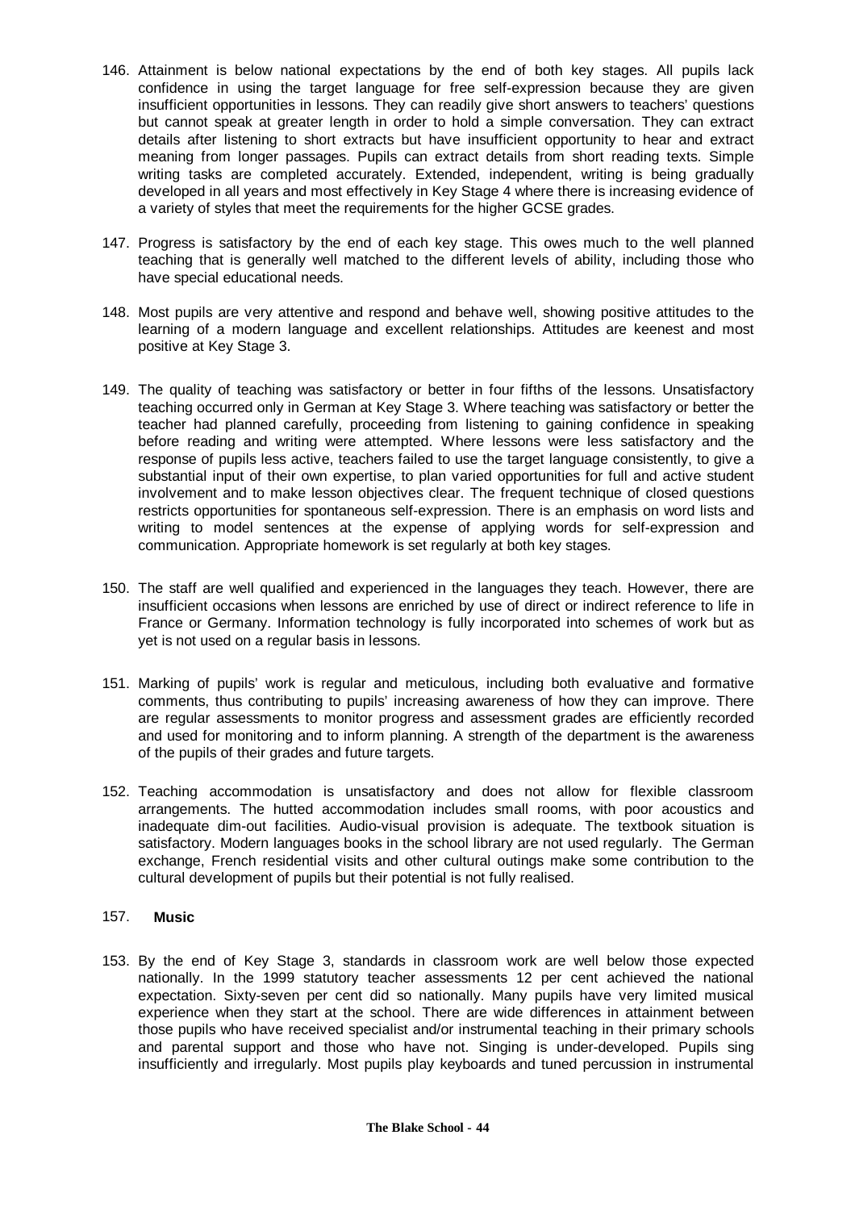146. Attainment is below national expectations by the end of both key stages. All pupils lack confidence in using the target language for free self-expression because they are given insufficient opportunities in lessons. They can readily give short answers to teachers' questions but cannot speak at greater length in order to hold a simple conversation. They can extract details after listening to short extracts but have insufficient opportunity to hear and extract meaning from longer passages. Pupils can extract details from short reading texts. Simple writing tasks are completed accurately. Extended, independent, writing is being gradually developed in all years and most effectively in Key Stage 4 where there is increasing evidence of a variety of styles that meet the requirements for the higher GCSE grades.

147. Progress is satisfactory by the end of each key stage. This owes much to the well planned teaching that is generally well matched to the different levels of ability, including those who have special educational needs.

148. Most pupils are very attentive and respond and behave well, showing positive attitudes to the learning of a modern language and excellent relationships. Attitudes are keenest and most positive at Key Stage 3.

149. The quality of teaching was satisfactory or better in four fifths of the lessons. Unsatisfactory teaching occurred only in German at Key Stage 3. Where teaching was satisfactory or better the teacher had planned carefully, proceeding from listening to gaining confidence in speaking before reading and writing were attempted. Where lessons were less satisfactory and the response of pupils less active, teachers failed to use the target language consistently, to give a substantial input of their own expertise, to plan varied opportunities for full and active student involvement and to make lesson objectives clear. The frequent technique of closed questions restricts opportunities for spontaneous self-expression. There is an emphasis on word lists and writing to model sentences at the expense of applying words for self-expression and communication. Appropriate homework is set regularly at both key stages.

150. The staff are well qualified and experienced in the languages they teach. However, there are insufficient occasions when lessons are enriched by use of direct or indirect reference to life in France or Germany. Information technology is fully incorporated into schemes of work but as yet is not used on a regular basis in lessons.

151. Marking of pupils' work is regular and meticulous, including both evaluative and formative comments, thus contributing to pupils' increasing awareness of how they can improve. There are regular assessments to monitor progress and assessment grades are efficiently recorded and used for monitoring and to inform planning. A strength of the department is the awareness of the pupils of their grades and future targets.

152. Teaching accommodation is unsatisfactory and does not allow for flexible classroom arrangements. The hutted accommodation includes small rooms, with poor acoustics and inadequate dim-out facilities. Audio-visual provision is adequate. The textbook situation is satisfactory. Modern languages books in the school library are not used regularly. The German exchange, French residential visits and other cultural outings make some contribution to the cultural development of pupils but their potential is not fully realised.

## 157. **Music**

153. By the end of Key Stage 3, standards in classroom work are well below those expected nationally. In the 1999 statutory teacher assessments 12 per cent achieved the national expectation. Sixty-seven per cent did so nationally. Many pupils have very limited musical experience when they start at the school. There are wide differences in attainment between those pupils who have received specialist and/or instrumental teaching in their primary schools and parental support and those who have not. Singing is under-developed. Pupils sing insufficiently and irregularly. Most pupils play keyboards and tuned percussion in instrumental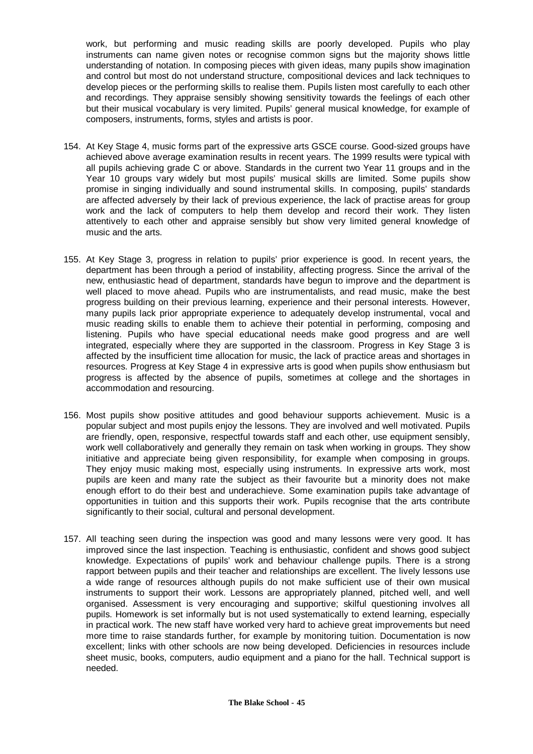work, but performing and music reading skills are poorly developed. Pupils who play instruments can name given notes or recognise common signs but the majority shows little understanding of notation. In composing pieces with given ideas, many pupils show imagination and control but most do not understand structure, compositional devices and lack techniques to develop pieces or the performing skills to realise them. Pupils listen most carefully to each other and recordings. They appraise sensibly showing sensitivity towards the feelings of each other but their musical vocabulary is very limited. Pupils' general musical knowledge, for example of composers, instruments, forms, styles and artists is poor.

154. At Key Stage 4, music forms part of the expressive arts GSCE course. Good-sized groups have achieved above average examination results in recent years. The 1999 results were typical with all pupils achieving grade C or above. Standards in the current two Year 11 groups and in the Year 10 groups vary widely but most pupils' musical skills are limited. Some pupils show promise in singing individually and sound instrumental skills. In composing, pupils' standards are affected adversely by their lack of previous experience, the lack of practise areas for group work and the lack of computers to help them develop and record their work. They listen attentively to each other and appraise sensibly but show very limited general knowledge of music and the arts.

155. At Key Stage 3, progress in relation to pupils' prior experience is good. In recent years, the department has been through a period of instability, affecting progress. Since the arrival of the new, enthusiastic head of department, standards have begun to improve and the department is well placed to move ahead. Pupils who are instrumentalists, and read music, make the best progress building on their previous learning, experience and their personal interests. However, many pupils lack prior appropriate experience to adequately develop instrumental, vocal and music reading skills to enable them to achieve their potential in performing, composing and listening. Pupils who have special educational needs make good progress and are well integrated, especially where they are supported in the classroom. Progress in Key Stage 3 is affected by the insufficient time allocation for music, the lack of practice areas and shortages in resources. Progress at Key Stage 4 in expressive arts is good when pupils show enthusiasm but progress is affected by the absence of pupils, sometimes at college and the shortages in accommodation and resourcing.

156. Most pupils show positive attitudes and good behaviour supports achievement. Music is a popular subject and most pupils enjoy the lessons. They are involved and well motivated. Pupils are friendly, open, responsive, respectful towards staff and each other, use equipment sensibly, work well collaboratively and generally they remain on task when working in groups. They show initiative and appreciate being given responsibility, for example when composing in groups. They enjoy music making most, especially using instruments. In expressive arts work, most pupils are keen and many rate the subject as their favourite but a minority does not make enough effort to do their best and underachieve. Some examination pupils take advantage of opportunities in tuition and this supports their work. Pupils recognise that the arts contribute significantly to their social, cultural and personal development.

157. All teaching seen during the inspection was good and many lessons were very good. It has improved since the last inspection. Teaching is enthusiastic, confident and shows good subject knowledge. Expectations of pupils' work and behaviour challenge pupils. There is a strong rapport between pupils and their teacher and relationships are excellent. The lively lessons use a wide range of resources although pupils do not make sufficient use of their own musical instruments to support their work. Lessons are appropriately planned, pitched well, and well organised. Assessment is very encouraging and supportive; skilful questioning involves all pupils. Homework is set informally but is not used systematically to extend learning, especially in practical work. The new staff have worked very hard to achieve great improvements but need more time to raise standards further, for example by monitoring tuition. Documentation is now excellent; links with other schools are now being developed. Deficiencies in resources include sheet music, books, computers, audio equipment and a piano for the hall. Technical support is needed.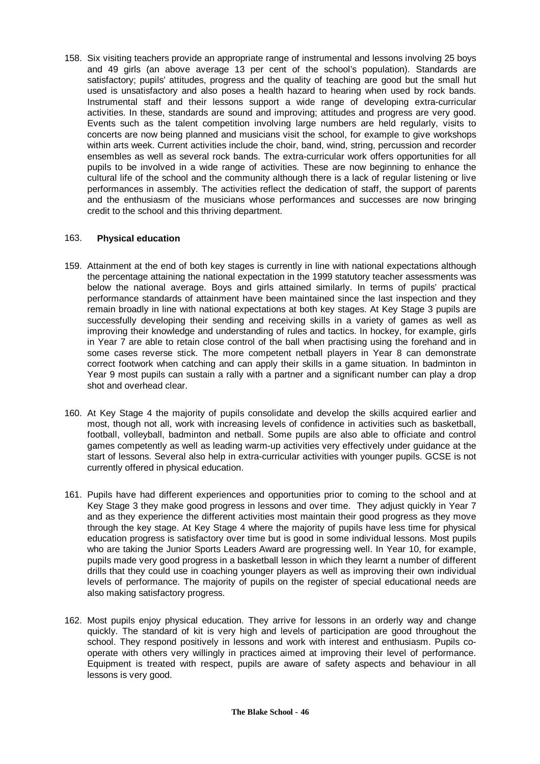158. Six visiting teachers provide an appropriate range of instrumental and lessons involving 25 boys and 49 girls (an above average 13 per cent of the school's population). Standards are satisfactory; pupils' attitudes, progress and the quality of teaching are good but the small hut used is unsatisfactory and also poses a health hazard to hearing when used by rock bands. Instrumental staff and their lessons support a wide range of developing extra-curricular activities. In these, standards are sound and improving; attitudes and progress are very good. Events such as the talent competition involving large numbers are held regularly, visits to concerts are now being planned and musicians visit the school, for example to give workshops within arts week. Current activities include the choir, band, wind, string, percussion and recorder ensembles as well as several rock bands. The extra-curricular work offers opportunities for all pupils to be involved in a wide range of activities. These are now beginning to enhance the cultural life of the school and the community although there is a lack of regular listening or live performances in assembly. The activities reflect the dedication of staff, the support of parents and the enthusiasm of the musicians whose performances and successes are now bringing credit to the school and this thriving department.

### 163. **Physical education**

159. Attainment at the end of both key stages is currently in line with national expectations although the percentage attaining the national expectation in the 1999 statutory teacher assessments was below the national average. Boys and girls attained similarly. In terms of pupils' practical performance standards of attainment have been maintained since the last inspection and they remain broadly in line with national expectations at both key stages. At Key Stage 3 pupils are successfully developing their sending and receiving skills in a variety of games as well as improving their knowledge and understanding of rules and tactics. In hockey, for example, girls in Year 7 are able to retain close control of the ball when practising using the forehand and in some cases reverse stick. The more competent netball players in Year 8 can demonstrate correct footwork when catching and can apply their skills in a game situation. In badminton in Year 9 most pupils can sustain a rally with a partner and a significant number can play a drop shot and overhead clear.

160. At Key Stage 4 the majority of pupils consolidate and develop the skills acquired earlier and most, though not all, work with increasing levels of confidence in activities such as basketball, football, volleyball, badminton and netball. Some pupils are also able to officiate and control games competently as well as leading warm-up activities very effectively under guidance at the start of lessons. Several also help in extra-curricular activities with younger pupils. GCSE is not currently offered in physical education.

161. Pupils have had different experiences and opportunities prior to coming to the school and at Key Stage 3 they make good progress in lessons and over time. They adjust quickly in Year 7 and as they experience the different activities most maintain their good progress as they move through the key stage. At Key Stage 4 where the majority of pupils have less time for physical education progress is satisfactory over time but is good in some individual lessons. Most pupils who are taking the Junior Sports Leaders Award are progressing well. In Year 10, for example, pupils made very good progress in a basketball lesson in which they learnt a number of different drills that they could use in coaching younger players as well as improving their own individual levels of performance. The majority of pupils on the register of special educational needs are also making satisfactory progress.

162. Most pupils enjoy physical education. They arrive for lessons in an orderly way and change quickly. The standard of kit is very high and levels of participation are good throughout the school. They respond positively in lessons and work with interest and enthusiasm. Pupils co-operate with others very willingly in practices aimed at improving their level of performance. Equipment is treated with respect, pupils are aware of safety aspects and behaviour in all lessons is very good.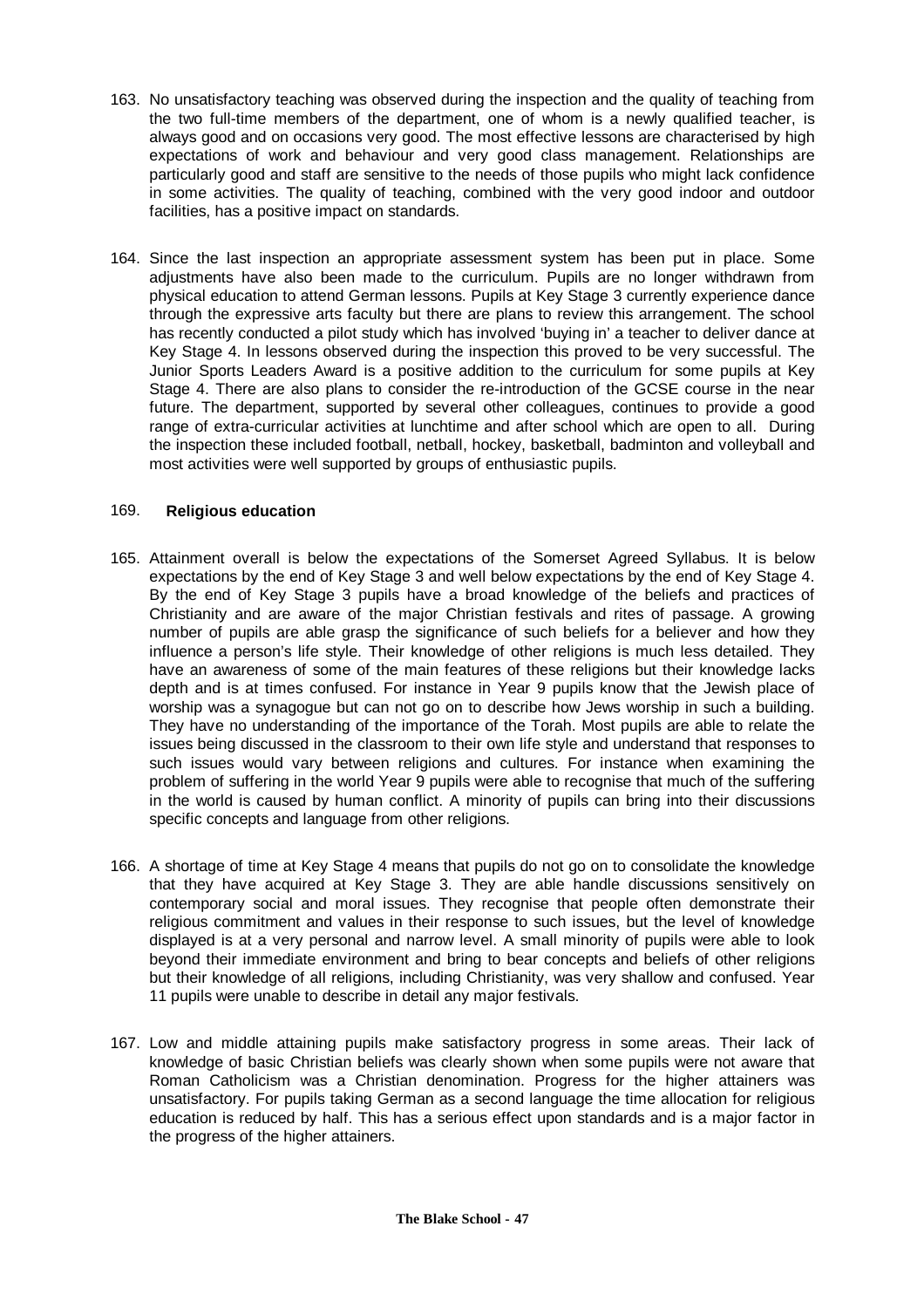163. No unsatisfactory teaching was observed during the inspection and the quality of teaching from the two full-time members of the department, one of whom is a newly qualified teacher, is always good and on occasions very good. The most effective lessons are characterised by high expectations of work and behaviour and very good class management. Relationships are particularly good and staff are sensitive to the needs of those pupils who might lack confidence in some activities. The quality of teaching, combined with the very good indoor and outdoor facilities, has a positive impact on standards.

164. Since the last inspection an appropriate assessment system has been put in place. Some adjustments have also been made to the curriculum. Pupils are no longer withdrawn from physical education to attend German lessons. Pupils at Key Stage 3 currently experience dance through the expressive arts faculty but there are plans to review this arrangement. The school has recently conducted a pilot study which has involved 'buying in' a teacher to deliver dance at Key Stage 4. In lessons observed during the inspection this proved to be very successful. The Junior Sports Leaders Award is a positive addition to the curriculum for some pupils at Key Stage 4. There are also plans to consider the re-introduction of the GCSE course in the near future. The department, supported by several other colleagues, continues to provide a good range of extra-curricular activities at lunchtime and after school which are open to all. During the inspection these included football, netball, hockey, basketball, badminton and volleyball and most activities were well supported by groups of enthusiastic pupils.

## 169. Religious education

165. Attainment overall is below the expectations of the Somerset Agreed Syllabus. It is below expectations by the end of Key Stage 3 and well below expectations by the end of Key Stage 4. By the end of Key Stage 3 pupils have a broad knowledge of the beliefs and practices of Christianity and are aware of the major Christian festivals and rites of passage. A growing number of pupils are able grasp the significance of such beliefs for a believer and how they influence a person's life style. Their knowledge of other religions is much less detailed. They have an awareness of some of the main features of these religions but their knowledge lacks depth and is at times confused. For instance in Year 9 pupils know that the Jewish place of worship was a synagogue but can not go on to describe how Jews worship in such a building. They have no understanding of the importance of the Torah. Most pupils are able to relate the issues being discussed in the classroom to their own life style and understand that responses to such issues would vary between religions and cultures. For instance when examining the problem of suffering in the world Year 9 pupils were able to recognise that much of the suffering in the world is caused by human conflict. A minority of pupils can bring into their discussions specific concepts and language from other religions.

166. A shortage of time at Key Stage 4 means that pupils do not go on to consolidate the knowledge that they have acquired at Key Stage 3. They are able handle discussions sensitively on contemporary social and moral issues. They recognise that people often demonstrate their religious commitment and values in their response to such issues, but the level of knowledge displayed is at a very personal and narrow level. A small minority of pupils were able to look beyond their immediate environment and bring to bear concepts and beliefs of other religions but their knowledge of all religions, including Christianity, was very shallow and confused. Year 11 pupils were unable to describe in detail any major festivals.

167. Low and middle attaining pupils make satisfactory progress in some areas. Their lack of knowledge of basic Christian beliefs was clearly shown when some pupils were not aware that Roman Catholicism was a Christian denomination. Progress for the higher attainers was unsatisfactory. For pupils taking German as a second language the time allocation for religious education is reduced by half. This has a serious effect upon standards and is a major factor in the progress of the higher attainers.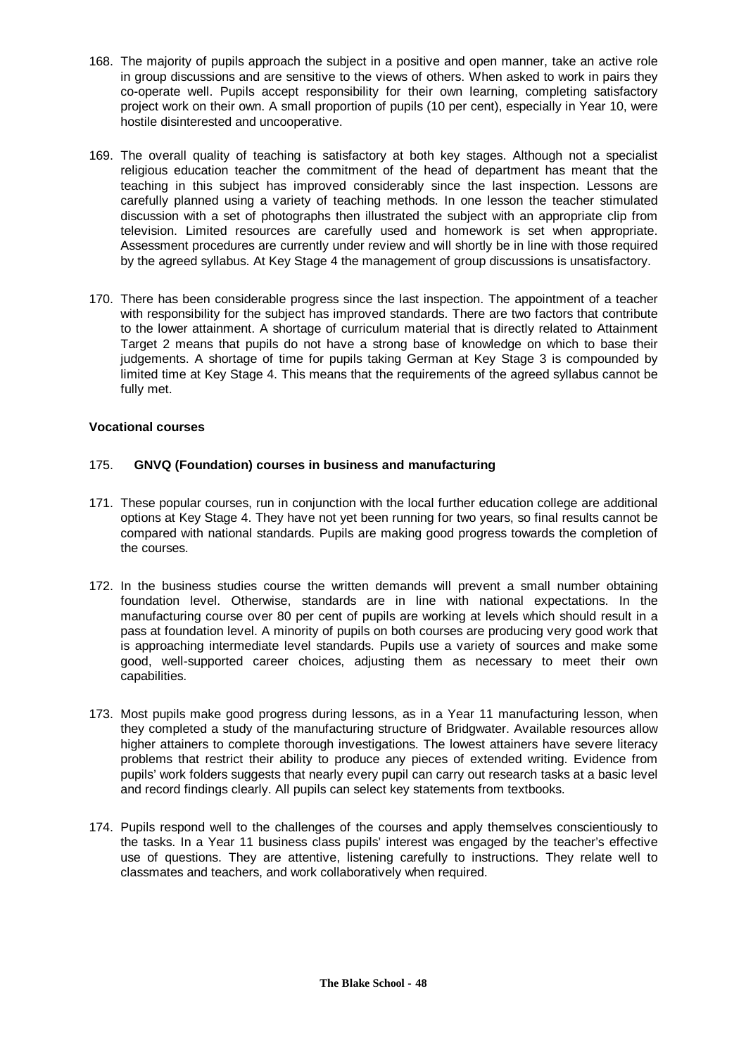168. The majority of pupils approach the subject in a positive and open manner, take an active role in group discussions and are sensitive to the views of others. When asked to work in pairs they co-operate well. Pupils accept responsibility for their own learning, completing satisfactory project work on their own. A small proportion of pupils (10 per cent), especially in Year 10, were hostile disinterested and uncooperative.

169. The overall quality of teaching is satisfactory at both key stages. Although not a specialist religious education teacher the commitment of the head of department has meant that the teaching in this subject has improved considerably since the last inspection. Lessons are carefully planned using a variety of teaching methods. In one lesson the teacher stimulated discussion with a set of photographs then illustrated the subject with an appropriate clip from television. Limited resources are carefully used and homework is set when appropriate. Assessment procedures are currently under review and will shortly be in line with those required by the agreed syllabus. At Key Stage 4 the management of group discussions is unsatisfactory.

170. There has been considerable progress since the last inspection. The appointment of a teacher with responsibility for the subject has improved standards. There are two factors that contribute to the lower attainment. A shortage of curriculum material that is directly related to Attainment Target 2 means that pupils do not have a strong base of knowledge on which to base their judgements. A shortage of time for pupils taking German at Key Stage 3 is compounded by limited time at Key Stage 4. This means that the requirements of the agreed syllabus cannot be fully met.

**Vocational courses**

175. **GNVQ (Foundation) courses in business and manufacturing**

171. These popular courses, run in conjunction with the local further education college are additional options at Key Stage 4. They have not yet been running for two years, so final results cannot be compared with national standards. Pupils are making good progress towards the completion of the courses.

172. In the business studies course the written demands will prevent a small number obtaining foundation level. Otherwise, standards are in line with national expectations. In the manufacturing course over 80 per cent of pupils are working at levels which should result in a pass at foundation level. A minority of pupils on both courses are producing very good work that is approaching intermediate level standards. Pupils use a variety of sources and make some good, well-supported career choices, adjusting them as necessary to meet their own capabilities.

173. Most pupils make good progress during lessons, as in a Year 11 manufacturing lesson, when they completed a study of the manufacturing structure of Bridgwater. Available resources allow higher attainers to complete thorough investigations. The lowest attainers have severe literacy problems that restrict their ability to produce any pieces of extended writing. Evidence from pupils' work folders suggests that nearly every pupil can carry out research tasks at a basic level and record findings clearly. All pupils can select key statements from textbooks.

174. Pupils respond well to the challenges of the courses and apply themselves conscientiously to the tasks. In a Year 11 business class pupils' interest was engaged by the teacher's effective use of questions. They are attentive, listening carefully to instructions. They relate well to classmates and teachers, and work collaboratively when required.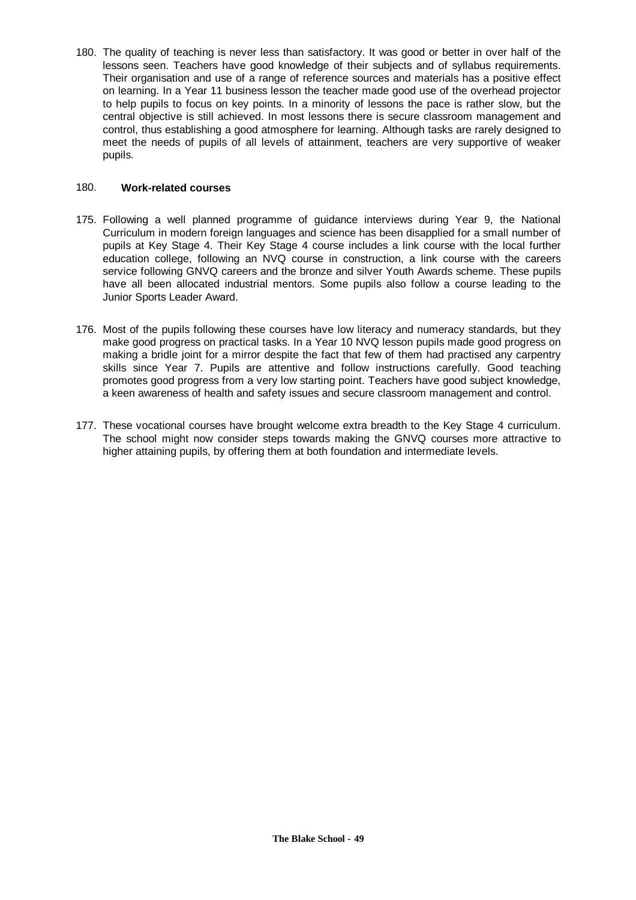180. The quality of teaching is never less than satisfactory. It was good or better in over half of the lessons seen. Teachers have good knowledge of their subjects and of syllabus requirements. Their organisation and use of a range of reference sources and materials has a positive effect on learning. In a Year 11 business lesson the teacher made good use of the overhead projector to help pupils to focus on key points. In a minority of lessons the pace is rather slow, but the central objective is still achieved. In most lessons there is secure classroom management and control, thus establishing a good atmosphere for learning. Although tasks are rarely designed to meet the needs of pupils of all levels of attainment, teachers are very supportive of weaker pupils.

180. **Work-related courses**

175. Following a well planned programme of guidance interviews during Year 9, the National Curriculum in modern foreign languages and science has been disapplied for a small number of pupils at Key Stage 4. Their Key Stage 4 course includes a link course with the local further education college, following an NVQ course in construction, a link course with the careers service following GNVQ careers and the bronze and silver Youth Awards scheme. These pupils have all been allocated industrial mentors. Some pupils also follow a course leading to the Junior Sports Leader Award.

176. Most of the pupils following these courses have low literacy and numeracy standards, but they make good progress on practical tasks. In a Year 10 NVQ lesson pupils made good progress on making a bridle joint for a mirror despite the fact that few of them had practised any carpentry skills since Year 7. Pupils are attentive and follow instructions carefully. Good teaching promotes good progress from a very low starting point. Teachers have good subject knowledge, a keen awareness of health and safety issues and secure classroom management and control.

177. These vocational courses have brought welcome extra breadth to the Key Stage 4 curriculum. The school might now consider steps towards making the GNVQ courses more attractive to higher attaining pupils, by offering them at both foundation and intermediate levels.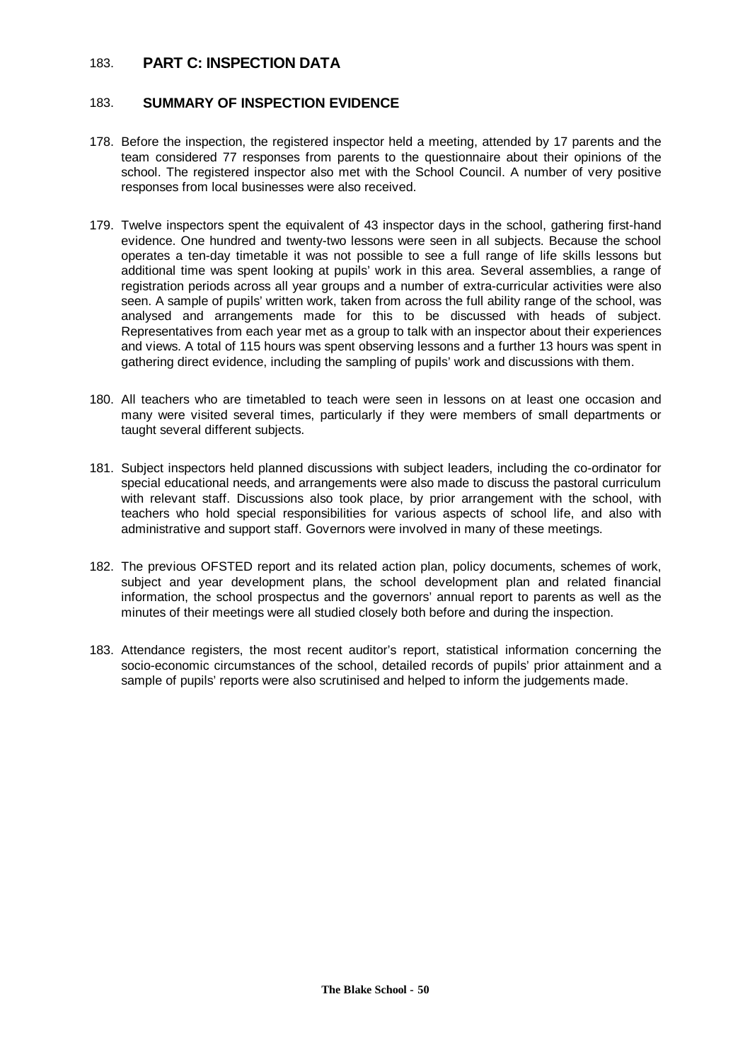183. **PART C: INSPECTION DATA**

183. **SUMMARY OF INSPECTION EVIDENCE**

178. Before the inspection, the registered inspector held a meeting, attended by 17 parents and the team considered 77 responses from parents to the questionnaire about their opinions of the school. The registered inspector also met with the School Council. A number of very positive responses from local businesses were also received.

179. Twelve inspectors spent the equivalent of 43 inspector days in the school, gathering first-hand evidence. One hundred and twenty-two lessons were seen in all subjects. Because the school operates a ten-day timetable it was not possible to see a full range of life skills lessons but additional time was spent looking at pupils' work in this area. Several assemblies, a range of registration periods across all year groups and a number of extra-curricular activities were also seen. A sample of pupils' written work, taken from across the full ability range of the school, was analysed and arrangements made for this to be discussed with heads of subject. Representatives from each year met as a group to talk with an inspector about their experiences and views. A total of 115 hours was spent observing lessons and a further 13 hours was spent in gathering direct evidence, including the sampling of pupils' work and discussions with them.

180. All teachers who are timetabled to teach were seen in lessons on at least one occasion and many were visited several times, particularly if they were members of small departments or taught several different subjects.

181. Subject inspectors held planned discussions with subject leaders, including the co-ordinator for special educational needs, and arrangements were also made to discuss the pastoral curriculum with relevant staff. Discussions also took place, by prior arrangement with the school, with teachers who hold special responsibilities for various aspects of school life, and also with administrative and support staff. Governors were involved in many of these meetings.

182. The previous OFSTED report and its related action plan, policy documents, schemes of work, subject and year development plans, the school development plan and related financial information, the school prospectus and the governors' annual report to parents as well as the minutes of their meetings were all studied closely both before and during the inspection.

183. Attendance registers, the most recent auditor's report, statistical information concerning the socio-economic circumstances of the school, detailed records of pupils' prior attainment and a sample of pupils' reports were also scrutinised and helped to inform the judgements made.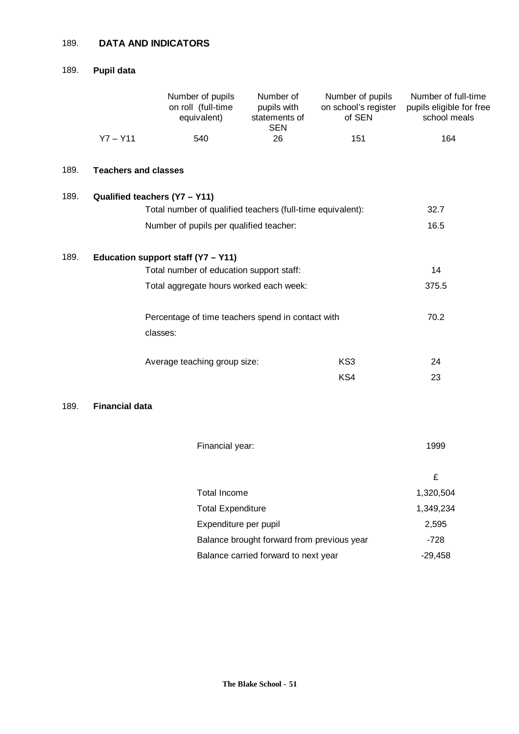189. **DATA AND INDICATORS**

189. **Pupil data**

| | Number of pupils on roll (full-time equivalent) | Number of pupils with statements of SEN | Number of pupils on school's register of SEN | Number of full-time pupils eligible for free school meals |
|---|---|---|---|---|
| Y7 – Y11 | 540 | 26 | 151 | 164 |

189. **Teachers and classes**

189. **Qualified teachers (Y7 – Y11)**

| | |
|---|---|
| Total number of qualified teachers (full-time equivalent): | 32.7 |
| Number of pupils per qualified teacher: | 16.5 |

189. **Education support staff (Y7 – Y11)**

| | | |
|---|---|---|
| Total number of education support staff: | | 14 |
| Total aggregate hours worked each week: | | 375.5 |
| Percentage of time teachers spend in contact with classes: | | 70.2 |
| Average teaching group size: | KS3 | 24 |
| | KS4 | 23 |

189. **Financial data**

| Financial year: | 1999 |
|---|---|
| | £ |
| Total Income | 1,320,504 |
| Total Expenditure | 1,349,234 |
| Expenditure per pupil | 2,595 |
| Balance brought forward from previous year | -728 |
| Balance carried forward to next year | -29,458 |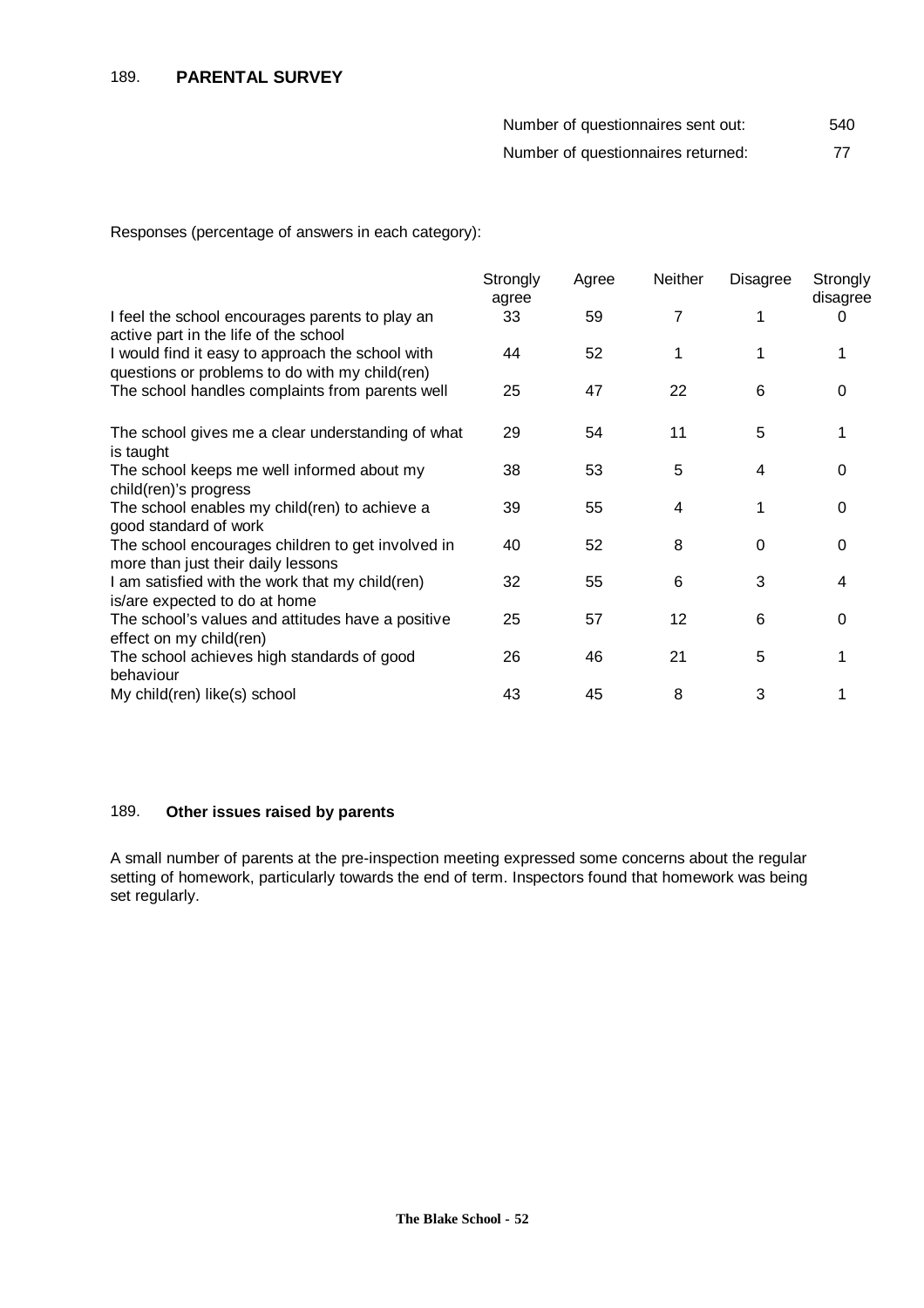## 189. **PARENTAL SURVEY**

| | |
|---|---|
| Number of questionnaires sent out: | 540 |
| Number of questionnaires returned: | 77 |

Responses (percentage of answers in each category):

| | Strongly agree | Agree | Neither | Disagree | Strongly disagree |
|---|---|---|---|---|---|
| I feel the school encourages parents to play an active part in the life of the school | 33 | 59 | 7 | 1 | 0 |
| I would find it easy to approach the school with questions or problems to do with my child(ren) | 44 | 52 | 1 | 1 | 1 |
| The school handles complaints from parents well | 25 | 47 | 22 | 6 | 0 |
| The school gives me a clear understanding of what is taught | 29 | 54 | 11 | 5 | 1 |
| The school keeps me well informed about my child(ren)'s progress | 38 | 53 | 5 | 4 | 0 |
| The school enables my child(ren) to achieve a good standard of work | 39 | 55 | 4 | 1 | 0 |
| The school encourages children to get involved in more than just their daily lessons | 40 | 52 | 8 | 0 | 0 |
| I am satisfied with the work that my child(ren) is/are expected to do at home | 32 | 55 | 6 | 3 | 4 |
| The school's values and attitudes have a positive effect on my child(ren) | 25 | 57 | 12 | 6 | 0 |
| The school achieves high standards of good behaviour | 26 | 46 | 21 | 5 | 1 |
| My child(ren) like(s) school | 43 | 45 | 8 | 3 | 1 |

### 189. **Other issues raised by parents**

A small number of parents at the pre-inspection meeting expressed some concerns about the regular setting of homework, particularly towards the end of term. Inspectors found that homework was being set regularly.